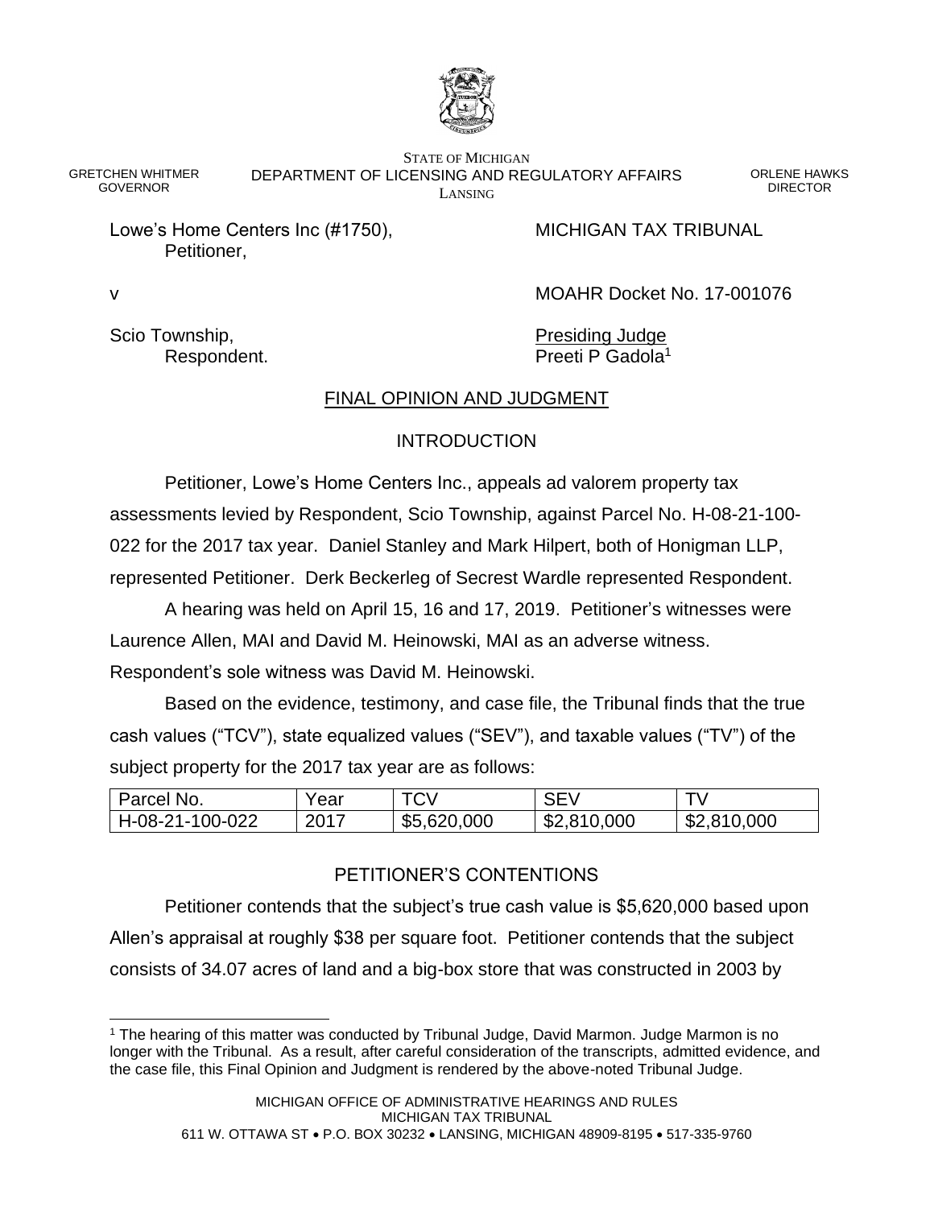STATE OF MICHIGAN
DEPARTMENT OF LICENSING AND REGULATORY AFFAIRS
LANSING

GRETCHEN WHITMER
GOVERNOR

ORLENE HAWKS
DIRECTOR

Lowe's Home Centers Inc (#1750),
Petitioner,

MICHIGAN TAX TRIBUNAL

v

MOAHR Docket No. 17-001076

Scio Township,
Respondent.

Presiding Judge
Preeti P Gadola[1]

## FINAL OPINION AND JUDGMENT

### INTRODUCTION

Petitioner, Lowe's Home Centers Inc., appeals ad valorem property tax assessments levied by Respondent, Scio Township, against Parcel No. H-08-21-100-022 for the 2017 tax year. Daniel Stanley and Mark Hilpert, both of Honigman LLP, represented Petitioner. Derk Beckerleg of Secrest Wardle represented Respondent.

A hearing was held on April 15, 16 and 17, 2019. Petitioner's witnesses were Laurence Allen, MAI and David M. Heinowski, MAI as an adverse witness. Respondent's sole witness was David M. Heinowski.

Based on the evidence, testimony, and case file, the Tribunal finds that the true cash values ("TCV"), state equalized values ("SEV"), and taxable values ("TV") of the subject property for the 2017 tax year are as follows:

| Parcel No. | Year | TCV | SEV | TV |
|---|---|---|---|---|
| H-08-21-100-022 | 2017 | $5,620,000 | $2,810,000 | $2,810,000 |

### PETITIONER'S CONTENTIONS

Petitioner contends that the subject's true cash value is $5,620,000 based upon Allen's appraisal at roughly $38 per square foot. Petitioner contends that the subject consists of 34.07 acres of land and a big-box store that was constructed in 2003 by

[1] The hearing of this matter was conducted by Tribunal Judge, David Marmon. Judge Marmon is no longer with the Tribunal. As a result, after careful consideration of the transcripts, admitted evidence, and the case file, this Final Opinion and Judgment is rendered by the above-noted Tribunal Judge.

MICHIGAN OFFICE OF ADMINISTRATIVE HEARINGS AND RULES
MICHIGAN TAX TRIBUNAL
611 W. OTTAWA ST • P.O. BOX 30232 • LANSING, MICHIGAN 48909-8195 • 517-335-9760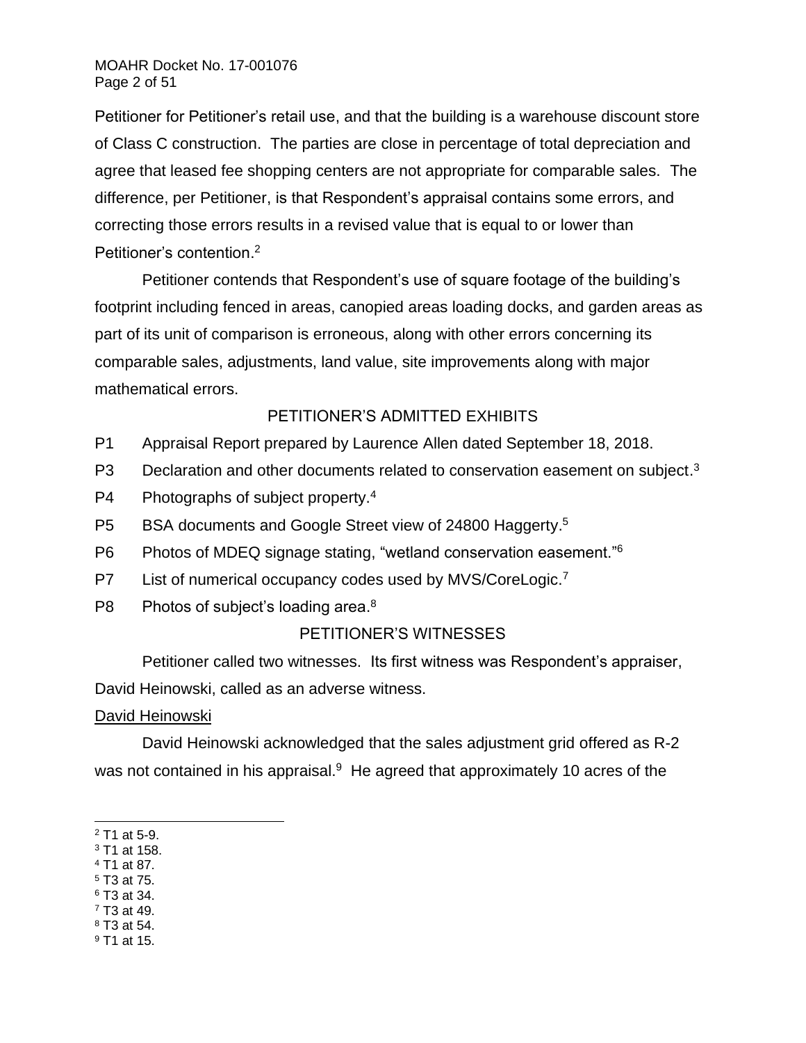Petitioner for Petitioner's retail use, and that the building is a warehouse discount store of Class C construction. The parties are close in percentage of total depreciation and agree that leased fee shopping centers are not appropriate for comparable sales. The difference, per Petitioner, is that Respondent's appraisal contains some errors, and correcting those errors results in a revised value that is equal to or lower than Petitioner's contention.[2]

Petitioner contends that Respondent's use of square footage of the building's footprint including fenced in areas, canopied areas loading docks, and garden areas as part of its unit of comparison is erroneous, along with other errors concerning its comparable sales, adjustments, land value, site improvements along with major mathematical errors.

## PETITIONER'S ADMITTED EXHIBITS

P1 Appraisal Report prepared by Laurence Allen dated September 18, 2018.

P3 Declaration and other documents related to conservation easement on subject.[3]

P4 Photographs of subject property.[4]

P5 BSA documents and Google Street view of 24800 Haggerty.[5]

P6 Photos of MDEQ signage stating, "wetland conservation easement."[6]

P7 List of numerical occupancy codes used by MVS/CoreLogic.[7]

P8 Photos of subject's loading area.[8]

## PETITIONER'S WITNESSES

Petitioner called two witnesses. Its first witness was Respondent's appraiser, David Heinowski, called as an adverse witness.

### David Heinowski

David Heinowski acknowledged that the sales adjustment grid offered as R-2 was not contained in his appraisal.[9] He agreed that approximately 10 acres of the

---

[2] T1 at 5-9.
[3] T1 at 158.
[4] T1 at 87.
[5] T3 at 75.
[6] T3 at 34.
[7] T3 at 49.
[8] T3 at 54.
[9] T1 at 15.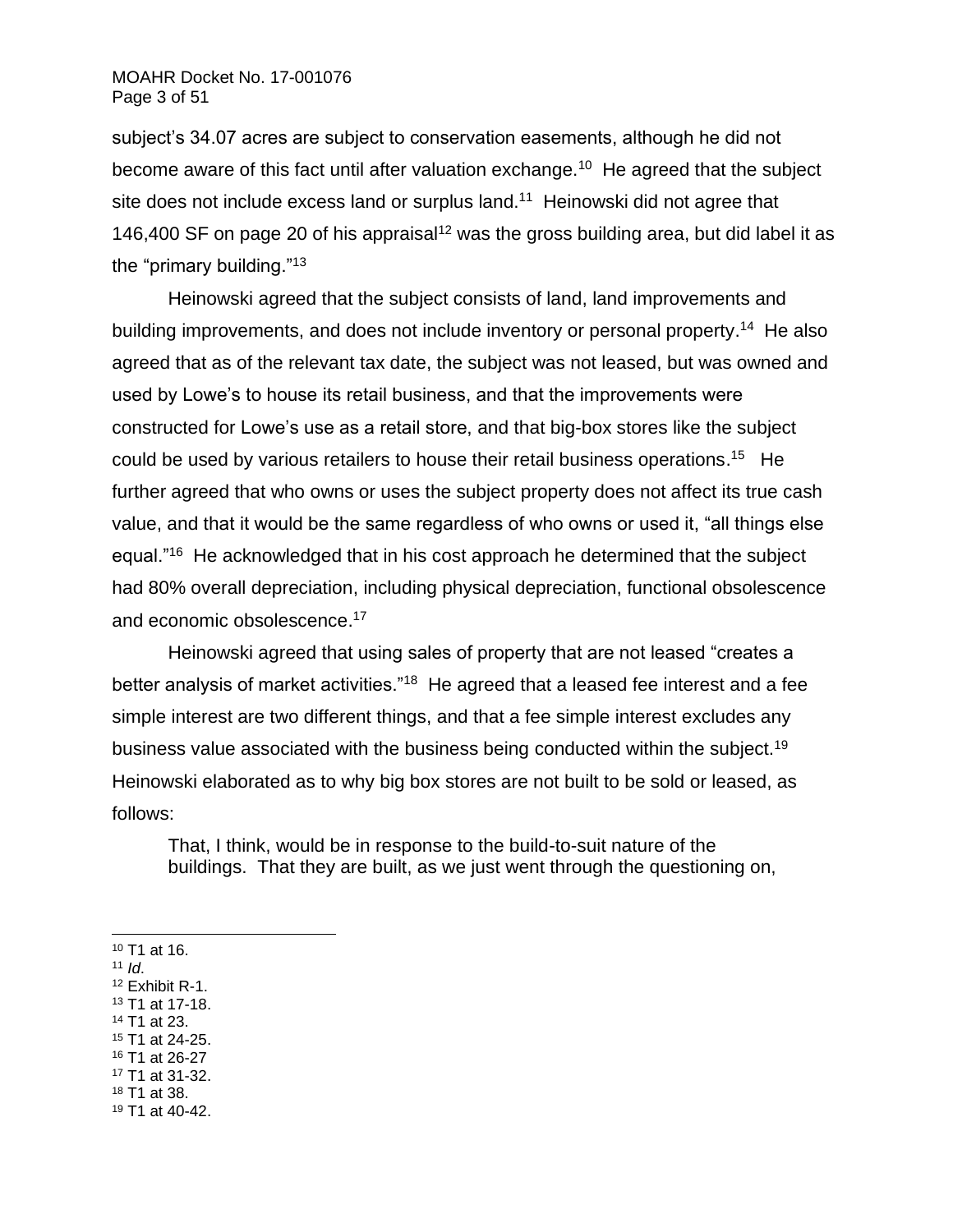subject's 34.07 acres are subject to conservation easements, although he did not become aware of this fact until after valuation exchange.[10] He agreed that the subject site does not include excess land or surplus land.[11] Heinowski did not agree that 146,400 SF on page 20 of his appraisal[12] was the gross building area, but did label it as the "primary building."[13]

Heinowski agreed that the subject consists of land, land improvements and building improvements, and does not include inventory or personal property.[14] He also agreed that as of the relevant tax date, the subject was not leased, but was owned and used by Lowe's to house its retail business, and that the improvements were constructed for Lowe's use as a retail store, and that big-box stores like the subject could be used by various retailers to house their retail business operations.[15] He further agreed that who owns or uses the subject property does not affect its true cash value, and that it would be the same regardless of who owns or used it, "all things else equal."[16] He acknowledged that in his cost approach he determined that the subject had 80% overall depreciation, including physical depreciation, functional obsolescence and economic obsolescence.[17]

Heinowski agreed that using sales of property that are not leased "creates a better analysis of market activities."[18] He agreed that a leased fee interest and a fee simple interest are two different things, and that a fee simple interest excludes any business value associated with the business being conducted within the subject.[19] Heinowski elaborated as to why big box stores are not built to be sold or leased, as follows:

> That, I think, would be in response to the build-to-suit nature of the buildings. That they are built, as we just went through the questioning on,

---

[10] T1 at 16.
[11] *Id*.
[12] Exhibit R-1.
[13] T1 at 17-18.
[14] T1 at 23.
[15] T1 at 24-25.
[16] T1 at 26-27
[17] T1 at 31-32.
[18] T1 at 38.
[19] T1 at 40-42.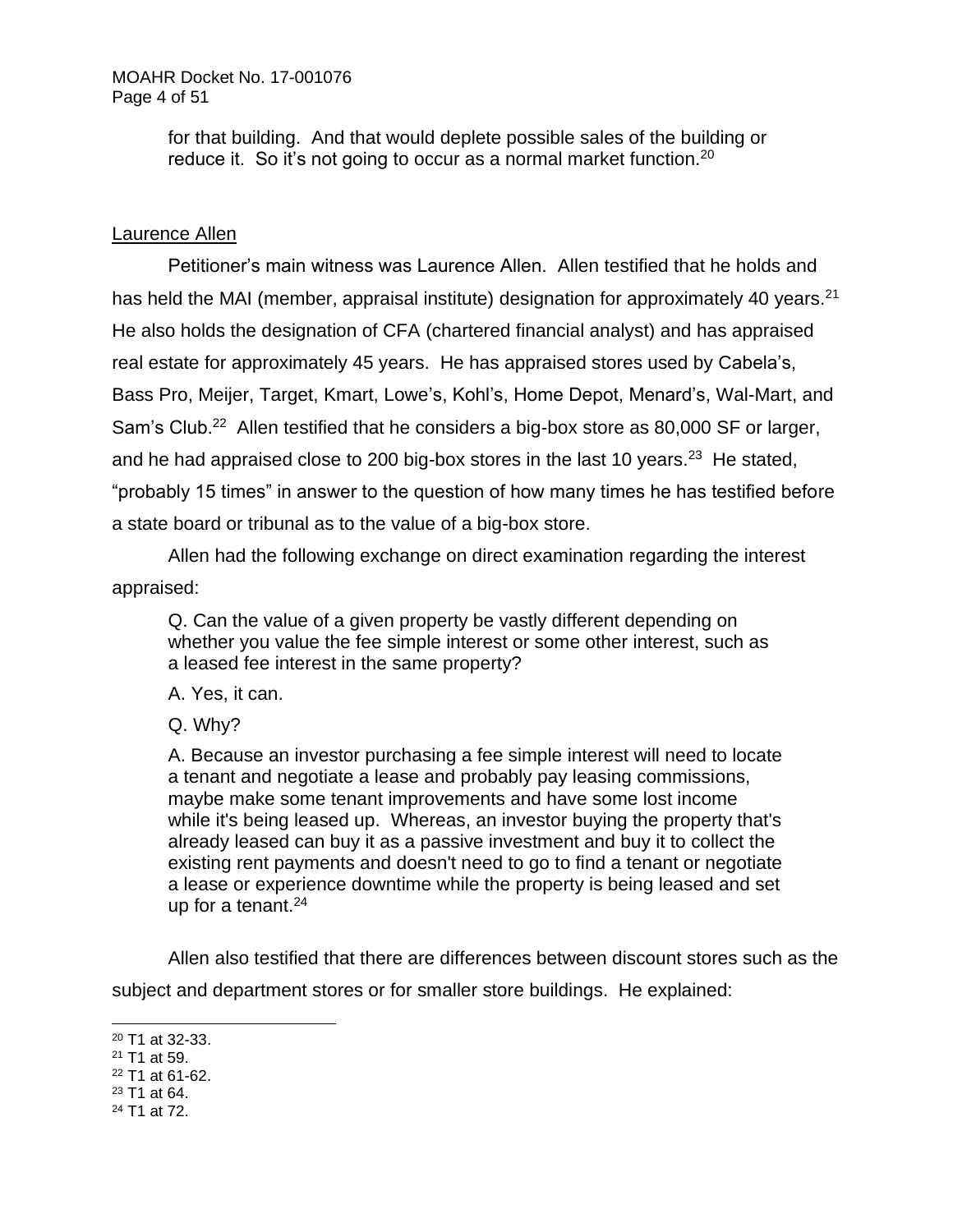> for that building. And that would deplete possible sales of the building or reduce it. So it's not going to occur as a normal market function.[20]

Laurence Allen

Petitioner's main witness was Laurence Allen. Allen testified that he holds and has held the MAI (member, appraisal institute) designation for approximately 40 years.[21] He also holds the designation of CFA (chartered financial analyst) and has appraised real estate for approximately 45 years. He has appraised stores used by Cabela's, Bass Pro, Meijer, Target, Kmart, Lowe's, Kohl's, Home Depot, Menard's, Wal-Mart, and Sam's Club.[22] Allen testified that he considers a big-box store as 80,000 SF or larger, and he had appraised close to 200 big-box stores in the last 10 years.[23] He stated, "probably 15 times" in answer to the question of how many times he has testified before a state board or tribunal as to the value of a big-box store.

Allen had the following exchange on direct examination regarding the interest appraised:

> Q. Can the value of a given property be vastly different depending on whether you value the fee simple interest or some other interest, such as a leased fee interest in the same property?
>
> A. Yes, it can.
>
> Q. Why?
>
> A. Because an investor purchasing a fee simple interest will need to locate a tenant and negotiate a lease and probably pay leasing commissions, maybe make some tenant improvements and have some lost income while it's being leased up. Whereas, an investor buying the property that's already leased can buy it as a passive investment and buy it to collect the existing rent payments and doesn't need to go to find a tenant or negotiate a lease or experience downtime while the property is being leased and set up for a tenant.[24]

Allen also testified that there are differences between discount stores such as the subject and department stores or for smaller store buildings. He explained:

[20] T1 at 32-33.
[21] T1 at 59.
[22] T1 at 61-62.
[23] T1 at 64.
[24] T1 at 72.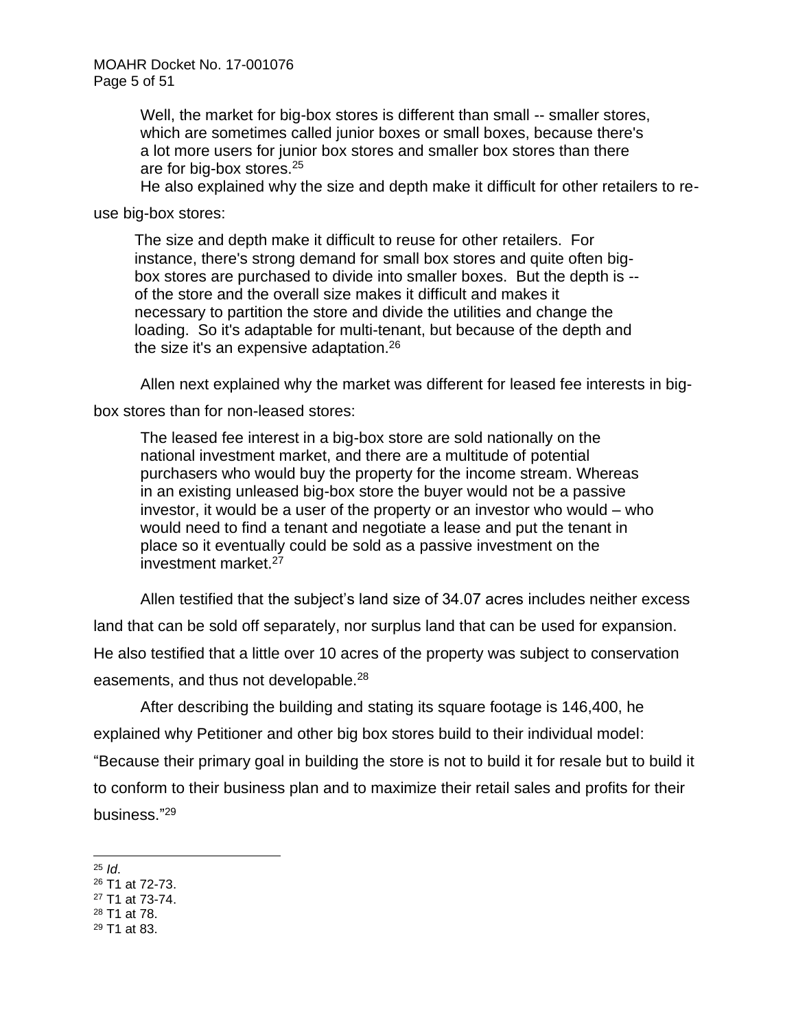> Well, the market for big-box stores is different than small -- smaller stores, which are sometimes called junior boxes or small boxes, because there's a lot more users for junior box stores and smaller box stores than there are for big-box stores.[25]

He also explained why the size and depth make it difficult for other retailers to re-use big-box stores:

> The size and depth make it difficult to reuse for other retailers. For instance, there's strong demand for small box stores and quite often big-box stores are purchased to divide into smaller boxes. But the depth is -- of the store and the overall size makes it difficult and makes it necessary to partition the store and divide the utilities and change the loading. So it's adaptable for multi-tenant, but because of the depth and the size it's an expensive adaptation.[26]

Allen next explained why the market was different for leased fee interests in big-box stores than for non-leased stores:

> The leased fee interest in a big-box store are sold nationally on the national investment market, and there are a multitude of potential purchasers who would buy the property for the income stream. Whereas in an existing unleased big-box store the buyer would not be a passive investor, it would be a user of the property or an investor who would – who would need to find a tenant and negotiate a lease and put the tenant in place so it eventually could be sold as a passive investment on the investment market.[27]

Allen testified that the subject's land size of 34.07 acres includes neither excess land that can be sold off separately, nor surplus land that can be used for expansion. He also testified that a little over 10 acres of the property was subject to conservation easements, and thus not developable.[28]

After describing the building and stating its square footage is 146,400, he explained why Petitioner and other big box stores build to their individual model: "Because their primary goal in building the store is not to build it for resale but to build it to conform to their business plan and to maximize their retail sales and profits for their business."[29]

---

[25] *Id*.
[26] T1 at 72-73.
[27] T1 at 73-74.
[28] T1 at 78.
[29] T1 at 83.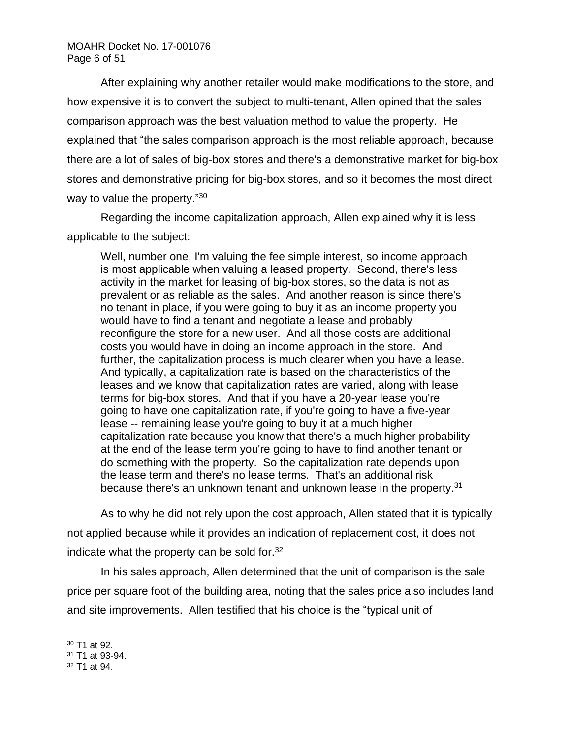After explaining why another retailer would make modifications to the store, and how expensive it is to convert the subject to multi-tenant, Allen opined that the sales comparison approach was the best valuation method to value the property. He explained that "the sales comparison approach is the most reliable approach, because there are a lot of sales of big-box stores and there's a demonstrative market for big-box stores and demonstrative pricing for big-box stores, and so it becomes the most direct way to value the property."[30]

Regarding the income capitalization approach, Allen explained why it is less applicable to the subject:

> Well, number one, I'm valuing the fee simple interest, so income approach is most applicable when valuing a leased property. Second, there's less activity in the market for leasing of big-box stores, so the data is not as prevalent or as reliable as the sales. And another reason is since there's no tenant in place, if you were going to buy it as an income property you would have to find a tenant and negotiate a lease and probably reconfigure the store for a new user. And all those costs are additional costs you would have in doing an income approach in the store. And further, the capitalization process is much clearer when you have a lease. And typically, a capitalization rate is based on the characteristics of the leases and we know that capitalization rates are varied, along with lease terms for big-box stores. And that if you have a 20-year lease you're going to have one capitalization rate, if you're going to have a five-year lease -- remaining lease you're going to buy it at a much higher capitalization rate because you know that there's a much higher probability at the end of the lease term you're going to have to find another tenant or do something with the property. So the capitalization rate depends upon the lease term and there's no lease terms. That's an additional risk because there's an unknown tenant and unknown lease in the property.[31]

As to why he did not rely upon the cost approach, Allen stated that it is typically not applied because while it provides an indication of replacement cost, it does not indicate what the property can be sold for.[32]

In his sales approach, Allen determined that the unit of comparison is the sale price per square foot of the building area, noting that the sales price also includes land and site improvements. Allen testified that his choice is the "typical unit of

---

[30] T1 at 92.
[31] T1 at 93-94.
[32] T1 at 94.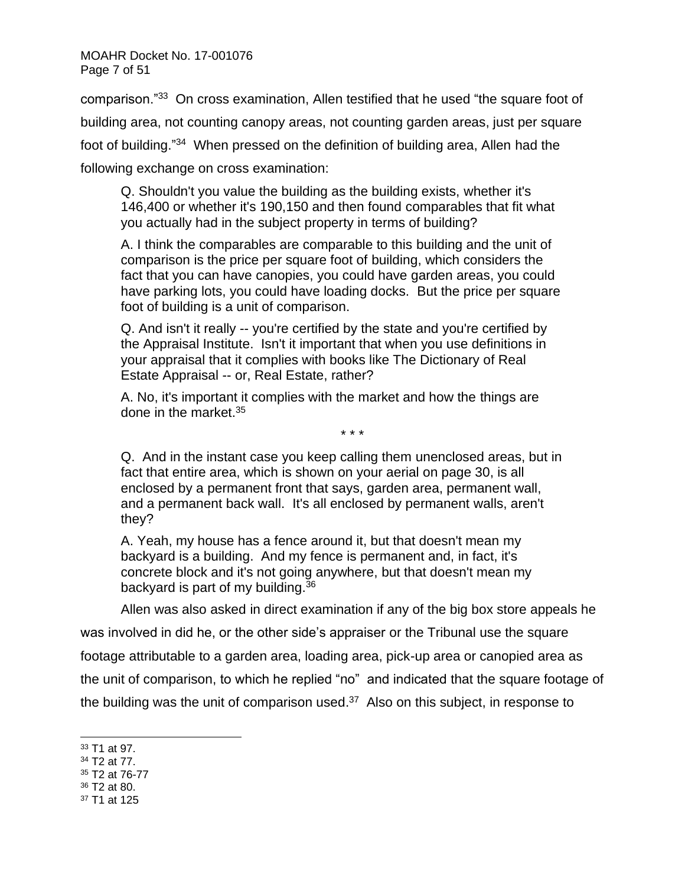comparison."[33] On cross examination, Allen testified that he used "the square foot of building area, not counting canopy areas, not counting garden areas, just per square foot of building."[34] When pressed on the definition of building area, Allen had the following exchange on cross examination:

> Q. Shouldn't you value the building as the building exists, whether it's 146,400 or whether it's 190,150 and then found comparables that fit what you actually had in the subject property in terms of building?
>
> A. I think the comparables are comparable to this building and the unit of comparison is the price per square foot of building, which considers the fact that you can have canopies, you could have garden areas, you could have parking lots, you could have loading docks. But the price per square foot of building is a unit of comparison.
>
> Q. And isn't it really -- you're certified by the state and you're certified by the Appraisal Institute. Isn't it important that when you use definitions in your appraisal that it complies with books like The Dictionary of Real Estate Appraisal -- or, Real Estate, rather?
>
> A. No, it's important it complies with the market and how the things are done in the market.[35]
>
> \* \* \*
>
> Q. And in the instant case you keep calling them unenclosed areas, but in fact that entire area, which is shown on your aerial on page 30, is all enclosed by a permanent front that says, garden area, permanent wall, and a permanent back wall. It's all enclosed by permanent walls, aren't they?
>
> A. Yeah, my house has a fence around it, but that doesn't mean my backyard is a building. And my fence is permanent and, in fact, it's concrete block and it's not going anywhere, but that doesn't mean my backyard is part of my building.[36]

Allen was also asked in direct examination if any of the big box store appeals he was involved in did he, or the other side's appraiser or the Tribunal use the square footage attributable to a garden area, loading area, pick-up area or canopied area as the unit of comparison, to which he replied "no" and indicated that the square footage of the building was the unit of comparison used.[37] Also on this subject, in response to

---

[33] T1 at 97.

[34] T2 at 77.

[35] T2 at 76-77

[36] T2 at 80.

[37] T1 at 125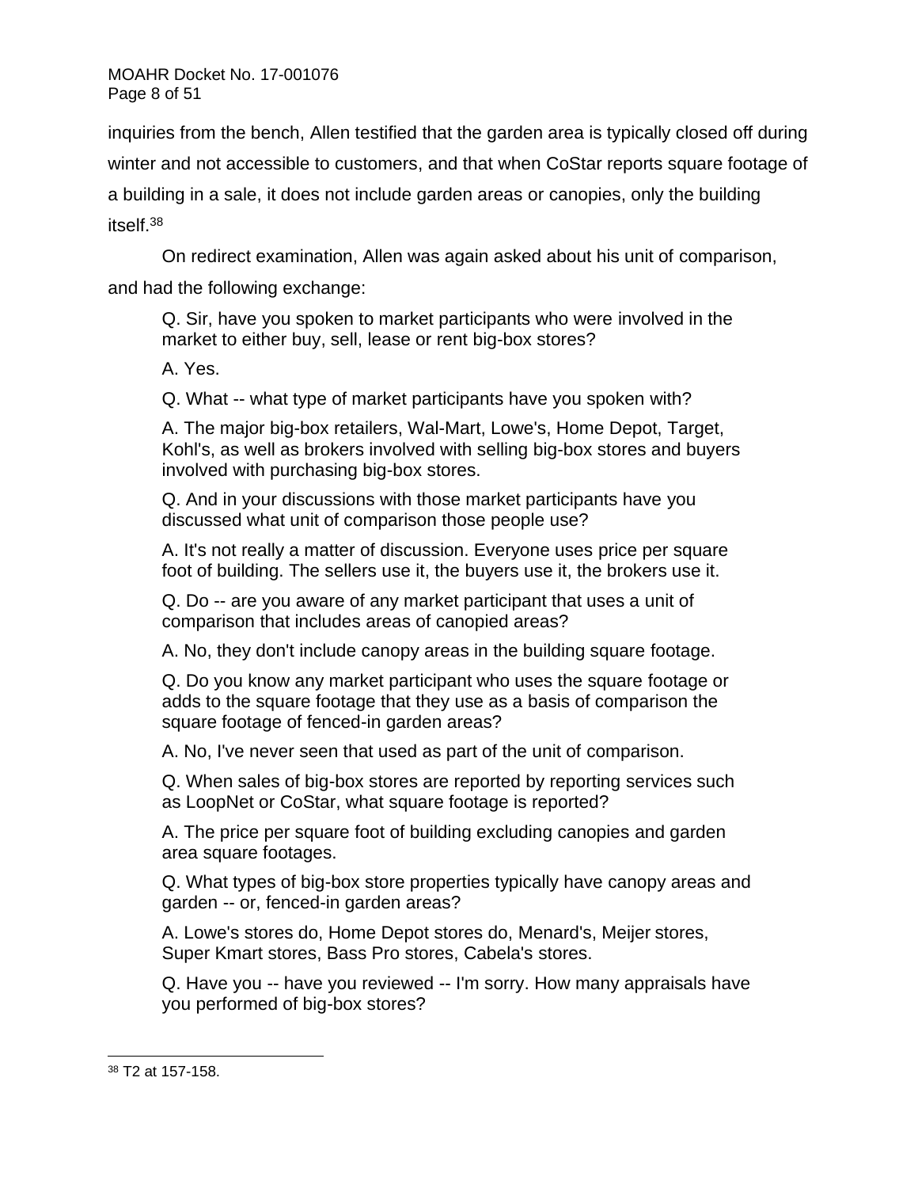inquiries from the bench, Allen testified that the garden area is typically closed off during winter and not accessible to customers, and that when CoStar reports square footage of a building in a sale, it does not include garden areas or canopies, only the building itself.[38]

On redirect examination, Allen was again asked about his unit of comparison, and had the following exchange:

> Q. Sir, have you spoken to market participants who were involved in the market to either buy, sell, lease or rent big-box stores?
>
> A. Yes.
>
> Q. What -- what type of market participants have you spoken with?
>
> A. The major big-box retailers, Wal-Mart, Lowe's, Home Depot, Target, Kohl's, as well as brokers involved with selling big-box stores and buyers involved with purchasing big-box stores.
>
> Q. And in your discussions with those market participants have you discussed what unit of comparison those people use?
>
> A. It's not really a matter of discussion. Everyone uses price per square foot of building. The sellers use it, the buyers use it, the brokers use it.
>
> Q. Do -- are you aware of any market participant that uses a unit of comparison that includes areas of canopied areas?
>
> A. No, they don't include canopy areas in the building square footage.
>
> Q. Do you know any market participant who uses the square footage or adds to the square footage that they use as a basis of comparison the square footage of fenced-in garden areas?
>
> A. No, I've never seen that used as part of the unit of comparison.
>
> Q. When sales of big-box stores are reported by reporting services such as LoopNet or CoStar, what square footage is reported?
>
> A. The price per square foot of building excluding canopies and garden area square footages.
>
> Q. What types of big-box store properties typically have canopy areas and garden -- or, fenced-in garden areas?
>
> A. Lowe's stores do, Home Depot stores do, Menard's, Meijer stores, Super Kmart stores, Bass Pro stores, Cabela's stores.
>
> Q. Have you -- have you reviewed -- I'm sorry. How many appraisals have you performed of big-box stores?

---

[38] T2 at 157-158.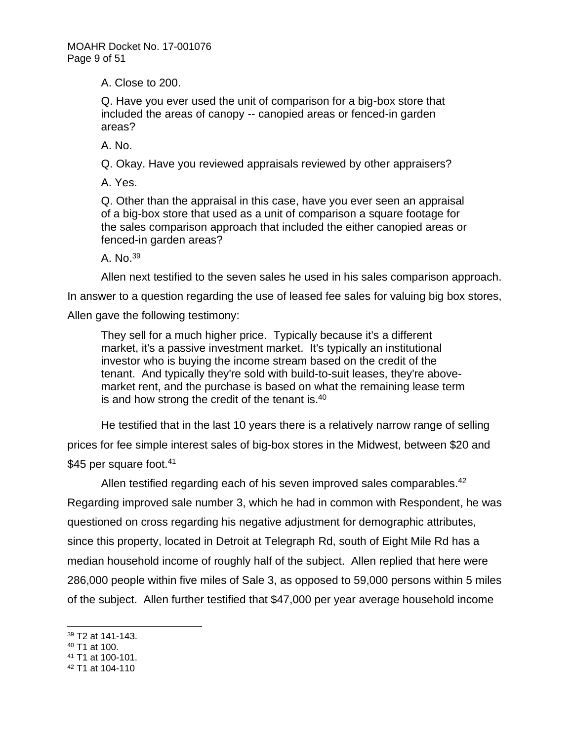> A. Close to 200.
>
> Q. Have you ever used the unit of comparison for a big-box store that included the areas of canopy -- canopied areas or fenced-in garden areas?
>
> A. No.
>
> Q. Okay. Have you reviewed appraisals reviewed by other appraisers?
>
> A. Yes.
>
> Q. Other than the appraisal in this case, have you ever seen an appraisal of a big-box store that used as a unit of comparison a square footage for the sales comparison approach that included the either canopied areas or fenced-in garden areas?
>
> A. No.[39]

Allen next testified to the seven sales he used in his sales comparison approach. In answer to a question regarding the use of leased fee sales for valuing big box stores, Allen gave the following testimony:

> They sell for a much higher price. Typically because it's a different market, it's a passive investment market. It's typically an institutional investor who is buying the income stream based on the credit of the tenant. And typically they're sold with build-to-suit leases, they're above-market rent, and the purchase is based on what the remaining lease term is and how strong the credit of the tenant is.[40]

He testified that in the last 10 years there is a relatively narrow range of selling prices for fee simple interest sales of big-box stores in the Midwest, between $20 and $45 per square foot.[41]

Allen testified regarding each of his seven improved sales comparables.[42] Regarding improved sale number 3, which he had in common with Respondent, he was questioned on cross regarding his negative adjustment for demographic attributes, since this property, located in Detroit at Telegraph Rd, south of Eight Mile Rd has a median household income of roughly half of the subject. Allen replied that here were 286,000 people within five miles of Sale 3, as opposed to 59,000 persons within 5 miles of the subject. Allen further testified that $47,000 per year average household income

---

[39] T2 at 141-143.

[40] T1 at 100.

[41] T1 at 100-101.

[42] T1 at 104-110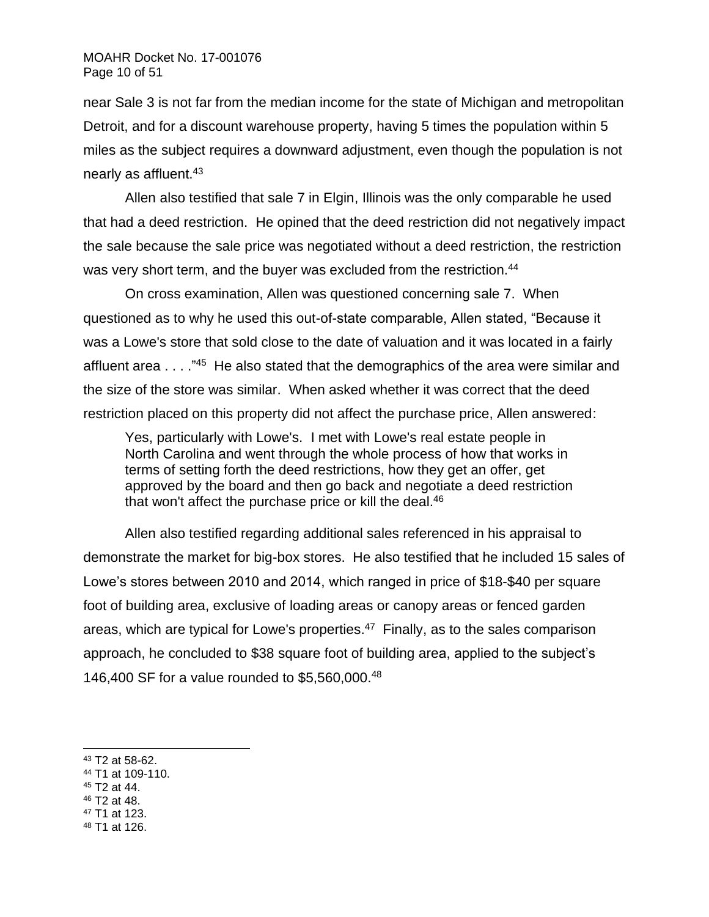near Sale 3 is not far from the median income for the state of Michigan and metropolitan Detroit, and for a discount warehouse property, having 5 times the population within 5 miles as the subject requires a downward adjustment, even though the population is not nearly as affluent.[43]

Allen also testified that sale 7 in Elgin, Illinois was the only comparable he used that had a deed restriction. He opined that the deed restriction did not negatively impact the sale because the sale price was negotiated without a deed restriction, the restriction was very short term, and the buyer was excluded from the restriction.[44]

On cross examination, Allen was questioned concerning sale 7. When questioned as to why he used this out-of-state comparable, Allen stated, "Because it was a Lowe's store that sold close to the date of valuation and it was located in a fairly affluent area . . . ."[45] He also stated that the demographics of the area were similar and the size of the store was similar. When asked whether it was correct that the deed restriction placed on this property did not affect the purchase price, Allen answered:

> Yes, particularly with Lowe's. I met with Lowe's real estate people in North Carolina and went through the whole process of how that works in terms of setting forth the deed restrictions, how they get an offer, get approved by the board and then go back and negotiate a deed restriction that won't affect the purchase price or kill the deal.[46]

Allen also testified regarding additional sales referenced in his appraisal to demonstrate the market for big-box stores. He also testified that he included 15 sales of Lowe's stores between 2010 and 2014, which ranged in price of $18-$40 per square foot of building area, exclusive of loading areas or canopy areas or fenced garden areas, which are typical for Lowe's properties.[47] Finally, as to the sales comparison approach, he concluded to $38 square foot of building area, applied to the subject's 146,400 SF for a value rounded to $5,560,000.[48]

---

[43] T2 at 58-62.
[44] T1 at 109-110.
[45] T2 at 44.
[46] T2 at 48.
[47] T1 at 123.
[48] T1 at 126.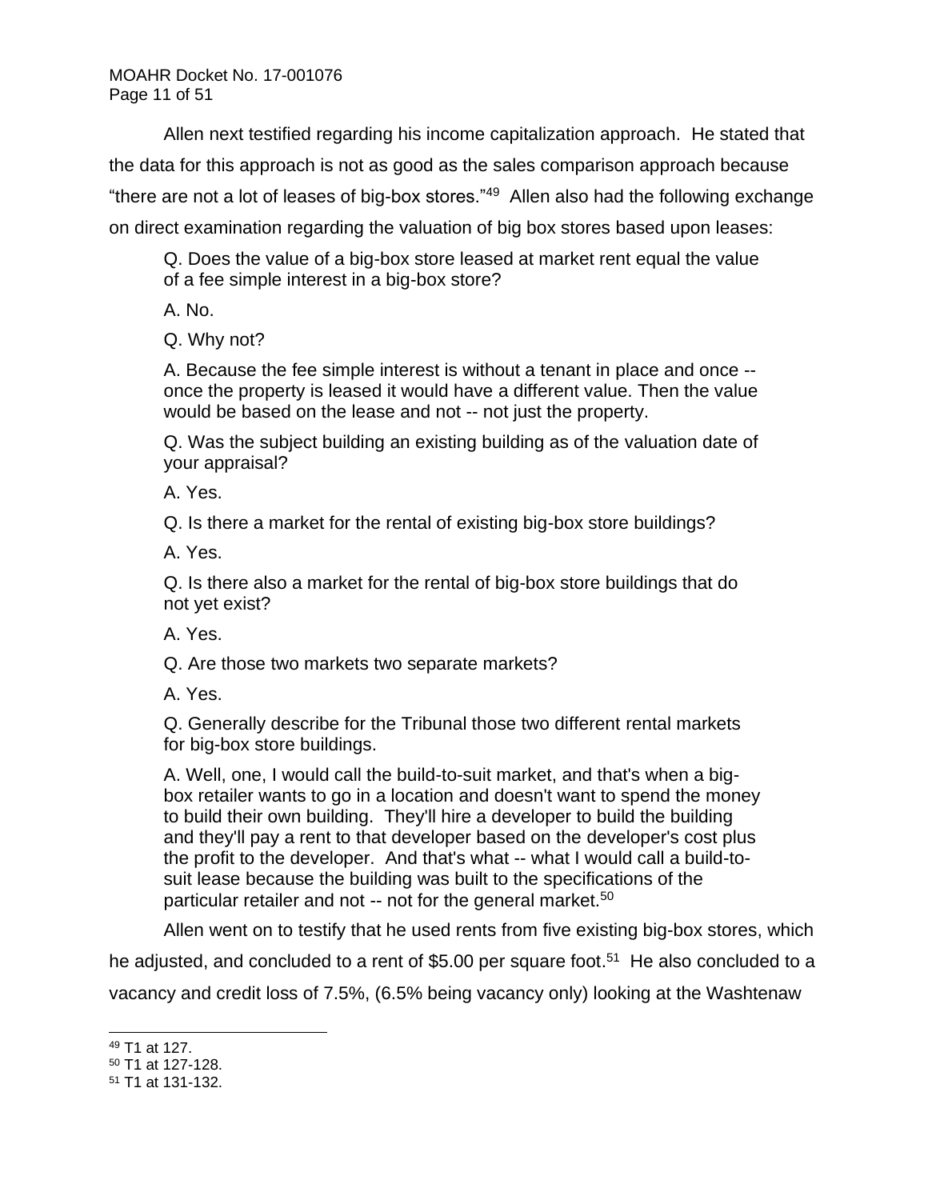Allen next testified regarding his income capitalization approach. He stated that the data for this approach is not as good as the sales comparison approach because "there are not a lot of leases of big-box stores."[49] Allen also had the following exchange on direct examination regarding the valuation of big box stores based upon leases:

> Q. Does the value of a big-box store leased at market rent equal the value of a fee simple interest in a big-box store?
>
> A. No.
>
> Q. Why not?
>
> A. Because the fee simple interest is without a tenant in place and once -- once the property is leased it would have a different value. Then the value would be based on the lease and not -- not just the property.
>
> Q. Was the subject building an existing building as of the valuation date of your appraisal?
>
> A. Yes.
>
> Q. Is there a market for the rental of existing big-box store buildings?
>
> A. Yes.
>
> Q. Is there also a market for the rental of big-box store buildings that do not yet exist?
>
> A. Yes.
>
> Q. Are those two markets two separate markets?
>
> A. Yes.
>
> Q. Generally describe for the Tribunal those two different rental markets for big-box store buildings.
>
> A. Well, one, I would call the build-to-suit market, and that's when a big-box retailer wants to go in a location and doesn't want to spend the money to build their own building. They'll hire a developer to build the building and they'll pay a rent to that developer based on the developer's cost plus the profit to the developer. And that's what -- what I would call a build-to-suit lease because the building was built to the specifications of the particular retailer and not -- not for the general market.[50]

Allen went on to testify that he used rents from five existing big-box stores, which he adjusted, and concluded to a rent of $5.00 per square foot.[51] He also concluded to a vacancy and credit loss of 7.5%, (6.5% being vacancy only) looking at the Washtenaw

---

[49] T1 at 127.

[50] T1 at 127-128.

[51] T1 at 131-132.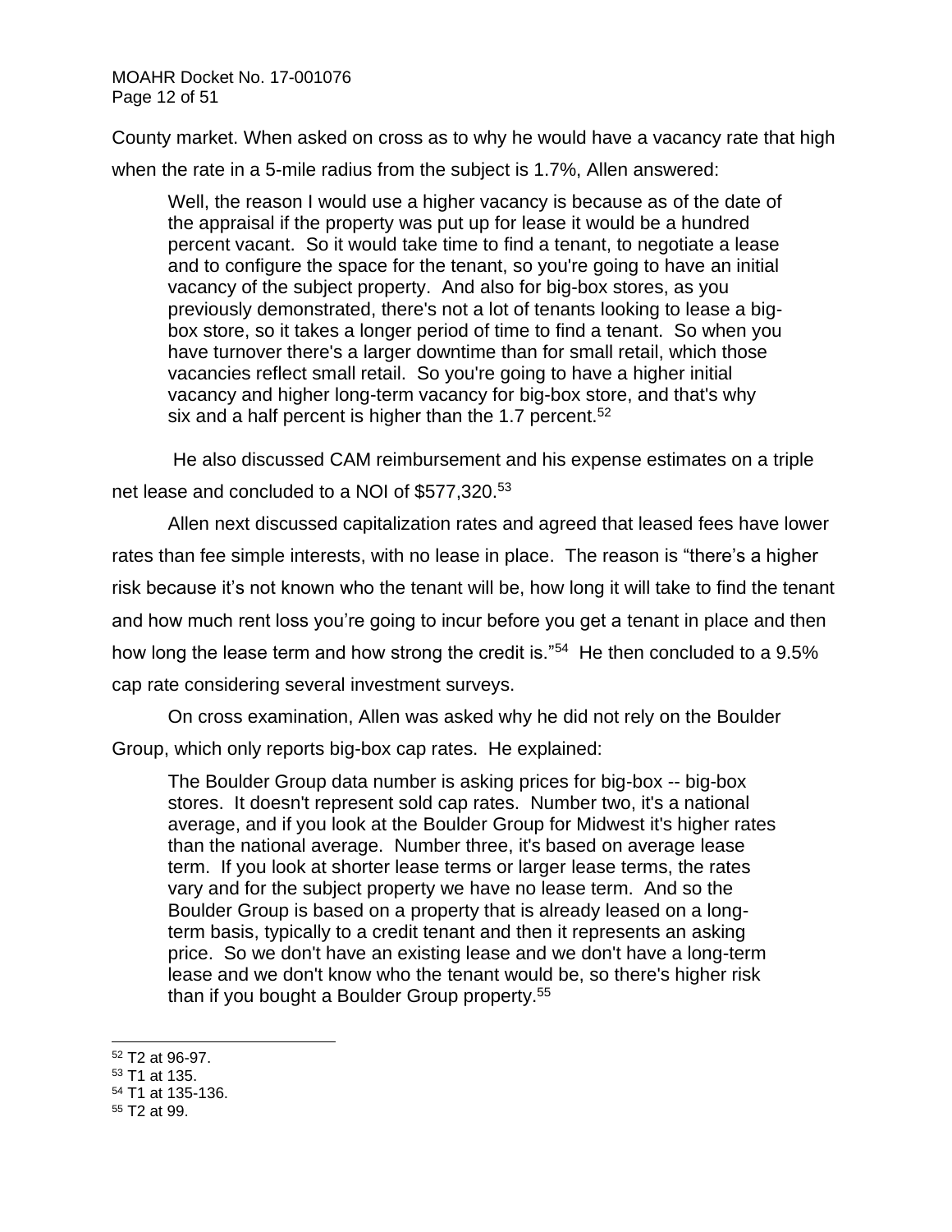County market. When asked on cross as to why he would have a vacancy rate that high when the rate in a 5-mile radius from the subject is 1.7%, Allen answered:

> Well, the reason I would use a higher vacancy is because as of the date of the appraisal if the property was put up for lease it would be a hundred percent vacant. So it would take time to find a tenant, to negotiate a lease and to configure the space for the tenant, so you're going to have an initial vacancy of the subject property. And also for big-box stores, as you previously demonstrated, there's not a lot of tenants looking to lease a big-box store, so it takes a longer period of time to find a tenant. So when you have turnover there's a larger downtime than for small retail, which those vacancies reflect small retail. So you're going to have a higher initial vacancy and higher long-term vacancy for big-box store, and that's why six and a half percent is higher than the 1.7 percent.[52]

He also discussed CAM reimbursement and his expense estimates on a triple net lease and concluded to a NOI of $577,320.[53]

Allen next discussed capitalization rates and agreed that leased fees have lower rates than fee simple interests, with no lease in place. The reason is "there's a higher risk because it's not known who the tenant will be, how long it will take to find the tenant and how much rent loss you're going to incur before you get a tenant in place and then how long the lease term and how strong the credit is."[54] He then concluded to a 9.5% cap rate considering several investment surveys.

On cross examination, Allen was asked why he did not rely on the Boulder Group, which only reports big-box cap rates. He explained:

> The Boulder Group data number is asking prices for big-box -- big-box stores. It doesn't represent sold cap rates. Number two, it's a national average, and if you look at the Boulder Group for Midwest it's higher rates than the national average. Number three, it's based on average lease term. If you look at shorter lease terms or larger lease terms, the rates vary and for the subject property we have no lease term. And so the Boulder Group is based on a property that is already leased on a long-term basis, typically to a credit tenant and then it represents an asking price. So we don't have an existing lease and we don't have a long-term lease and we don't know who the tenant would be, so there's higher risk than if you bought a Boulder Group property.[55]

---

[52] T2 at 96-97.
[53] T1 at 135.
[54] T1 at 135-136.
[55] T2 at 99.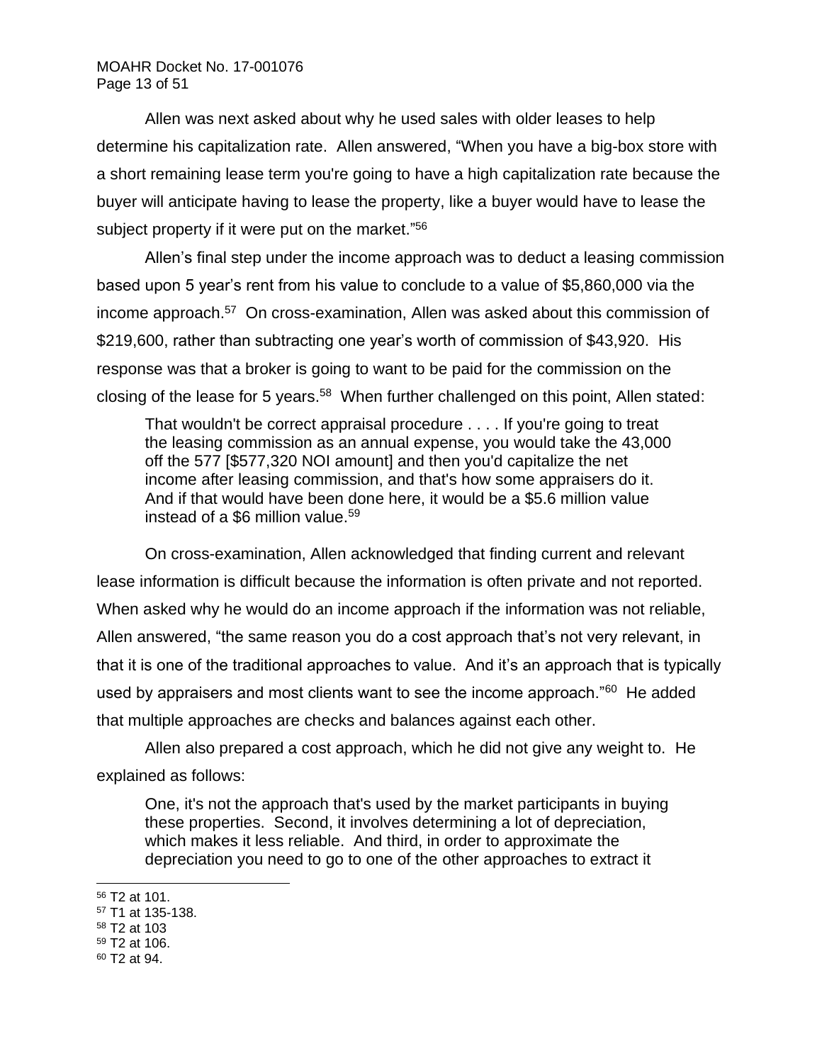Allen was next asked about why he used sales with older leases to help determine his capitalization rate. Allen answered, "When you have a big-box store with a short remaining lease term you're going to have a high capitalization rate because the buyer will anticipate having to lease the property, like a buyer would have to lease the subject property if it were put on the market."[56]

Allen's final step under the income approach was to deduct a leasing commission based upon 5 year's rent from his value to conclude to a value of $5,860,000 via the income approach.[57] On cross-examination, Allen was asked about this commission of $219,600, rather than subtracting one year's worth of commission of $43,920. His response was that a broker is going to want to be paid for the commission on the closing of the lease for 5 years.[58] When further challenged on this point, Allen stated:

> That wouldn't be correct appraisal procedure . . . . If you're going to treat the leasing commission as an annual expense, you would take the 43,000 off the 577 [$577,320 NOI amount] and then you'd capitalize the net income after leasing commission, and that's how some appraisers do it. And if that would have been done here, it would be a $5.6 million value instead of a $6 million value.[59]

On cross-examination, Allen acknowledged that finding current and relevant lease information is difficult because the information is often private and not reported. When asked why he would do an income approach if the information was not reliable, Allen answered, "the same reason you do a cost approach that's not very relevant, in that it is one of the traditional approaches to value. And it's an approach that is typically used by appraisers and most clients want to see the income approach."[60] He added that multiple approaches are checks and balances against each other.

Allen also prepared a cost approach, which he did not give any weight to. He explained as follows:

> One, it's not the approach that's used by the market participants in buying these properties. Second, it involves determining a lot of depreciation, which makes it less reliable. And third, in order to approximate the depreciation you need to go to one of the other approaches to extract it

---

[56] T2 at 101.
[57] T1 at 135-138.
[58] T2 at 103
[59] T2 at 106.
[60] T2 at 94.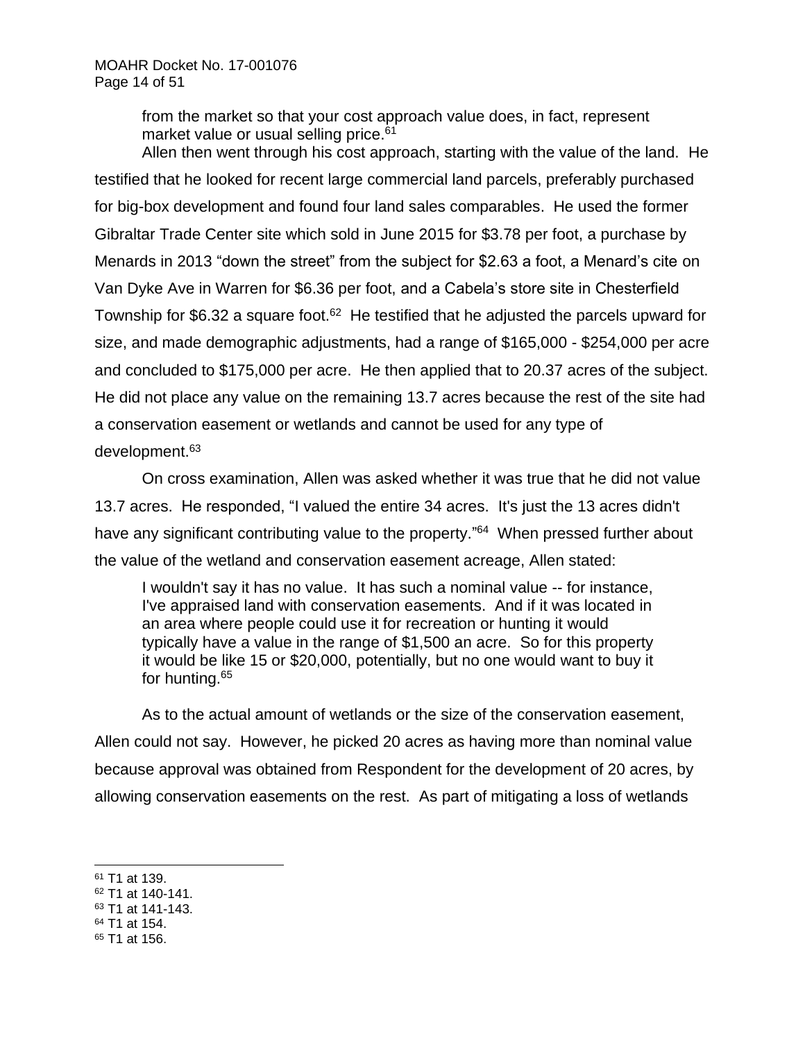from the market so that your cost approach value does, in fact, represent market value or usual selling price.[61]

Allen then went through his cost approach, starting with the value of the land. He testified that he looked for recent large commercial land parcels, preferably purchased for big-box development and found four land sales comparables. He used the former Gibraltar Trade Center site which sold in June 2015 for $3.78 per foot, a purchase by Menards in 2013 "down the street" from the subject for $2.63 a foot, a Menard's cite on Van Dyke Ave in Warren for $6.36 per foot, and a Cabela's store site in Chesterfield Township for $6.32 a square foot.[62] He testified that he adjusted the parcels upward for size, and made demographic adjustments, had a range of $165,000 - $254,000 per acre and concluded to $175,000 per acre. He then applied that to 20.37 acres of the subject. He did not place any value on the remaining 13.7 acres because the rest of the site had a conservation easement or wetlands and cannot be used for any type of development.[63]

On cross examination, Allen was asked whether it was true that he did not value 13.7 acres. He responded, "I valued the entire 34 acres. It's just the 13 acres didn't have any significant contributing value to the property."[64] When pressed further about the value of the wetland and conservation easement acreage, Allen stated:

> I wouldn't say it has no value. It has such a nominal value -- for instance, I've appraised land with conservation easements. And if it was located in an area where people could use it for recreation or hunting it would typically have a value in the range of $1,500 an acre. So for this property it would be like 15 or $20,000, potentially, but no one would want to buy it for hunting.[65]

As to the actual amount of wetlands or the size of the conservation easement, Allen could not say. However, he picked 20 acres as having more than nominal value because approval was obtained from Respondent for the development of 20 acres, by allowing conservation easements on the rest. As part of mitigating a loss of wetlands

---

[61] T1 at 139.
[62] T1 at 140-141.
[63] T1 at 141-143.
[64] T1 at 154.
[65] T1 at 156.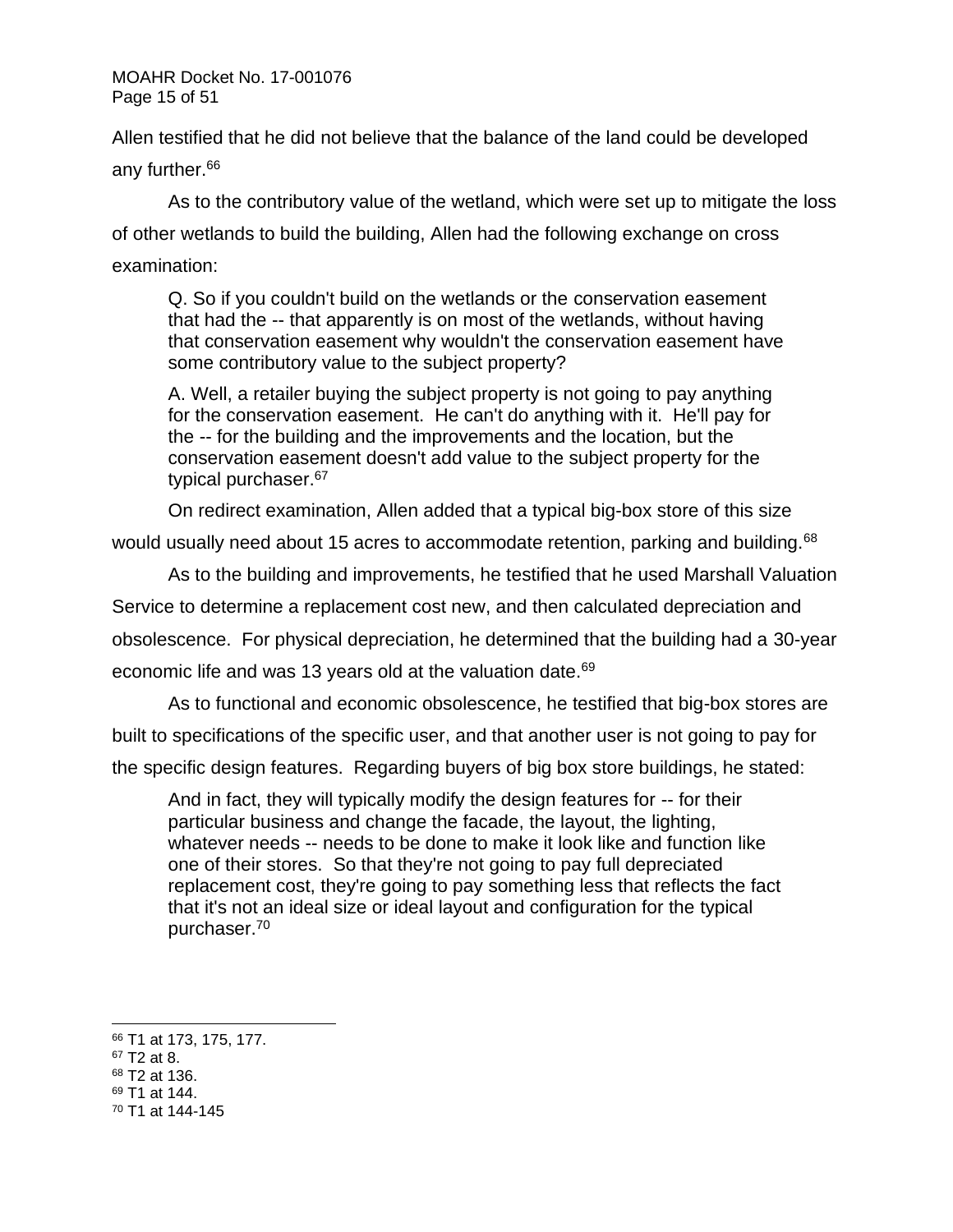Allen testified that he did not believe that the balance of the land could be developed any further.[66]

As to the contributory value of the wetland, which were set up to mitigate the loss of other wetlands to build the building, Allen had the following exchange on cross examination:

> Q. So if you couldn't build on the wetlands or the conservation easement that had the -- that apparently is on most of the wetlands, without having that conservation easement why wouldn't the conservation easement have some contributory value to the subject property?
>
> A. Well, a retailer buying the subject property is not going to pay anything for the conservation easement. He can't do anything with it. He'll pay for the -- for the building and the improvements and the location, but the conservation easement doesn't add value to the subject property for the typical purchaser.[67]

On redirect examination, Allen added that a typical big-box store of this size would usually need about 15 acres to accommodate retention, parking and building.[68]

As to the building and improvements, he testified that he used Marshall Valuation Service to determine a replacement cost new, and then calculated depreciation and obsolescence. For physical depreciation, he determined that the building had a 30-year economic life and was 13 years old at the valuation date.[69]

As to functional and economic obsolescence, he testified that big-box stores are built to specifications of the specific user, and that another user is not going to pay for the specific design features. Regarding buyers of big box store buildings, he stated:

> And in fact, they will typically modify the design features for -- for their particular business and change the facade, the layout, the lighting, whatever needs -- needs to be done to make it look like and function like one of their stores. So that they're not going to pay full depreciated replacement cost, they're going to pay something less that reflects the fact that it's not an ideal size or ideal layout and configuration for the typical purchaser.[70]

---

[66] T1 at 173, 175, 177.
[67] T2 at 8.
[68] T2 at 136.
[69] T1 at 144.
[70] T1 at 144-145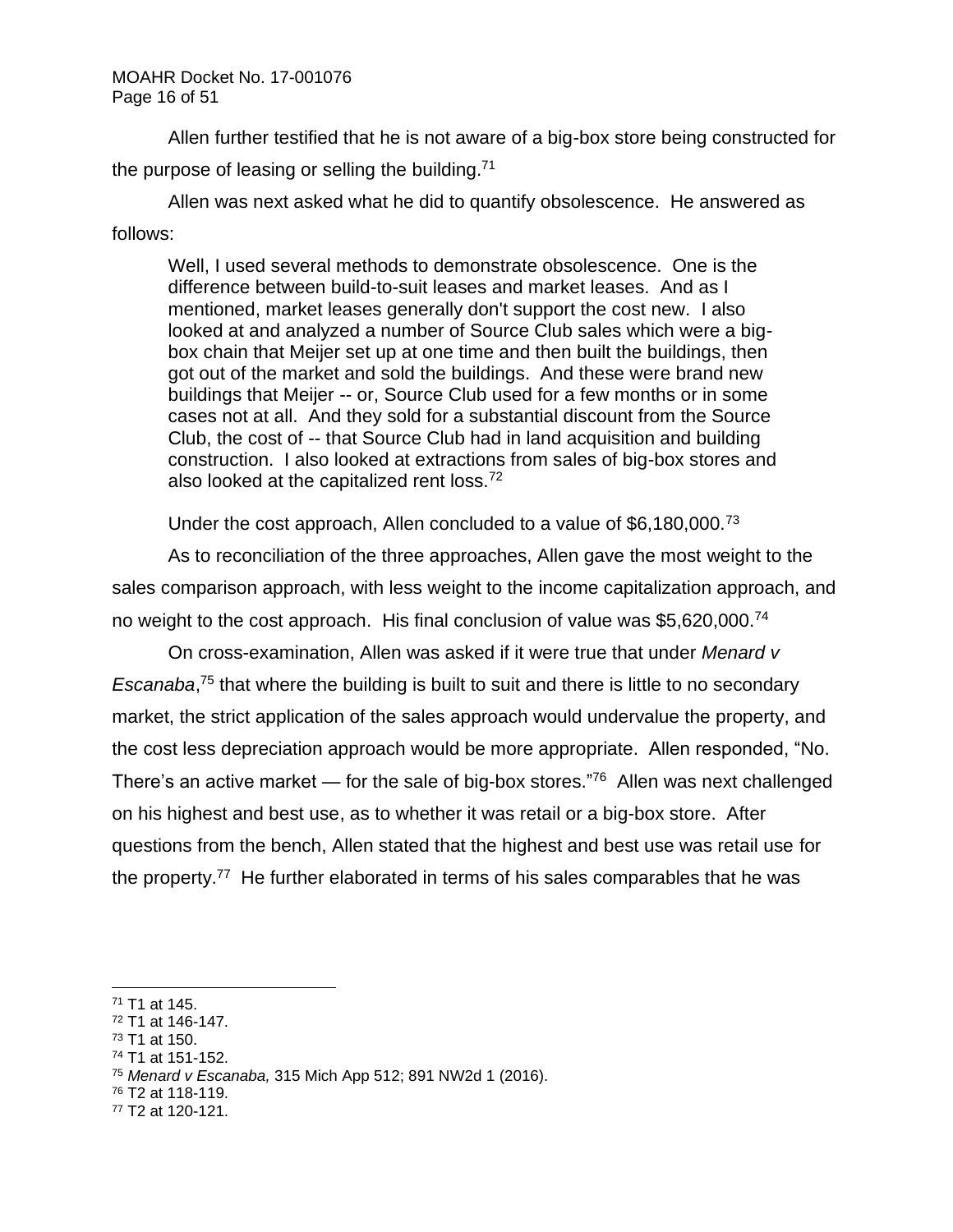Allen further testified that he is not aware of a big-box store being constructed for the purpose of leasing or selling the building.[71]

Allen was next asked what he did to quantify obsolescence. He answered as follows:

> Well, I used several methods to demonstrate obsolescence. One is the difference between build-to-suit leases and market leases. And as I mentioned, market leases generally don't support the cost new. I also looked at and analyzed a number of Source Club sales which were a big-box chain that Meijer set up at one time and then built the buildings, then got out of the market and sold the buildings. And these were brand new buildings that Meijer -- or, Source Club used for a few months or in some cases not at all. And they sold for a substantial discount from the Source Club, the cost of -- that Source Club had in land acquisition and building construction. I also looked at extractions from sales of big-box stores and also looked at the capitalized rent loss.[72]

Under the cost approach, Allen concluded to a value of $6,180,000.[73]

As to reconciliation of the three approaches, Allen gave the most weight to the sales comparison approach, with less weight to the income capitalization approach, and no weight to the cost approach. His final conclusion of value was $5,620,000.[74]

On cross-examination, Allen was asked if it were true that under *Menard v Escanaba*,[75] that where the building is built to suit and there is little to no secondary market, the strict application of the sales approach would undervalue the property, and the cost less depreciation approach would be more appropriate. Allen responded, "No. There's an active market — for the sale of big-box stores."[76] Allen was next challenged on his highest and best use, as to whether it was retail or a big-box store. After questions from the bench, Allen stated that the highest and best use was retail use for the property.[77] He further elaborated in terms of his sales comparables that he was

---

[71] T1 at 145.
[72] T1 at 146-147.
[73] T1 at 150.
[74] T1 at 151-152.
[75] *Menard v Escanaba,* 315 Mich App 512; 891 NW2d 1 (2016).
[76] T2 at 118-119.
[77] T2 at 120-121.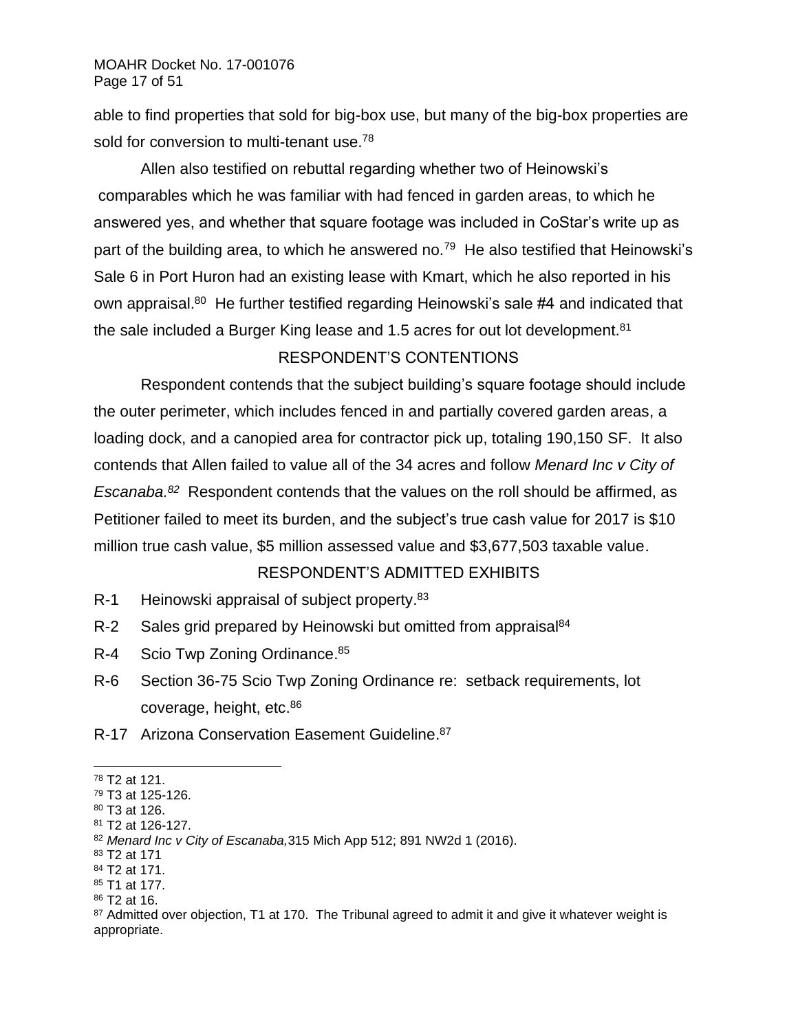able to find properties that sold for big-box use, but many of the big-box properties are sold for conversion to multi-tenant use.[78]

Allen also testified on rebuttal regarding whether two of Heinowski's comparables which he was familiar with had fenced in garden areas, to which he answered yes, and whether that square footage was included in CoStar's write up as part of the building area, to which he answered no.[79] He also testified that Heinowski's Sale 6 in Port Huron had an existing lease with Kmart, which he also reported in his own appraisal.[80] He further testified regarding Heinowski's sale #4 and indicated that the sale included a Burger King lease and 1.5 acres for out lot development.[81]

## RESPONDENT'S CONTENTIONS

Respondent contends that the subject building's square footage should include the outer perimeter, which includes fenced in and partially covered garden areas, a loading dock, and a canopied area for contractor pick up, totaling 190,150 SF. It also contends that Allen failed to value all of the 34 acres and follow *Menard Inc v City of Escanaba.*[82] Respondent contends that the values on the roll should be affirmed, as Petitioner failed to meet its burden, and the subject's true cash value for 2017 is $10 million true cash value, $5 million assessed value and $3,677,503 taxable value.

## RESPONDENT'S ADMITTED EXHIBITS

- R-1 Heinowski appraisal of subject property.[83]
- R-2 Sales grid prepared by Heinowski but omitted from appraisal[84]
- R-4 Scio Twp Zoning Ordinance.[85]
- R-6 Section 36-75 Scio Twp Zoning Ordinance re: setback requirements, lot coverage, height, etc.[86]
- R-17 Arizona Conservation Easement Guideline.[87]

---

[78] T2 at 121.
[79] T3 at 125-126.
[80] T3 at 126.
[81] T2 at 126-127.
[82] *Menard Inc v City of Escanaba,*315 Mich App 512; 891 NW2d 1 (2016).
[83] T2 at 171
[84] T2 at 171.
[85] T1 at 177.
[86] T2 at 16.
[87] Admitted over objection, T1 at 170. The Tribunal agreed to admit it and give it whatever weight is appropriate.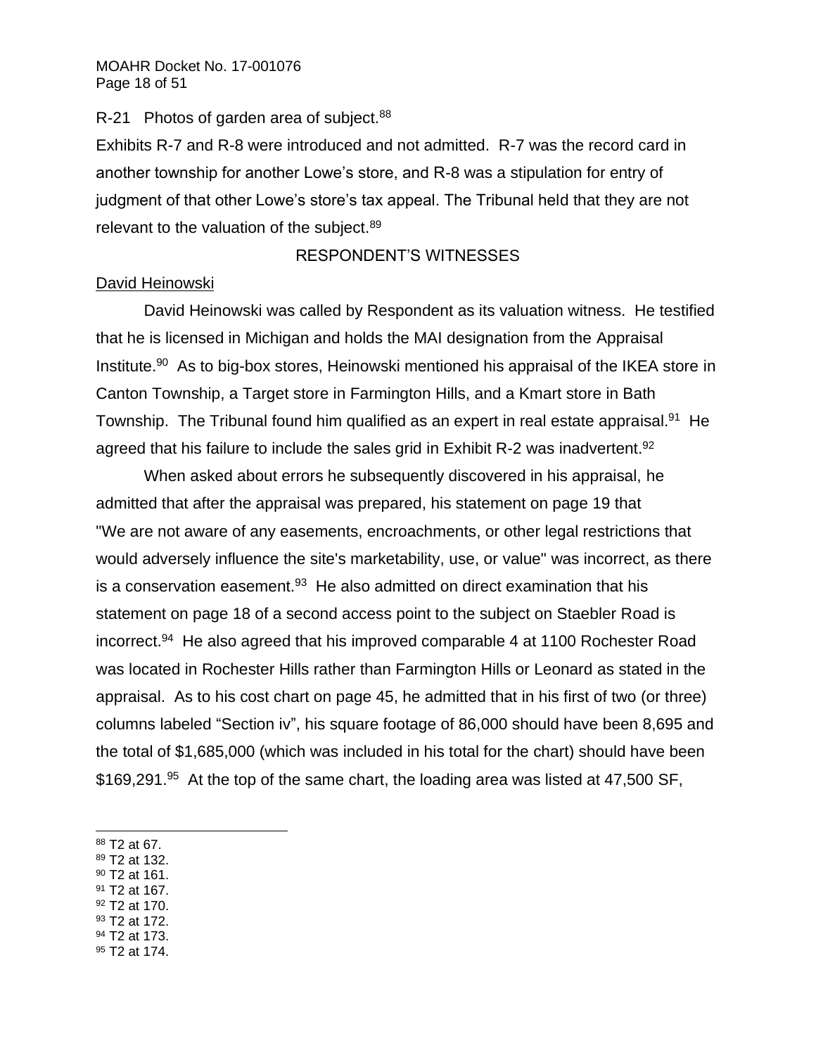R-21 Photos of garden area of subject.[88]

Exhibits R-7 and R-8 were introduced and not admitted. R-7 was the record card in another township for another Lowe's store, and R-8 was a stipulation for entry of judgment of that other Lowe's store's tax appeal. The Tribunal held that they are not relevant to the valuation of the subject.[89]

## RESPONDENT'S WITNESSES

### David Heinowski

David Heinowski was called by Respondent as its valuation witness. He testified that he is licensed in Michigan and holds the MAI designation from the Appraisal Institute.[90] As to big-box stores, Heinowski mentioned his appraisal of the IKEA store in Canton Township, a Target store in Farmington Hills, and a Kmart store in Bath Township. The Tribunal found him qualified as an expert in real estate appraisal.[91] He agreed that his failure to include the sales grid in Exhibit R-2 was inadvertent.[92]

When asked about errors he subsequently discovered in his appraisal, he admitted that after the appraisal was prepared, his statement on page 19 that "We are not aware of any easements, encroachments, or other legal restrictions that would adversely influence the site's marketability, use, or value" was incorrect, as there is a conservation easement.[93] He also admitted on direct examination that his statement on page 18 of a second access point to the subject on Staebler Road is incorrect.[94] He also agreed that his improved comparable 4 at 1100 Rochester Road was located in Rochester Hills rather than Farmington Hills or Leonard as stated in the appraisal. As to his cost chart on page 45, he admitted that in his first of two (or three) columns labeled "Section iv", his square footage of 86,000 should have been 8,695 and the total of $1,685,000 (which was included in his total for the chart) should have been $169,291.[95] At the top of the same chart, the loading area was listed at 47,500 SF,

---

[88] T2 at 67.
[89] T2 at 132.
[90] T2 at 161.
[91] T2 at 167.
[92] T2 at 170.
[93] T2 at 172.
[94] T2 at 173.
[95] T2 at 174.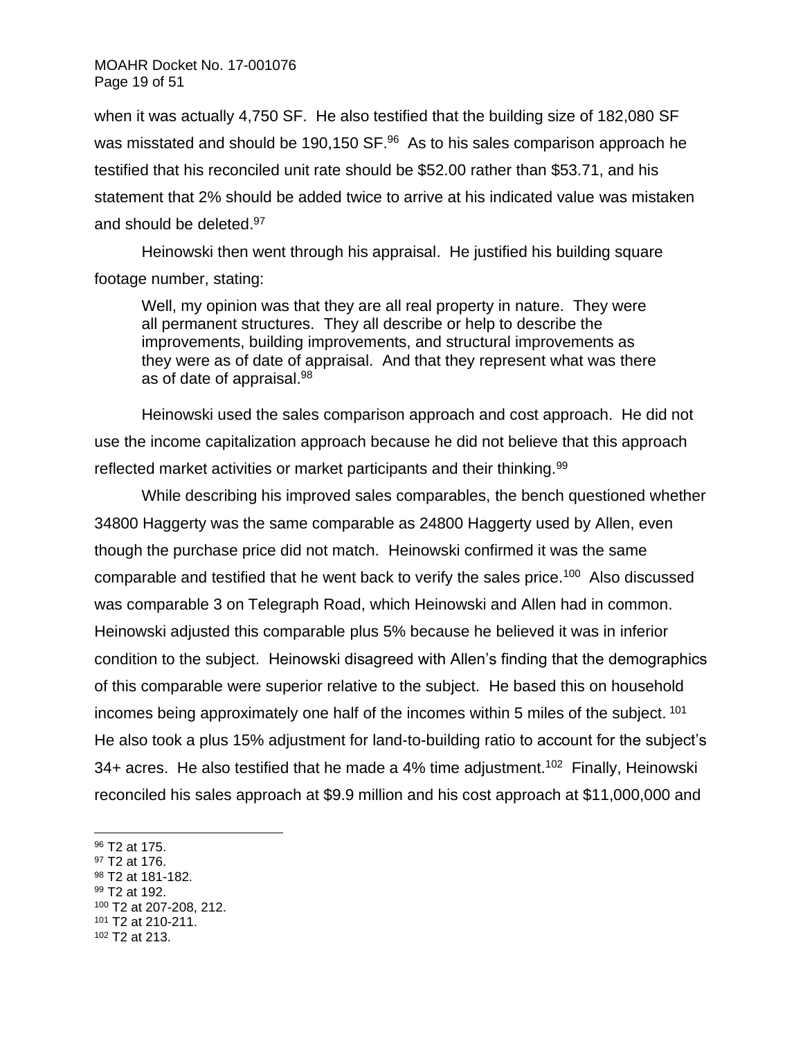when it was actually 4,750 SF. He also testified that the building size of 182,080 SF was misstated and should be 190,150 SF.[96] As to his sales comparison approach he testified that his reconciled unit rate should be $52.00 rather than $53.71, and his statement that 2% should be added twice to arrive at his indicated value was mistaken and should be deleted.[97]

Heinowski then went through his appraisal. He justified his building square footage number, stating:

> Well, my opinion was that they are all real property in nature. They were all permanent structures. They all describe or help to describe the improvements, building improvements, and structural improvements as they were as of date of appraisal. And that they represent what was there as of date of appraisal.[98]

Heinowski used the sales comparison approach and cost approach. He did not use the income capitalization approach because he did not believe that this approach reflected market activities or market participants and their thinking.[99]

While describing his improved sales comparables, the bench questioned whether 34800 Haggerty was the same comparable as 24800 Haggerty used by Allen, even though the purchase price did not match. Heinowski confirmed it was the same comparable and testified that he went back to verify the sales price.[100] Also discussed was comparable 3 on Telegraph Road, which Heinowski and Allen had in common. Heinowski adjusted this comparable plus 5% because he believed it was in inferior condition to the subject. Heinowski disagreed with Allen's finding that the demographics of this comparable were superior relative to the subject. He based this on household incomes being approximately one half of the incomes within 5 miles of the subject.[101] He also took a plus 15% adjustment for land-to-building ratio to account for the subject's 34+ acres. He also testified that he made a 4% time adjustment.[102] Finally, Heinowski reconciled his sales approach at $9.9 million and his cost approach at $11,000,000 and

---

[96] T2 at 175.
[97] T2 at 176.
[98] T2 at 181-182.
[99] T2 at 192.
[100] T2 at 207-208, 212.
[101] T2 at 210-211.
[102] T2 at 213.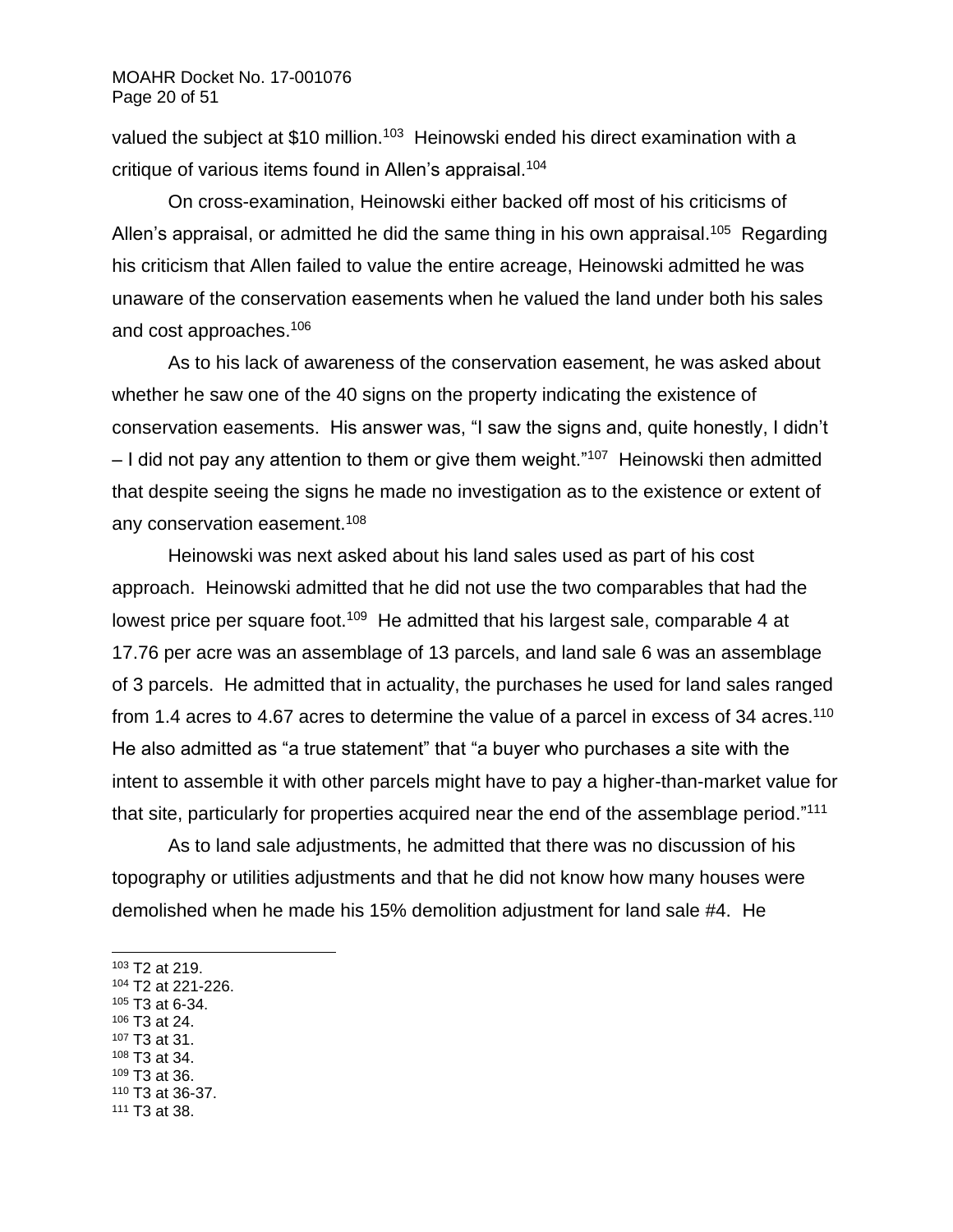valued the subject at $10 million.[103] Heinowski ended his direct examination with a critique of various items found in Allen's appraisal.[104]

On cross-examination, Heinowski either backed off most of his criticisms of Allen's appraisal, or admitted he did the same thing in his own appraisal.[105] Regarding his criticism that Allen failed to value the entire acreage, Heinowski admitted he was unaware of the conservation easements when he valued the land under both his sales and cost approaches.[106]

As to his lack of awareness of the conservation easement, he was asked about whether he saw one of the 40 signs on the property indicating the existence of conservation easements. His answer was, "I saw the signs and, quite honestly, I didn't – I did not pay any attention to them or give them weight."[107] Heinowski then admitted that despite seeing the signs he made no investigation as to the existence or extent of any conservation easement.[108]

Heinowski was next asked about his land sales used as part of his cost approach. Heinowski admitted that he did not use the two comparables that had the lowest price per square foot.[109] He admitted that his largest sale, comparable 4 at 17.76 per acre was an assemblage of 13 parcels, and land sale 6 was an assemblage of 3 parcels. He admitted that in actuality, the purchases he used for land sales ranged from 1.4 acres to 4.67 acres to determine the value of a parcel in excess of 34 acres.[110] He also admitted as "a true statement" that "a buyer who purchases a site with the intent to assemble it with other parcels might have to pay a higher-than-market value for that site, particularly for properties acquired near the end of the assemblage period."[111]

As to land sale adjustments, he admitted that there was no discussion of his topography or utilities adjustments and that he did not know how many houses were demolished when he made his 15% demolition adjustment for land sale #4. He

---

[103] T2 at 219.
[104] T2 at 221-226.
[105] T3 at 6-34.
[106] T3 at 24.
[107] T3 at 31.
[108] T3 at 34.
[109] T3 at 36.
[110] T3 at 36-37.
[111] T3 at 38.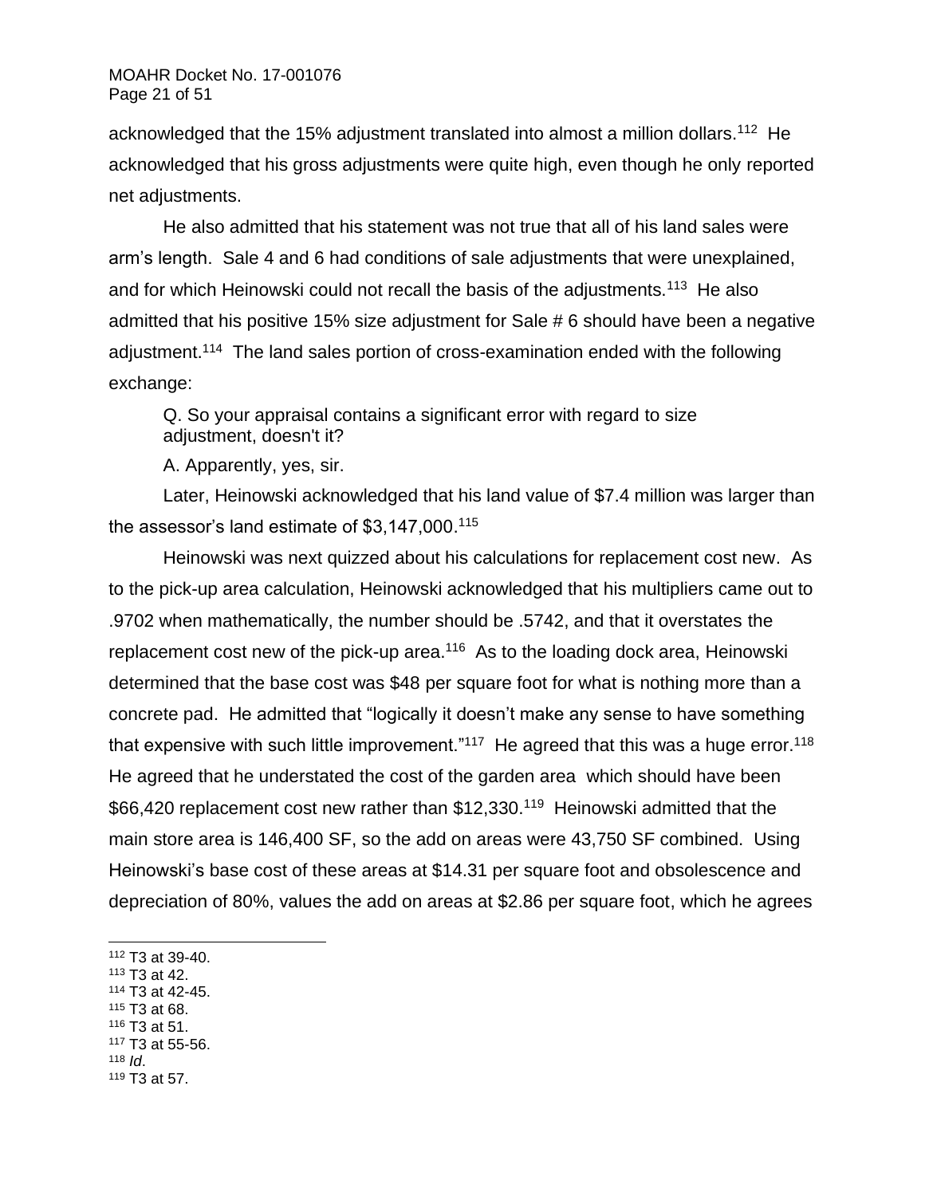acknowledged that the 15% adjustment translated into almost a million dollars.[112] He acknowledged that his gross adjustments were quite high, even though he only reported net adjustments.

He also admitted that his statement was not true that all of his land sales were arm's length. Sale 4 and 6 had conditions of sale adjustments that were unexplained, and for which Heinowski could not recall the basis of the adjustments.[113] He also admitted that his positive 15% size adjustment for Sale # 6 should have been a negative adjustment.[114] The land sales portion of cross-examination ended with the following exchange:

> Q. So your appraisal contains a significant error with regard to size adjustment, doesn't it?
>
> A. Apparently, yes, sir.

Later, Heinowski acknowledged that his land value of $7.4 million was larger than the assessor's land estimate of $3,147,000.[115]

Heinowski was next quizzed about his calculations for replacement cost new. As to the pick-up area calculation, Heinowski acknowledged that his multipliers came out to .9702 when mathematically, the number should be .5742, and that it overstates the replacement cost new of the pick-up area.[116] As to the loading dock area, Heinowski determined that the base cost was $48 per square foot for what is nothing more than a concrete pad. He admitted that "logically it doesn't make any sense to have something that expensive with such little improvement."[117] He agreed that this was a huge error.[118] He agreed that he understated the cost of the garden area which should have been $66,420 replacement cost new rather than $12,330.[119] Heinowski admitted that the main store area is 146,400 SF, so the add on areas were 43,750 SF combined. Using Heinowski's base cost of these areas at $14.31 per square foot and obsolescence and depreciation of 80%, values the add on areas at $2.86 per square foot, which he agrees

---

[112] T3 at 39-40.
[113] T3 at 42.
[114] T3 at 42-45.
[115] T3 at 68.
[116] T3 at 51.
[117] T3 at 55-56.
[118] *Id*.
[119] T3 at 57.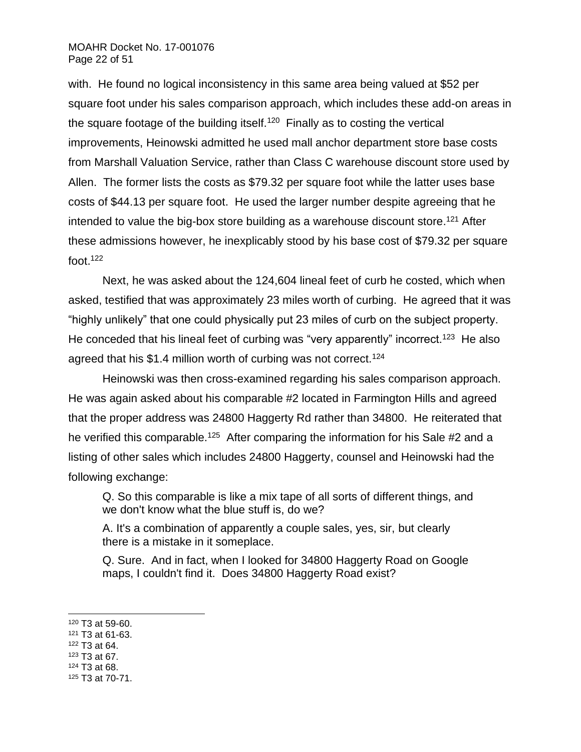with. He found no logical inconsistency in this same area being valued at $52 per square foot under his sales comparison approach, which includes these add-on areas in the square footage of the building itself.[120] Finally as to costing the vertical improvements, Heinowski admitted he used mall anchor department store base costs from Marshall Valuation Service, rather than Class C warehouse discount store used by Allen. The former lists the costs as $79.32 per square foot while the latter uses base costs of $44.13 per square foot. He used the larger number despite agreeing that he intended to value the big-box store building as a warehouse discount store.[121] After these admissions however, he inexplicably stood by his base cost of $79.32 per square foot.[122]

Next, he was asked about the 124,604 lineal feet of curb he costed, which when asked, testified that was approximately 23 miles worth of curbing. He agreed that it was "highly unlikely" that one could physically put 23 miles of curb on the subject property. He conceded that his lineal feet of curbing was "very apparently" incorrect.[123] He also agreed that his $1.4 million worth of curbing was not correct.[124]

Heinowski was then cross-examined regarding his sales comparison approach. He was again asked about his comparable #2 located in Farmington Hills and agreed that the proper address was 24800 Haggerty Rd rather than 34800. He reiterated that he verified this comparable.[125] After comparing the information for his Sale #2 and a listing of other sales which includes 24800 Haggerty, counsel and Heinowski had the following exchange:

> Q. So this comparable is like a mix tape of all sorts of different things, and we don't know what the blue stuff is, do we?
>
> A. It's a combination of apparently a couple sales, yes, sir, but clearly there is a mistake in it someplace.
>
> Q. Sure. And in fact, when I looked for 34800 Haggerty Road on Google maps, I couldn't find it. Does 34800 Haggerty Road exist?

---

[120] T3 at 59-60.
[121] T3 at 61-63.
[122] T3 at 64.
[123] T3 at 67.
[124] T3 at 68.
[125] T3 at 70-71.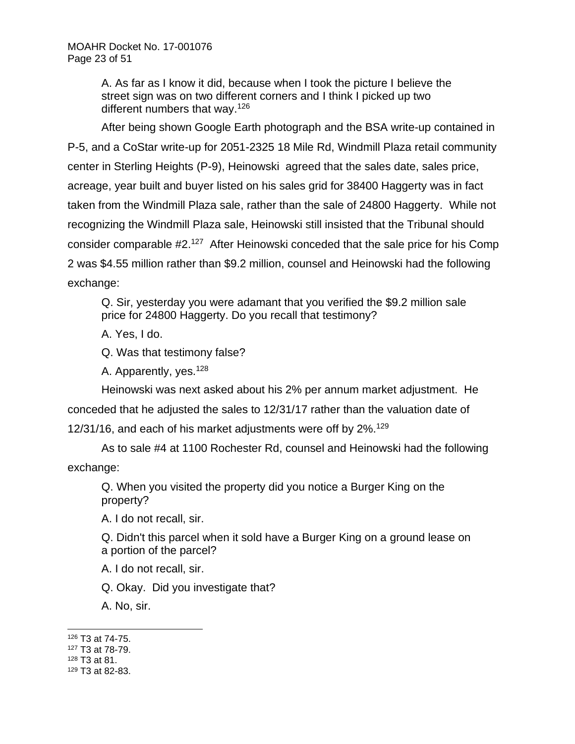A. As far as I know it did, because when I took the picture I believe the street sign was on two different corners and I think I picked up two different numbers that way.[126]

After being shown Google Earth photograph and the BSA write-up contained in P-5, and a CoStar write-up for 2051-2325 18 Mile Rd, Windmill Plaza retail community center in Sterling Heights (P-9), Heinowski agreed that the sales date, sales price, acreage, year built and buyer listed on his sales grid for 38400 Haggerty was in fact taken from the Windmill Plaza sale, rather than the sale of 24800 Haggerty. While not recognizing the Windmill Plaza sale, Heinowski still insisted that the Tribunal should consider comparable #2.[127] After Heinowski conceded that the sale price for his Comp 2 was $4.55 million rather than $9.2 million, counsel and Heinowski had the following exchange:

Q. Sir, yesterday you were adamant that you verified the $9.2 million sale price for 24800 Haggerty. Do you recall that testimony?

A. Yes, I do.

Q. Was that testimony false?

A. Apparently, yes.[128]

Heinowski was next asked about his 2% per annum market adjustment. He conceded that he adjusted the sales to 12/31/17 rather than the valuation date of 12/31/16, and each of his market adjustments were off by 2%.[129]

As to sale #4 at 1100 Rochester Rd, counsel and Heinowski had the following exchange:

Q. When you visited the property did you notice a Burger King on the property?

A. I do not recall, sir.

Q. Didn't this parcel when it sold have a Burger King on a ground lease on a portion of the parcel?

A. I do not recall, sir.

Q. Okay. Did you investigate that?

A. No, sir.

---

[126] T3 at 74-75.
[127] T3 at 78-79.
[128] T3 at 81.
[129] T3 at 82-83.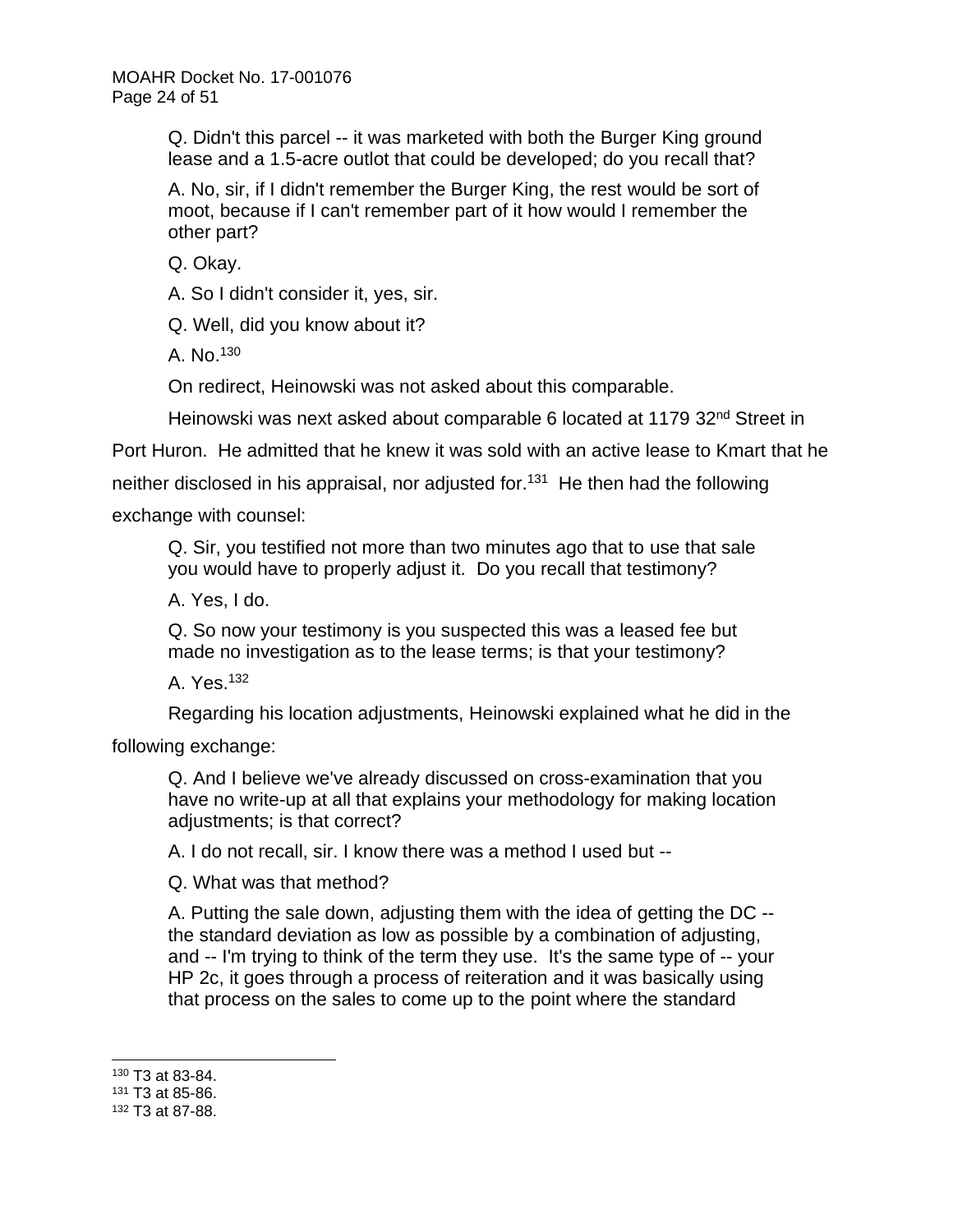> Q. Didn't this parcel -- it was marketed with both the Burger King ground lease and a 1.5-acre outlot that could be developed; do you recall that?
>
> A. No, sir, if I didn't remember the Burger King, the rest would be sort of moot, because if I can't remember part of it how would I remember the other part?
>
> Q. Okay.
>
> A. So I didn't consider it, yes, sir.
>
> Q. Well, did you know about it?
>
> A. No.[130]

On redirect, Heinowski was not asked about this comparable.

Heinowski was next asked about comparable 6 located at 1179 32nd Street in Port Huron. He admitted that he knew it was sold with an active lease to Kmart that he neither disclosed in his appraisal, nor adjusted for.[131] He then had the following exchange with counsel:

> Q. Sir, you testified not more than two minutes ago that to use that sale you would have to properly adjust it. Do you recall that testimony?
>
> A. Yes, I do.
>
> Q. So now your testimony is you suspected this was a leased fee but made no investigation as to the lease terms; is that your testimony?
>
> A. Yes.[132]

Regarding his location adjustments, Heinowski explained what he did in the following exchange:

> Q. And I believe we've already discussed on cross-examination that you have no write-up at all that explains your methodology for making location adjustments; is that correct?
>
> A. I do not recall, sir. I know there was a method I used but --
>
> Q. What was that method?
>
> A. Putting the sale down, adjusting them with the idea of getting the DC -- the standard deviation as low as possible by a combination of adjusting, and -- I'm trying to think of the term they use. It's the same type of -- your HP 2c, it goes through a process of reiteration and it was basically using that process on the sales to come up to the point where the standard

---

[130] T3 at 83-84.
[131] T3 at 85-86.
[132] T3 at 87-88.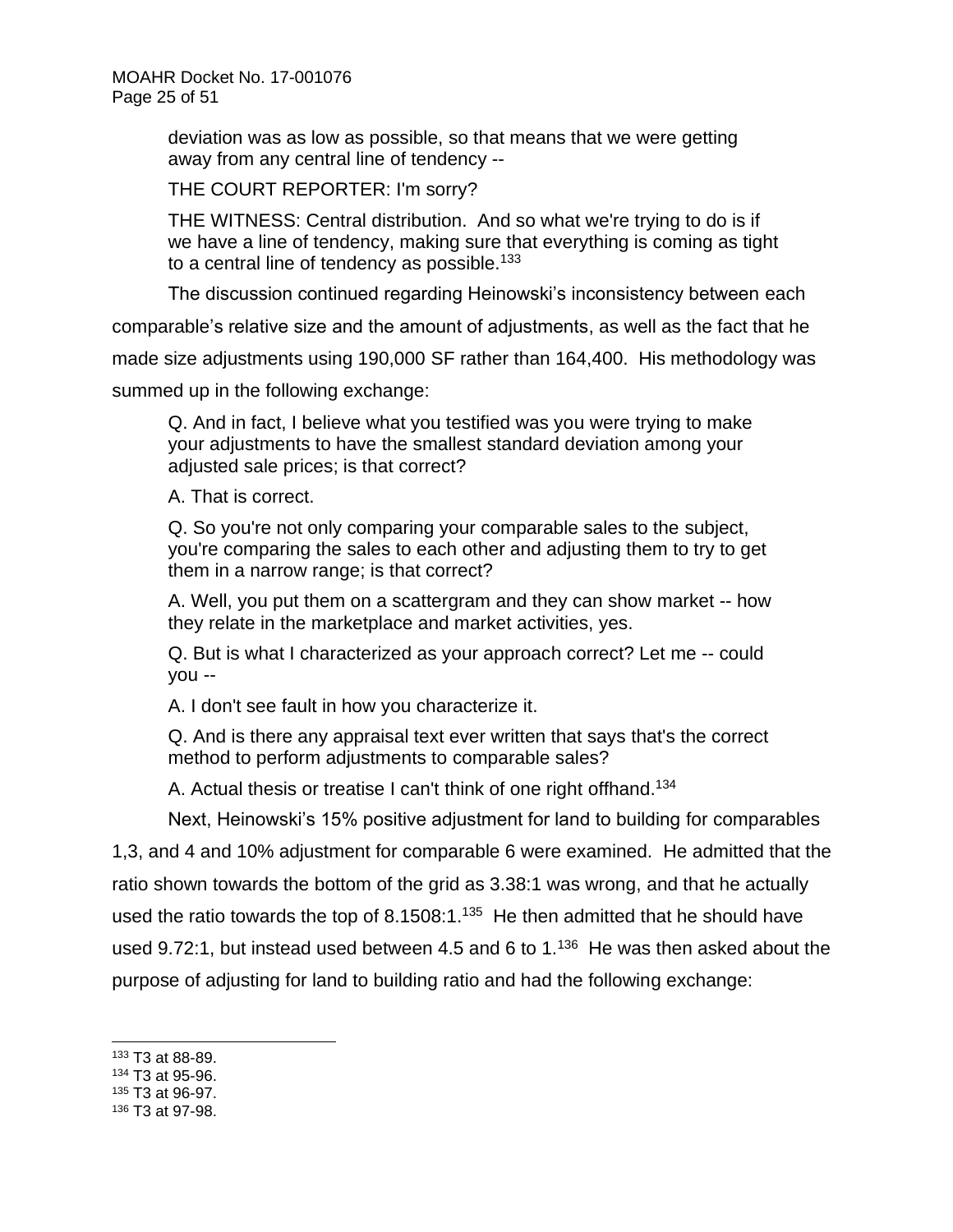deviation was as low as possible, so that means that we were getting away from any central line of tendency --

THE COURT REPORTER: I'm sorry?

THE WITNESS: Central distribution. And so what we're trying to do is if we have a line of tendency, making sure that everything is coming as tight to a central line of tendency as possible.[133]

The discussion continued regarding Heinowski's inconsistency between each comparable's relative size and the amount of adjustments, as well as the fact that he made size adjustments using 190,000 SF rather than 164,400. His methodology was summed up in the following exchange:

> Q. And in fact, I believe what you testified was you were trying to make your adjustments to have the smallest standard deviation among your adjusted sale prices; is that correct?
>
> A. That is correct.
>
> Q. So you're not only comparing your comparable sales to the subject, you're comparing the sales to each other and adjusting them to try to get them in a narrow range; is that correct?
>
> A. Well, you put them on a scattergram and they can show market -- how they relate in the marketplace and market activities, yes.
>
> Q. But is what I characterized as your approach correct? Let me -- could you --
>
> A. I don't see fault in how you characterize it.
>
> Q. And is there any appraisal text ever written that says that's the correct method to perform adjustments to comparable sales?
>
> A. Actual thesis or treatise I can't think of one right offhand.[134]

Next, Heinowski's 15% positive adjustment for land to building for comparables 1,3, and 4 and 10% adjustment for comparable 6 were examined. He admitted that the ratio shown towards the bottom of the grid as 3.38:1 was wrong, and that he actually used the ratio towards the top of 8.1508:1.[135] He then admitted that he should have used 9.72:1, but instead used between 4.5 and 6 to 1.[136] He was then asked about the purpose of adjusting for land to building ratio and had the following exchange:

---

[133] T3 at 88-89.
[134] T3 at 95-96.
[135] T3 at 96-97.
[136] T3 at 97-98.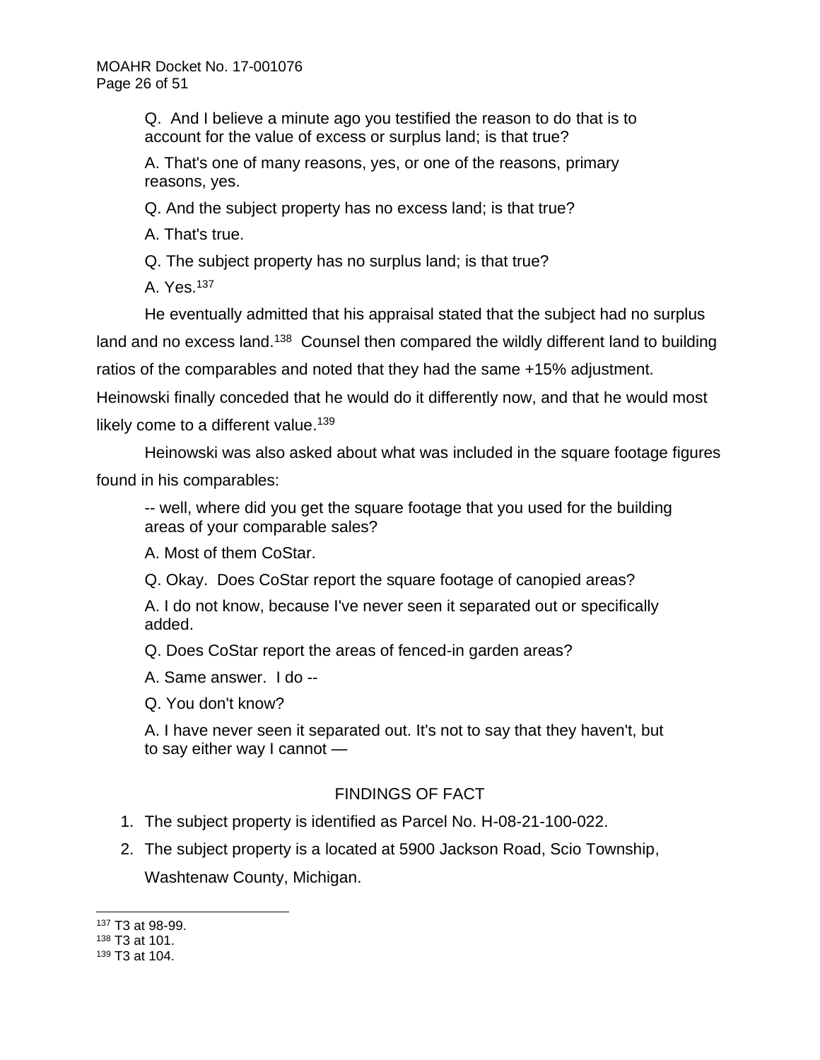> Q. And I believe a minute ago you testified the reason to do that is to account for the value of excess or surplus land; is that true?
>
> A. That's one of many reasons, yes, or one of the reasons, primary reasons, yes.
>
> Q. And the subject property has no excess land; is that true?
>
> A. That's true.
>
> Q. The subject property has no surplus land; is that true?
>
> A. Yes.[137]

He eventually admitted that his appraisal stated that the subject had no surplus land and no excess land.[138] Counsel then compared the wildly different land to building ratios of the comparables and noted that they had the same +15% adjustment. Heinowski finally conceded that he would do it differently now, and that he would most likely come to a different value.[139]

Heinowski was also asked about what was included in the square footage figures found in his comparables:

> -- well, where did you get the square footage that you used for the building areas of your comparable sales?
>
> A. Most of them CoStar.
>
> Q. Okay. Does CoStar report the square footage of canopied areas?
>
> A. I do not know, because I've never seen it separated out or specifically added.
>
> Q. Does CoStar report the areas of fenced-in garden areas?
>
> A. Same answer. I do --
>
> Q. You don't know?
>
> A. I have never seen it separated out. It's not to say that they haven't, but to say either way I cannot —

## FINDINGS OF FACT

1. The subject property is identified as Parcel No. H-08-21-100-022.
2. The subject property is a located at 5900 Jackson Road, Scio Township, Washtenaw County, Michigan.

---

[137] T3 at 98-99.

[138] T3 at 101.

[139] T3 at 104.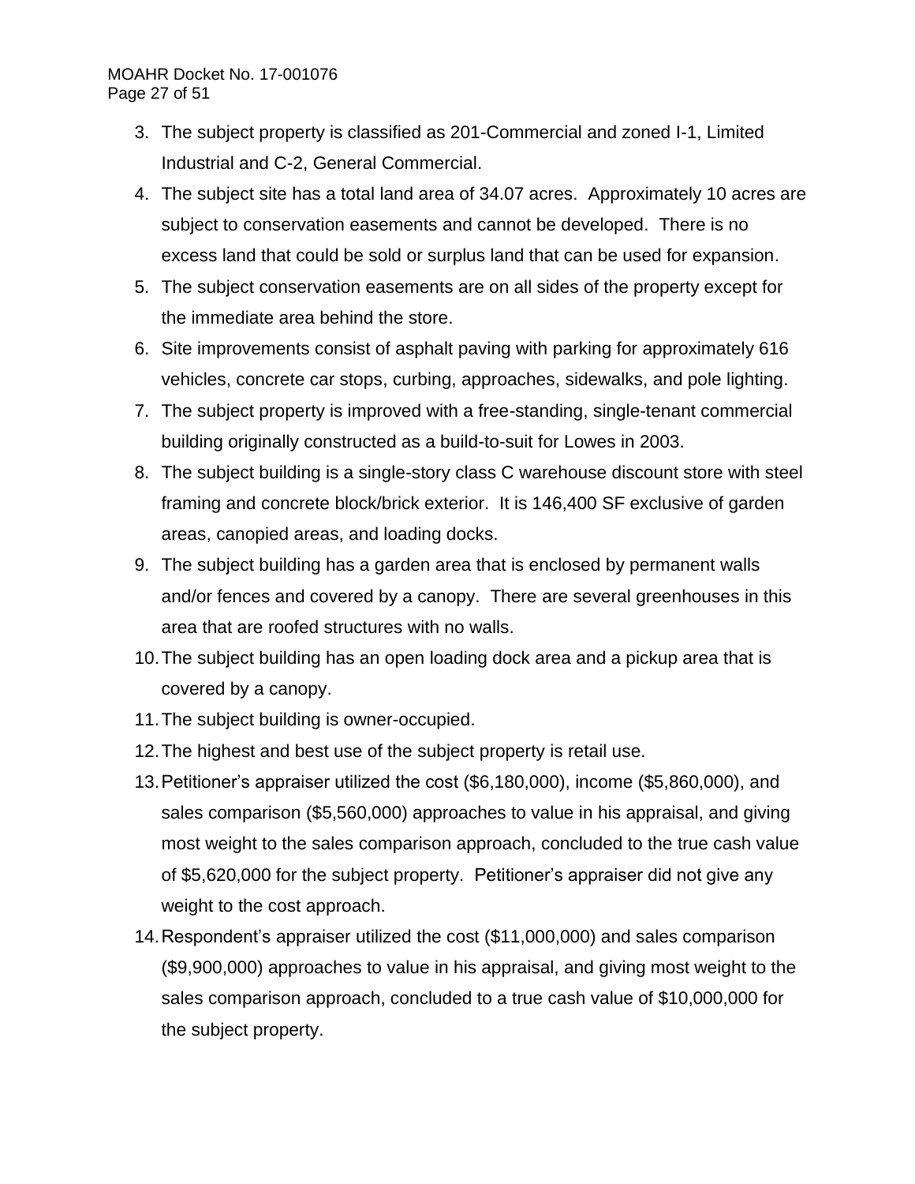3. The subject property is classified as 201-Commercial and zoned I-1, Limited Industrial and C-2, General Commercial.
4. The subject site has a total land area of 34.07 acres. Approximately 10 acres are subject to conservation easements and cannot be developed. There is no excess land that could be sold or surplus land that can be used for expansion.
5. The subject conservation easements are on all sides of the property except for the immediate area behind the store.
6. Site improvements consist of asphalt paving with parking for approximately 616 vehicles, concrete car stops, curbing, approaches, sidewalks, and pole lighting.
7. The subject property is improved with a free-standing, single-tenant commercial building originally constructed as a build-to-suit for Lowes in 2003.
8. The subject building is a single-story class C warehouse discount store with steel framing and concrete block/brick exterior. It is 146,400 SF exclusive of garden areas, canopied areas, and loading docks.
9. The subject building has a garden area that is enclosed by permanent walls and/or fences and covered by a canopy. There are several greenhouses in this area that are roofed structures with no walls.
10. The subject building has an open loading dock area and a pickup area that is covered by a canopy.
11. The subject building is owner-occupied.
12. The highest and best use of the subject property is retail use.
13. Petitioner's appraiser utilized the cost ($6,180,000), income ($5,860,000), and sales comparison ($5,560,000) approaches to value in his appraisal, and giving most weight to the sales comparison approach, concluded to the true cash value of $5,620,000 for the subject property. Petitioner's appraiser did not give any weight to the cost approach.
14. Respondent's appraiser utilized the cost ($11,000,000) and sales comparison ($9,900,000) approaches to value in his appraisal, and giving most weight to the sales comparison approach, concluded to a true cash value of $10,000,000 for the subject property.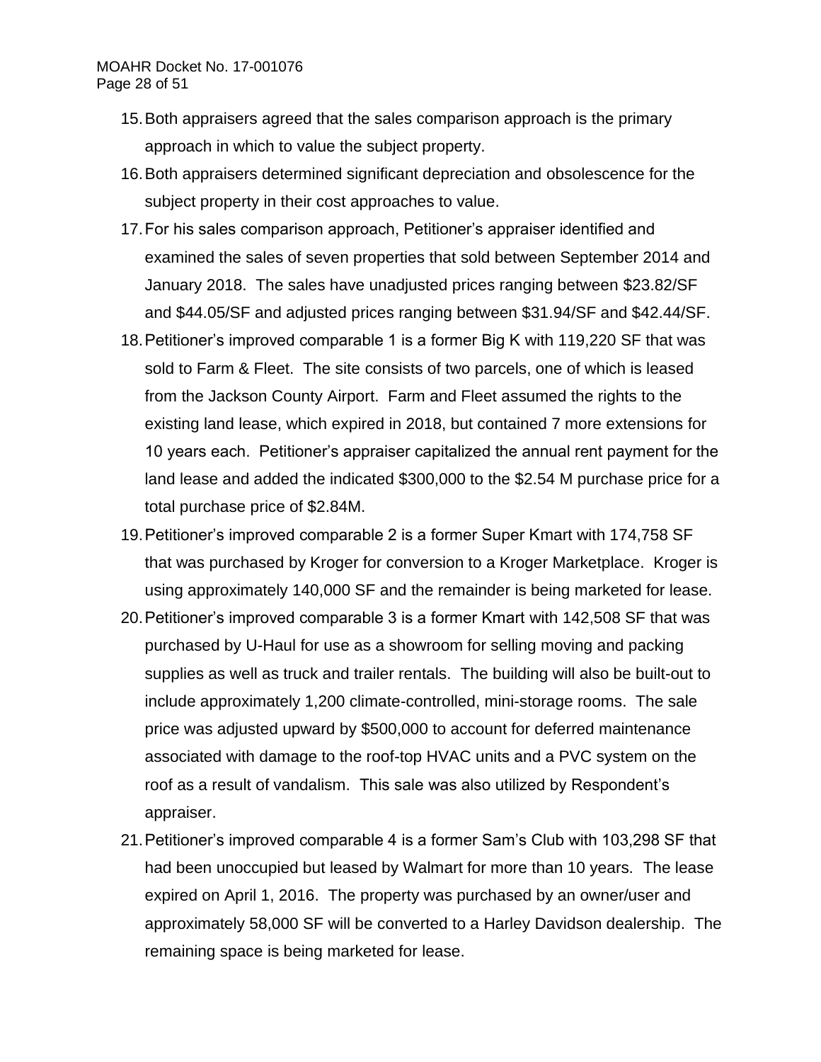15. Both appraisers agreed that the sales comparison approach is the primary approach in which to value the subject property.
16. Both appraisers determined significant depreciation and obsolescence for the subject property in their cost approaches to value.
17. For his sales comparison approach, Petitioner's appraiser identified and examined the sales of seven properties that sold between September 2014 and January 2018. The sales have unadjusted prices ranging between $23.82/SF and $44.05/SF and adjusted prices ranging between $31.94/SF and $42.44/SF.
18. Petitioner's improved comparable 1 is a former Big K with 119,220 SF that was sold to Farm & Fleet. The site consists of two parcels, one of which is leased from the Jackson County Airport. Farm and Fleet assumed the rights to the existing land lease, which expired in 2018, but contained 7 more extensions for 10 years each. Petitioner's appraiser capitalized the annual rent payment for the land lease and added the indicated $300,000 to the $2.54 M purchase price for a total purchase price of $2.84M.
19. Petitioner's improved comparable 2 is a former Super Kmart with 174,758 SF that was purchased by Kroger for conversion to a Kroger Marketplace. Kroger is using approximately 140,000 SF and the remainder is being marketed for lease.
20. Petitioner's improved comparable 3 is a former Kmart with 142,508 SF that was purchased by U-Haul for use as a showroom for selling moving and packing supplies as well as truck and trailer rentals. The building will also be built-out to include approximately 1,200 climate-controlled, mini-storage rooms. The sale price was adjusted upward by $500,000 to account for deferred maintenance associated with damage to the roof-top HVAC units and a PVC system on the roof as a result of vandalism. This sale was also utilized by Respondent's appraiser.
21. Petitioner's improved comparable 4 is a former Sam's Club with 103,298 SF that had been unoccupied but leased by Walmart for more than 10 years. The lease expired on April 1, 2016. The property was purchased by an owner/user and approximately 58,000 SF will be converted to a Harley Davidson dealership. The remaining space is being marketed for lease.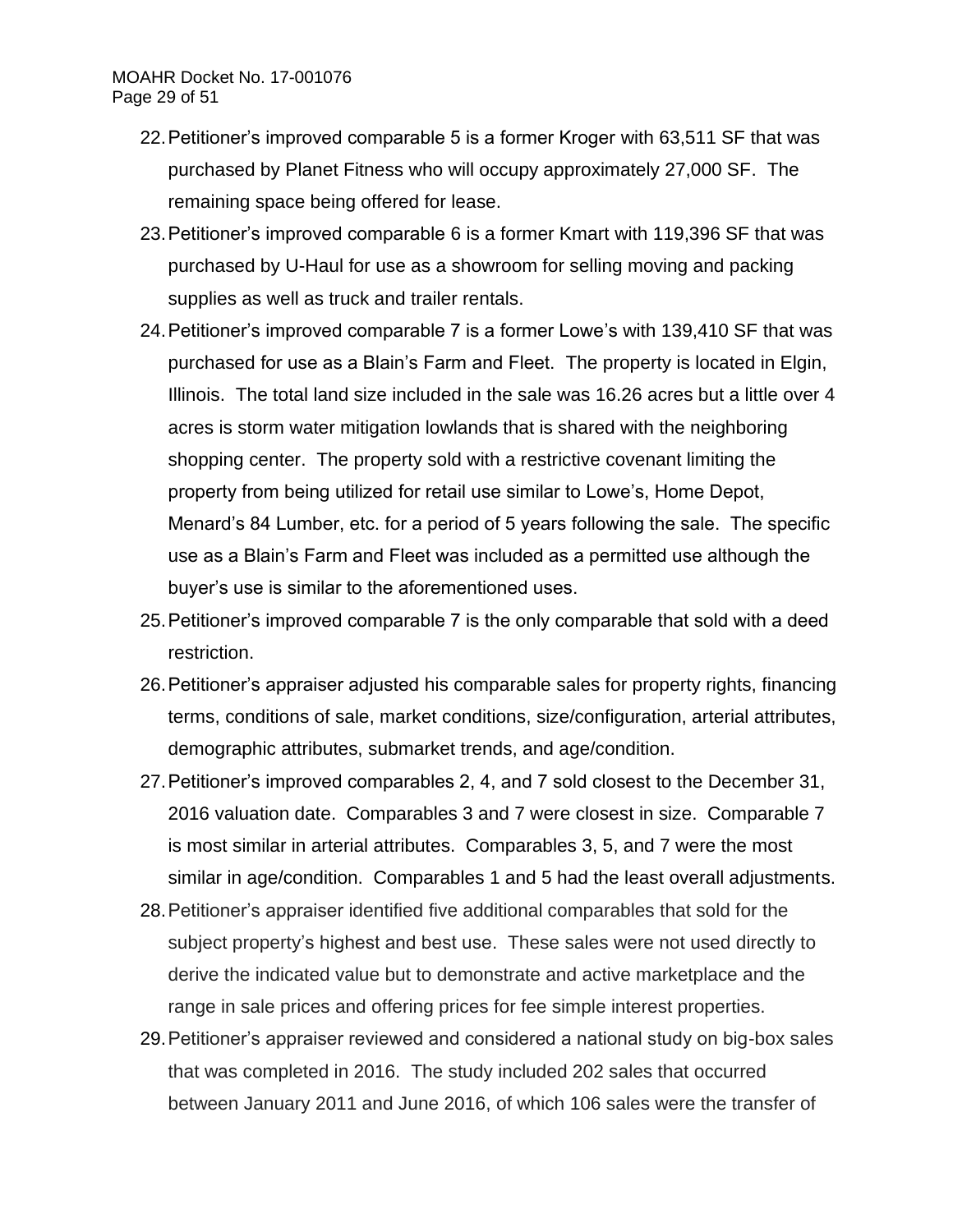22. Petitioner's improved comparable 5 is a former Kroger with 63,511 SF that was purchased by Planet Fitness who will occupy approximately 27,000 SF. The remaining space being offered for lease.
23. Petitioner's improved comparable 6 is a former Kmart with 119,396 SF that was purchased by U-Haul for use as a showroom for selling moving and packing supplies as well as truck and trailer rentals.
24. Petitioner's improved comparable 7 is a former Lowe's with 139,410 SF that was purchased for use as a Blain's Farm and Fleet. The property is located in Elgin, Illinois. The total land size included in the sale was 16.26 acres but a little over 4 acres is storm water mitigation lowlands that is shared with the neighboring shopping center. The property sold with a restrictive covenant limiting the property from being utilized for retail use similar to Lowe's, Home Depot, Menard's 84 Lumber, etc. for a period of 5 years following the sale. The specific use as a Blain's Farm and Fleet was included as a permitted use although the buyer's use is similar to the aforementioned uses.
25. Petitioner's improved comparable 7 is the only comparable that sold with a deed restriction.
26. Petitioner's appraiser adjusted his comparable sales for property rights, financing terms, conditions of sale, market conditions, size/configuration, arterial attributes, demographic attributes, submarket trends, and age/condition.
27. Petitioner's improved comparables 2, 4, and 7 sold closest to the December 31, 2016 valuation date. Comparables 3 and 7 were closest in size. Comparable 7 is most similar in arterial attributes. Comparables 3, 5, and 7 were the most similar in age/condition. Comparables 1 and 5 had the least overall adjustments.
28. Petitioner's appraiser identified five additional comparables that sold for the subject property's highest and best use. These sales were not used directly to derive the indicated value but to demonstrate and active marketplace and the range in sale prices and offering prices for fee simple interest properties.
29. Petitioner's appraiser reviewed and considered a national study on big-box sales that was completed in 2016. The study included 202 sales that occurred between January 2011 and June 2016, of which 106 sales were the transfer of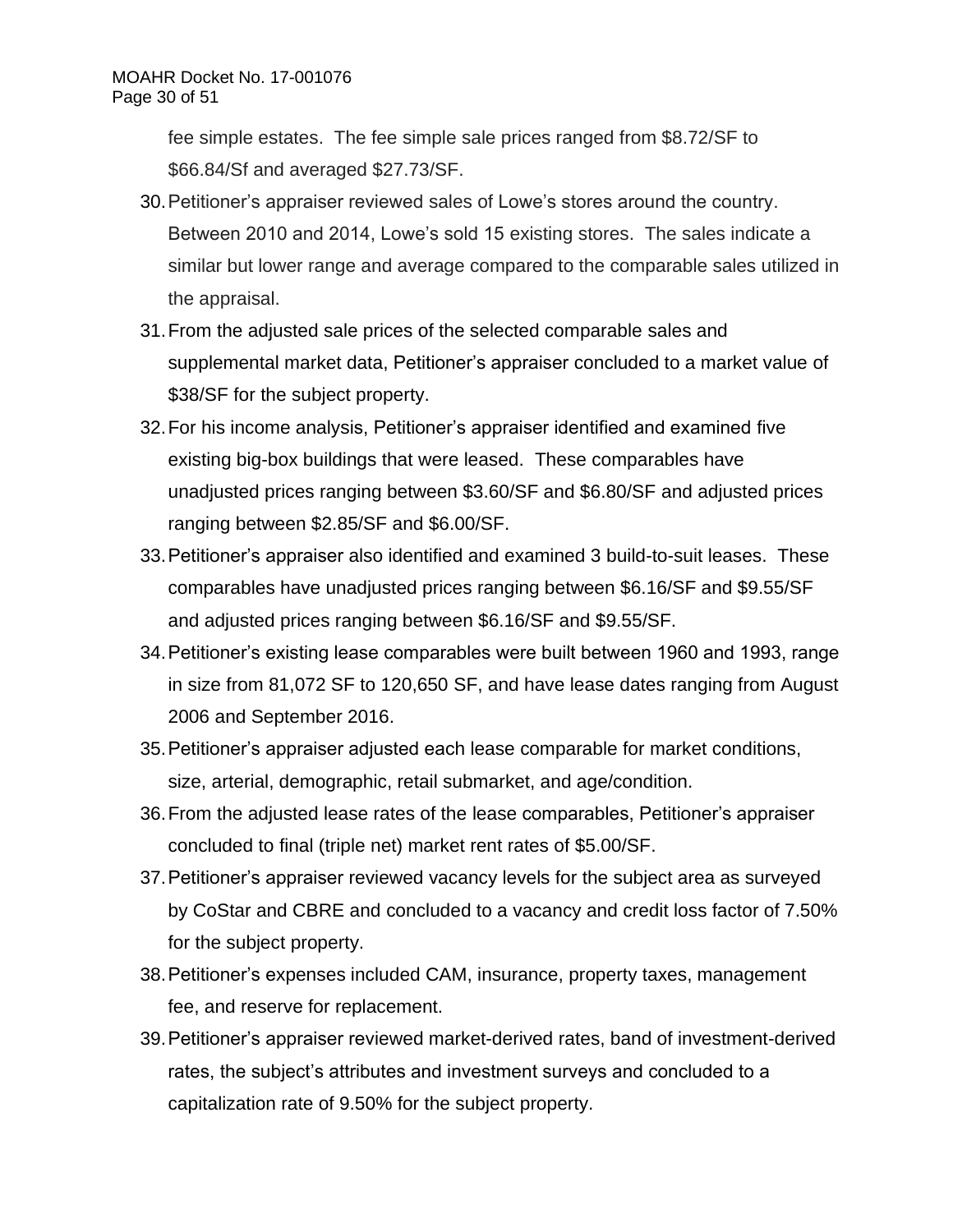fee simple estates. The fee simple sale prices ranged from $8.72/SF to $66.84/Sf and averaged $27.73/SF.

30. Petitioner's appraiser reviewed sales of Lowe's stores around the country. Between 2010 and 2014, Lowe's sold 15 existing stores. The sales indicate a similar but lower range and average compared to the comparable sales utilized in the appraisal.
31. From the adjusted sale prices of the selected comparable sales and supplemental market data, Petitioner's appraiser concluded to a market value of $38/SF for the subject property.
32. For his income analysis, Petitioner's appraiser identified and examined five existing big-box buildings that were leased. These comparables have unadjusted prices ranging between $3.60/SF and $6.80/SF and adjusted prices ranging between $2.85/SF and $6.00/SF.
33. Petitioner's appraiser also identified and examined 3 build-to-suit leases. These comparables have unadjusted prices ranging between $6.16/SF and $9.55/SF and adjusted prices ranging between $6.16/SF and $9.55/SF.
34. Petitioner's existing lease comparables were built between 1960 and 1993, range in size from 81,072 SF to 120,650 SF, and have lease dates ranging from August 2006 and September 2016.
35. Petitioner's appraiser adjusted each lease comparable for market conditions, size, arterial, demographic, retail submarket, and age/condition.
36. From the adjusted lease rates of the lease comparables, Petitioner's appraiser concluded to final (triple net) market rent rates of $5.00/SF.
37. Petitioner's appraiser reviewed vacancy levels for the subject area as surveyed by CoStar and CBRE and concluded to a vacancy and credit loss factor of 7.50% for the subject property.
38. Petitioner's expenses included CAM, insurance, property taxes, management fee, and reserve for replacement.
39. Petitioner's appraiser reviewed market-derived rates, band of investment-derived rates, the subject's attributes and investment surveys and concluded to a capitalization rate of 9.50% for the subject property.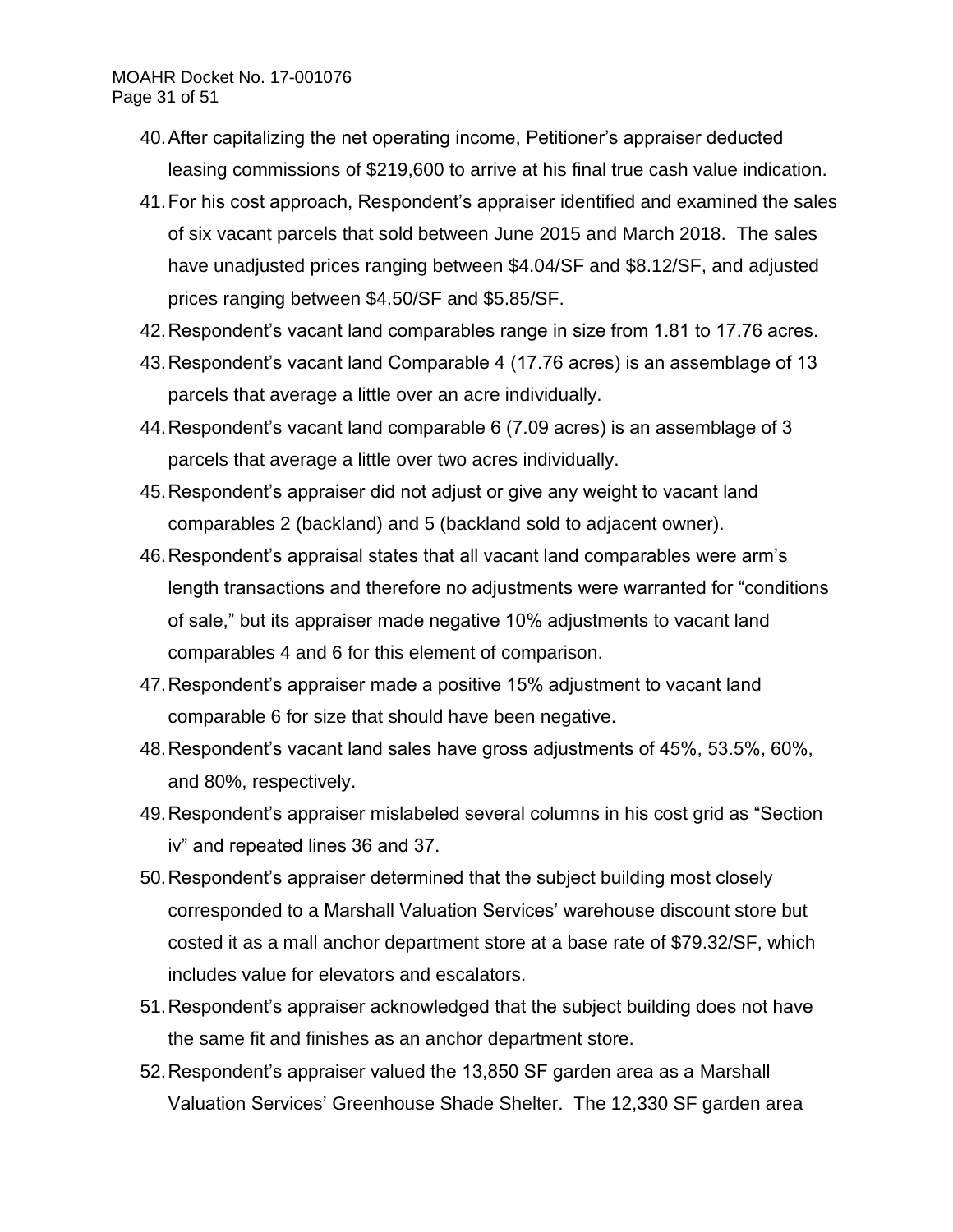40. After capitalizing the net operating income, Petitioner's appraiser deducted leasing commissions of $219,600 to arrive at his final true cash value indication.
41. For his cost approach, Respondent's appraiser identified and examined the sales of six vacant parcels that sold between June 2015 and March 2018. The sales have unadjusted prices ranging between $4.04/SF and $8.12/SF, and adjusted prices ranging between $4.50/SF and $5.85/SF.
42. Respondent's vacant land comparables range in size from 1.81 to 17.76 acres.
43. Respondent's vacant land Comparable 4 (17.76 acres) is an assemblage of 13 parcels that average a little over an acre individually.
44. Respondent's vacant land comparable 6 (7.09 acres) is an assemblage of 3 parcels that average a little over two acres individually.
45. Respondent's appraiser did not adjust or give any weight to vacant land comparables 2 (backland) and 5 (backland sold to adjacent owner).
46. Respondent's appraisal states that all vacant land comparables were arm's length transactions and therefore no adjustments were warranted for "conditions of sale," but its appraiser made negative 10% adjustments to vacant land comparables 4 and 6 for this element of comparison.
47. Respondent's appraiser made a positive 15% adjustment to vacant land comparable 6 for size that should have been negative.
48. Respondent's vacant land sales have gross adjustments of 45%, 53.5%, 60%, and 80%, respectively.
49. Respondent's appraiser mislabeled several columns in his cost grid as "Section iv" and repeated lines 36 and 37.
50. Respondent's appraiser determined that the subject building most closely corresponded to a Marshall Valuation Services' warehouse discount store but costed it as a mall anchor department store at a base rate of $79.32/SF, which includes value for elevators and escalators.
51. Respondent's appraiser acknowledged that the subject building does not have the same fit and finishes as an anchor department store.
52. Respondent's appraiser valued the 13,850 SF garden area as a Marshall Valuation Services' Greenhouse Shade Shelter. The 12,330 SF garden area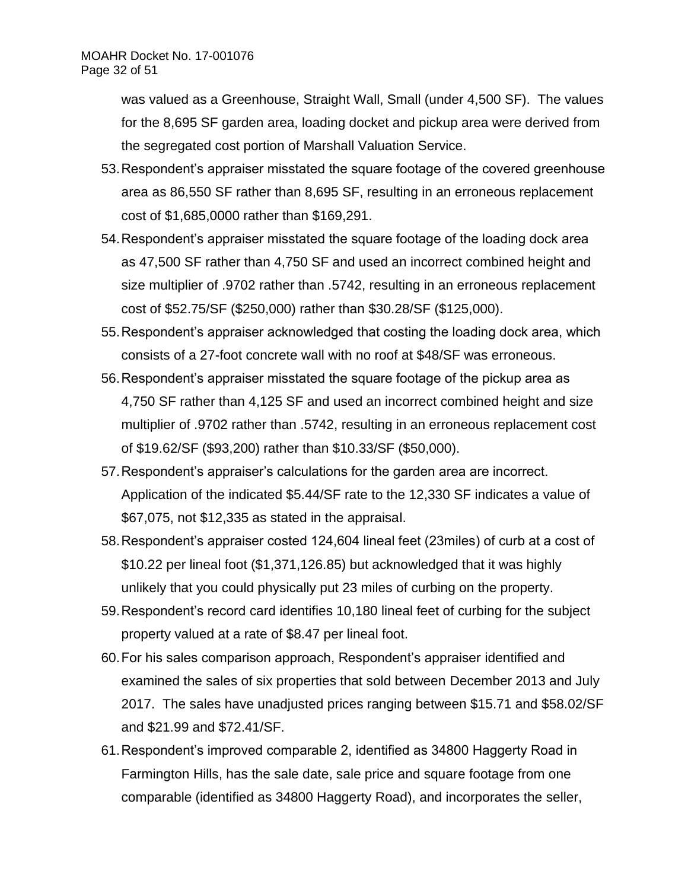was valued as a Greenhouse, Straight Wall, Small (under 4,500 SF). The values for the 8,695 SF garden area, loading docket and pickup area were derived from the segregated cost portion of Marshall Valuation Service.

53. Respondent's appraiser misstated the square footage of the covered greenhouse area as 86,550 SF rather than 8,695 SF, resulting in an erroneous replacement cost of $1,685,0000 rather than $169,291.
54. Respondent's appraiser misstated the square footage of the loading dock area as 47,500 SF rather than 4,750 SF and used an incorrect combined height and size multiplier of .9702 rather than .5742, resulting in an erroneous replacement cost of $52.75/SF ($250,000) rather than $30.28/SF ($125,000).
55. Respondent's appraiser acknowledged that costing the loading dock area, which consists of a 27-foot concrete wall with no roof at $48/SF was erroneous.
56. Respondent's appraiser misstated the square footage of the pickup area as 4,750 SF rather than 4,125 SF and used an incorrect combined height and size multiplier of .9702 rather than .5742, resulting in an erroneous replacement cost of $19.62/SF ($93,200) rather than $10.33/SF ($50,000).
57. Respondent's appraiser's calculations for the garden area are incorrect. Application of the indicated $5.44/SF rate to the 12,330 SF indicates a value of $67,075, not $12,335 as stated in the appraisal.
58. Respondent's appraiser costed 124,604 lineal feet (23miles) of curb at a cost of $10.22 per lineal foot ($1,371,126.85) but acknowledged that it was highly unlikely that you could physically put 23 miles of curbing on the property.
59. Respondent's record card identifies 10,180 lineal feet of curbing for the subject property valued at a rate of $8.47 per lineal foot.
60. For his sales comparison approach, Respondent's appraiser identified and examined the sales of six properties that sold between December 2013 and July 2017. The sales have unadjusted prices ranging between $15.71 and $58.02/SF and $21.99 and $72.41/SF.
61. Respondent's improved comparable 2, identified as 34800 Haggerty Road in Farmington Hills, has the sale date, sale price and square footage from one comparable (identified as 34800 Haggerty Road), and incorporates the seller,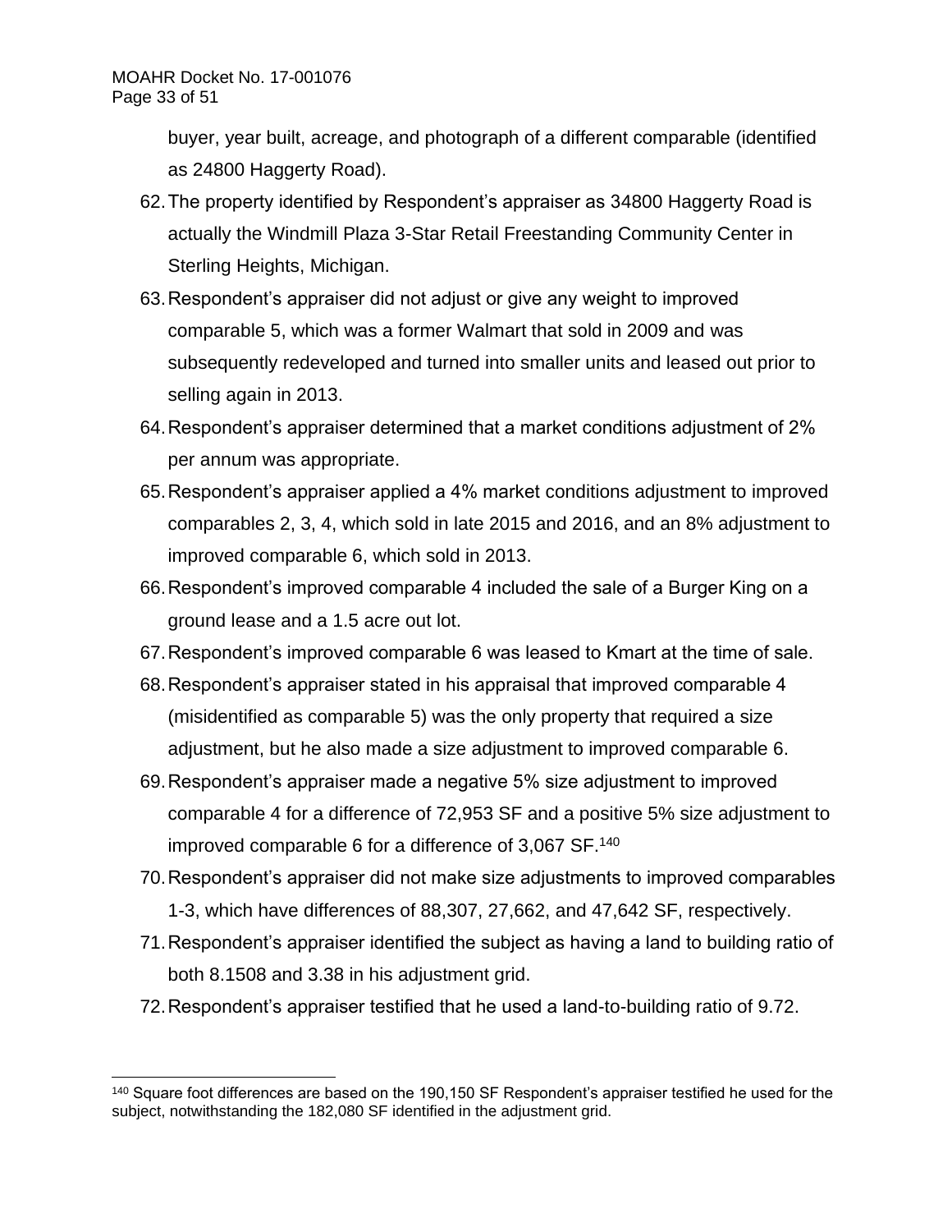buyer, year built, acreage, and photograph of a different comparable (identified as 24800 Haggerty Road).

62. The property identified by Respondent's appraiser as 34800 Haggerty Road is actually the Windmill Plaza 3-Star Retail Freestanding Community Center in Sterling Heights, Michigan.
63. Respondent's appraiser did not adjust or give any weight to improved comparable 5, which was a former Walmart that sold in 2009 and was subsequently redeveloped and turned into smaller units and leased out prior to selling again in 2013.
64. Respondent's appraiser determined that a market conditions adjustment of 2% per annum was appropriate.
65. Respondent's appraiser applied a 4% market conditions adjustment to improved comparables 2, 3, 4, which sold in late 2015 and 2016, and an 8% adjustment to improved comparable 6, which sold in 2013.
66. Respondent's improved comparable 4 included the sale of a Burger King on a ground lease and a 1.5 acre out lot.
67. Respondent's improved comparable 6 was leased to Kmart at the time of sale.
68. Respondent's appraiser stated in his appraisal that improved comparable 4 (misidentified as comparable 5) was the only property that required a size adjustment, but he also made a size adjustment to improved comparable 6.
69. Respondent's appraiser made a negative 5% size adjustment to improved comparable 4 for a difference of 72,953 SF and a positive 5% size adjustment to improved comparable 6 for a difference of 3,067 SF.[140]
70. Respondent's appraiser did not make size adjustments to improved comparables 1-3, which have differences of 88,307, 27,662, and 47,642 SF, respectively.
71. Respondent's appraiser identified the subject as having a land to building ratio of both 8.1508 and 3.38 in his adjustment grid.
72. Respondent's appraiser testified that he used a land-to-building ratio of 9.72.

---

[140] Square foot differences are based on the 190,150 SF Respondent's appraiser testified he used for the subject, notwithstanding the 182,080 SF identified in the adjustment grid.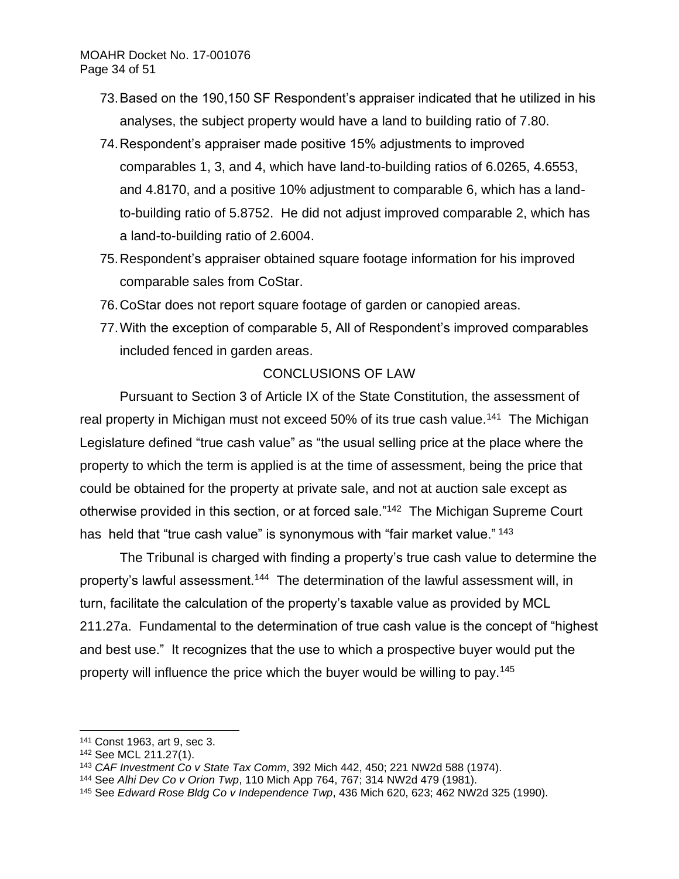73. Based on the 190,150 SF Respondent's appraiser indicated that he utilized in his analyses, the subject property would have a land to building ratio of 7.80.
74. Respondent's appraiser made positive 15% adjustments to improved comparables 1, 3, and 4, which have land-to-building ratios of 6.0265, 4.6553, and 4.8170, and a positive 10% adjustment to comparable 6, which has a land-to-building ratio of 5.8752. He did not adjust improved comparable 2, which has a land-to-building ratio of 2.6004.
75. Respondent's appraiser obtained square footage information for his improved comparable sales from CoStar.
76. CoStar does not report square footage of garden or canopied areas.
77. With the exception of comparable 5, All of Respondent's improved comparables included fenced in garden areas.

## CONCLUSIONS OF LAW

Pursuant to Section 3 of Article IX of the State Constitution, the assessment of real property in Michigan must not exceed 50% of its true cash value.[141] The Michigan Legislature defined "true cash value" as "the usual selling price at the place where the property to which the term is applied is at the time of assessment, being the price that could be obtained for the property at private sale, and not at auction sale except as otherwise provided in this section, or at forced sale."[142] The Michigan Supreme Court has held that "true cash value" is synonymous with "fair market value."[143]

The Tribunal is charged with finding a property's true cash value to determine the property's lawful assessment.[144] The determination of the lawful assessment will, in turn, facilitate the calculation of the property's taxable value as provided by MCL 211.27a. Fundamental to the determination of true cash value is the concept of "highest and best use." It recognizes that the use to which a prospective buyer would put the property will influence the price which the buyer would be willing to pay.[145]

---

[141] Const 1963, art 9, sec 3.

[142] See MCL 211.27(1).

[143] *CAF Investment Co v State Tax Comm*, 392 Mich 442, 450; 221 NW2d 588 (1974).

[144] See *Alhi Dev Co v Orion Twp*, 110 Mich App 764, 767; 314 NW2d 479 (1981).

[145] See *Edward Rose Bldg Co v Independence Twp*, 436 Mich 620, 623; 462 NW2d 325 (1990).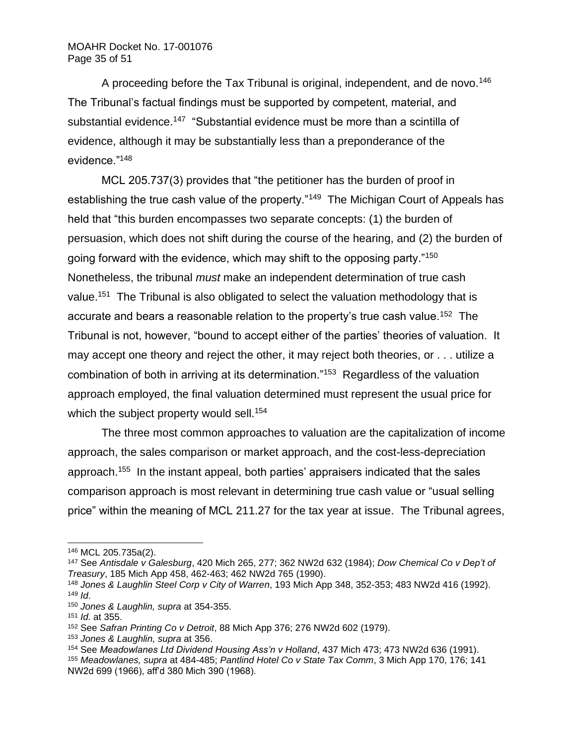A proceeding before the Tax Tribunal is original, independent, and de novo.[146] The Tribunal's factual findings must be supported by competent, material, and substantial evidence.[147] "Substantial evidence must be more than a scintilla of evidence, although it may be substantially less than a preponderance of the evidence."[148]

MCL 205.737(3) provides that "the petitioner has the burden of proof in establishing the true cash value of the property."[149] The Michigan Court of Appeals has held that "this burden encompasses two separate concepts: (1) the burden of persuasion, which does not shift during the course of the hearing, and (2) the burden of going forward with the evidence, which may shift to the opposing party."[150] Nonetheless, the tribunal *must* make an independent determination of true cash value.[151] The Tribunal is also obligated to select the valuation methodology that is accurate and bears a reasonable relation to the property's true cash value.[152] The Tribunal is not, however, "bound to accept either of the parties' theories of valuation. It may accept one theory and reject the other, it may reject both theories, or . . . utilize a combination of both in arriving at its determination."[153] Regardless of the valuation approach employed, the final valuation determined must represent the usual price for which the subject property would sell.[154]

The three most common approaches to valuation are the capitalization of income approach, the sales comparison or market approach, and the cost-less-depreciation approach.[155] In the instant appeal, both parties' appraisers indicated that the sales comparison approach is most relevant in determining true cash value or "usual selling price" within the meaning of MCL 211.27 for the tax year at issue. The Tribunal agrees,

---

[146] MCL 205.735a(2).

[147] See *Antisdale v Galesburg*, 420 Mich 265, 277; 362 NW2d 632 (1984); *Dow Chemical Co v Dep't of Treasury*, 185 Mich App 458, 462-463; 462 NW2d 765 (1990).

[148] *Jones & Laughlin Steel Corp v City of Warren*, 193 Mich App 348, 352-353; 483 NW2d 416 (1992).

[149] *Id*.

[150] *Jones & Laughlin, supra* at 354-355.

[151] *Id.* at 355.

[152] See *Safran Printing Co v Detroit*, 88 Mich App 376; 276 NW2d 602 (1979).

[153] *Jones & Laughlin, supra* at 356.

[154] See *Meadowlanes Ltd Dividend Housing Ass'n v Holland*, 437 Mich 473; 473 NW2d 636 (1991).

[155] *Meadowlanes, supra* at 484-485; *Pantlind Hotel Co v State Tax Comm*, 3 Mich App 170, 176; 141 NW2d 699 (1966), aff'd 380 Mich 390 (1968).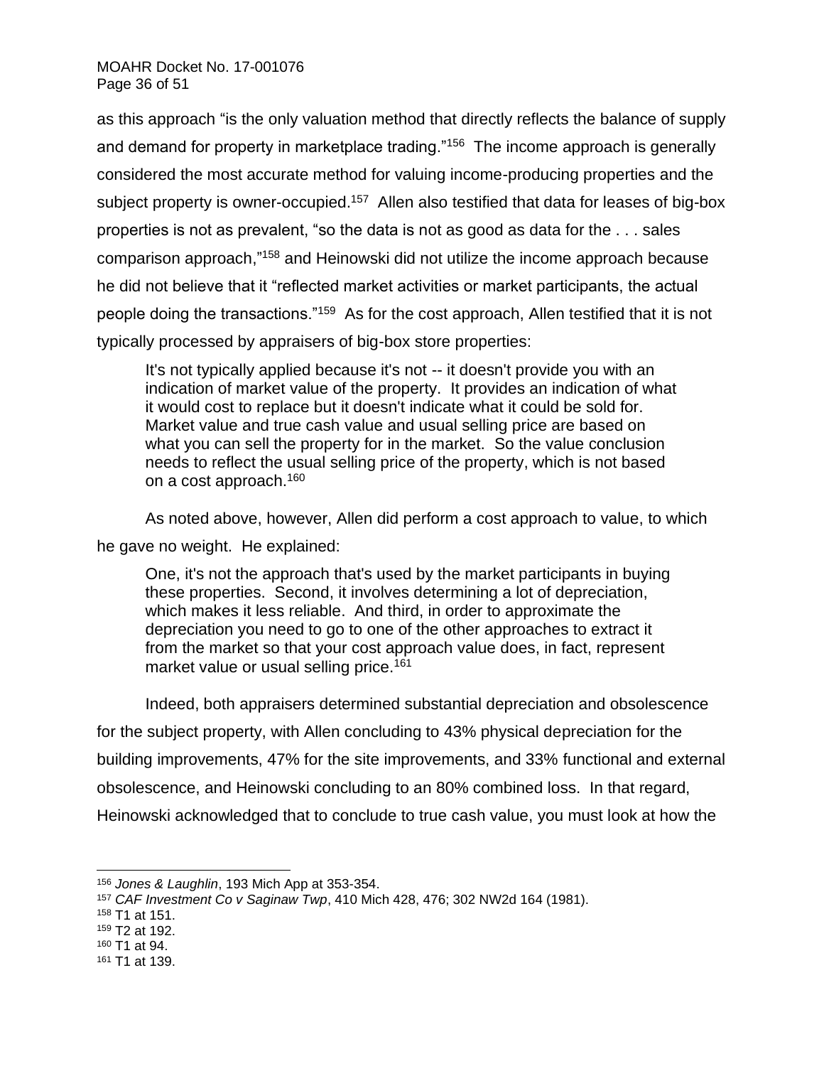as this approach "is the only valuation method that directly reflects the balance of supply and demand for property in marketplace trading."[156] The income approach is generally considered the most accurate method for valuing income-producing properties and the subject property is owner-occupied.[157] Allen also testified that data for leases of big-box properties is not as prevalent, "so the data is not as good as data for the . . . sales comparison approach,"[158] and Heinowski did not utilize the income approach because he did not believe that it "reflected market activities or market participants, the actual people doing the transactions."[159] As for the cost approach, Allen testified that it is not typically processed by appraisers of big-box store properties:

> It's not typically applied because it's not -- it doesn't provide you with an indication of market value of the property. It provides an indication of what it would cost to replace but it doesn't indicate what it could be sold for. Market value and true cash value and usual selling price are based on what you can sell the property for in the market. So the value conclusion needs to reflect the usual selling price of the property, which is not based on a cost approach.[160]

As noted above, however, Allen did perform a cost approach to value, to which he gave no weight. He explained:

> One, it's not the approach that's used by the market participants in buying these properties. Second, it involves determining a lot of depreciation, which makes it less reliable. And third, in order to approximate the depreciation you need to go to one of the other approaches to extract it from the market so that your cost approach value does, in fact, represent market value or usual selling price.[161]

Indeed, both appraisers determined substantial depreciation and obsolescence for the subject property, with Allen concluding to 43% physical depreciation for the building improvements, 47% for the site improvements, and 33% functional and external obsolescence, and Heinowski concluding to an 80% combined loss. In that regard, Heinowski acknowledged that to conclude to true cash value, you must look at how the

---

[156] *Jones & Laughlin*, 193 Mich App at 353-354.

[157] *CAF Investment Co v Saginaw Twp*, 410 Mich 428, 476; 302 NW2d 164 (1981).

[158] T1 at 151.

[159] T2 at 192.

[160] T1 at 94.

[161] T1 at 139.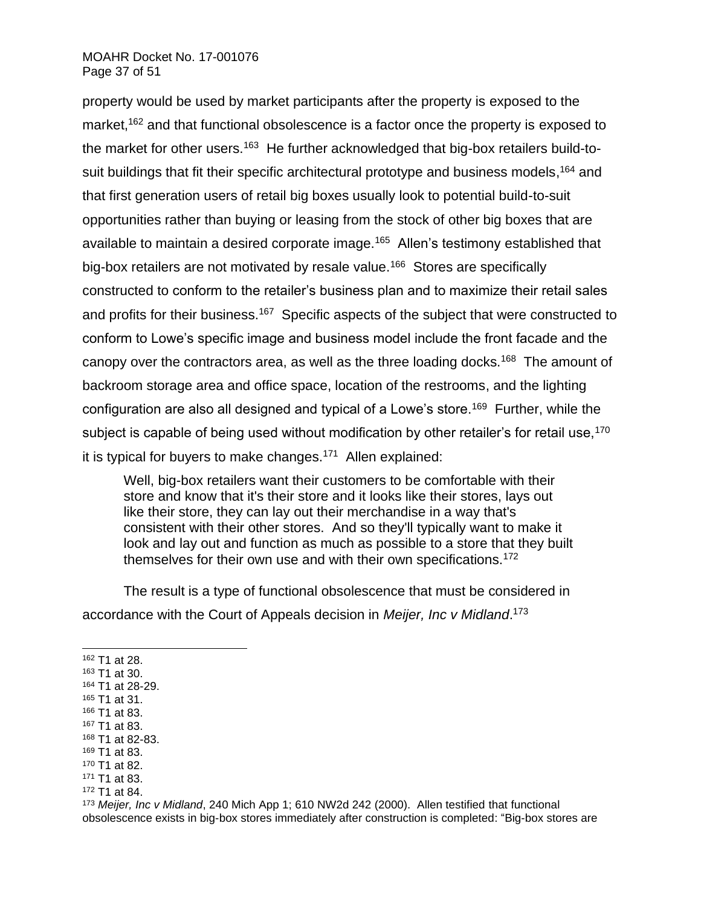property would be used by market participants after the property is exposed to the market,[162] and that functional obsolescence is a factor once the property is exposed to the market for other users.[163] He further acknowledged that big-box retailers build-to-suit buildings that fit their specific architectural prototype and business models,[164] and that first generation users of retail big boxes usually look to potential build-to-suit opportunities rather than buying or leasing from the stock of other big boxes that are available to maintain a desired corporate image.[165] Allen's testimony established that big-box retailers are not motivated by resale value.[166] Stores are specifically constructed to conform to the retailer's business plan and to maximize their retail sales and profits for their business.[167] Specific aspects of the subject that were constructed to conform to Lowe's specific image and business model include the front facade and the canopy over the contractors area, as well as the three loading docks.[168] The amount of backroom storage area and office space, location of the restrooms, and the lighting configuration are also all designed and typical of a Lowe's store.[169] Further, while the subject is capable of being used without modification by other retailer's for retail use,[170] it is typical for buyers to make changes.[171] Allen explained:

> Well, big-box retailers want their customers to be comfortable with their store and know that it's their store and it looks like their stores, lays out like their store, they can lay out their merchandise in a way that's consistent with their other stores. And so they'll typically want to make it look and lay out and function as much as possible to a store that they built themselves for their own use and with their own specifications.[172]

The result is a type of functional obsolescence that must be considered in accordance with the Court of Appeals decision in *Meijer, Inc v Midland*.[173]

---

[162] T1 at 28.
[163] T1 at 30.
[164] T1 at 28-29.
[165] T1 at 31.
[166] T1 at 83.
[167] T1 at 83.
[168] T1 at 82-83.
[169] T1 at 83.
[170] T1 at 82.
[171] T1 at 83.
[172] T1 at 84.
[173] *Meijer, Inc v Midland*, 240 Mich App 1; 610 NW2d 242 (2000). Allen testified that functional obsolescence exists in big-box stores immediately after construction is completed: "Big-box stores are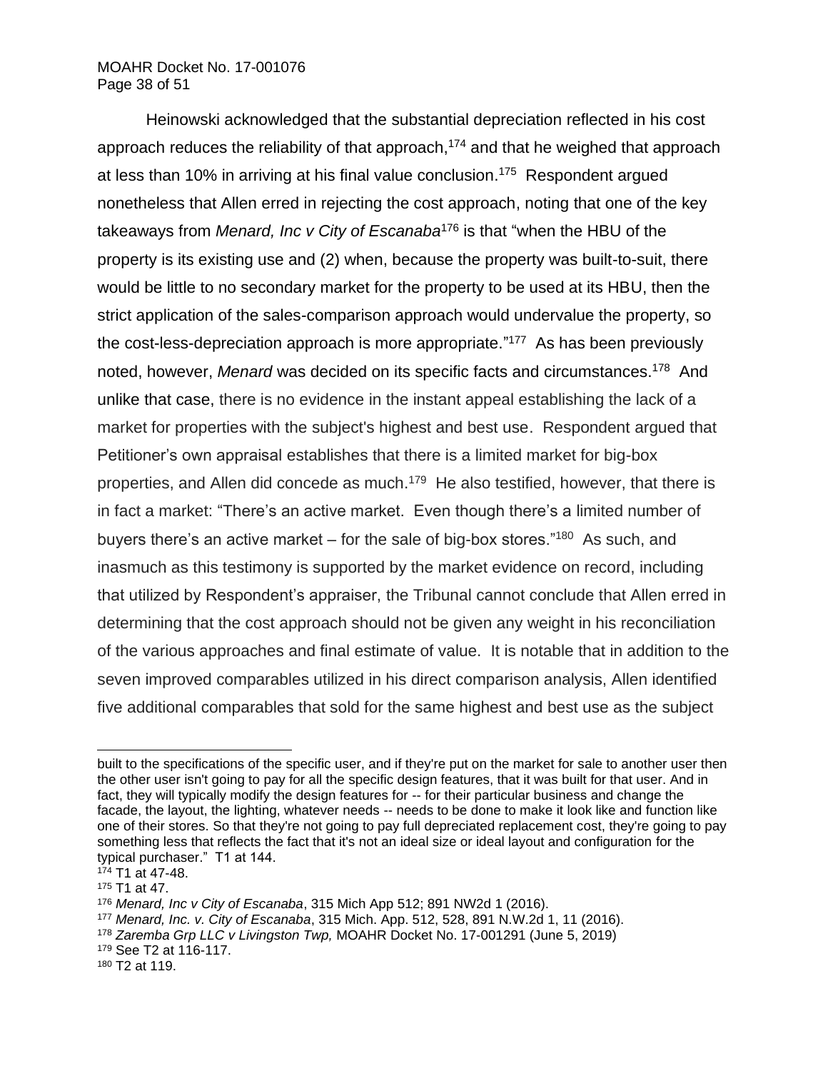Heinowski acknowledged that the substantial depreciation reflected in his cost approach reduces the reliability of that approach,[174] and that he weighed that approach at less than 10% in arriving at his final value conclusion.[175] Respondent argued nonetheless that Allen erred in rejecting the cost approach, noting that one of the key takeaways from *Menard, Inc v City of Escanaba*[176] is that "when the HBU of the property is its existing use and (2) when, because the property was built-to-suit, there would be little to no secondary market for the property to be used at its HBU, then the strict application of the sales-comparison approach would undervalue the property, so the cost-less-depreciation approach is more appropriate."[177] As has been previously noted, however, *Menard* was decided on its specific facts and circumstances.[178] And unlike that case, there is no evidence in the instant appeal establishing the lack of a market for properties with the subject's highest and best use. Respondent argued that Petitioner's own appraisal establishes that there is a limited market for big-box properties, and Allen did concede as much.[179] He also testified, however, that there is in fact a market: "There's an active market. Even though there's a limited number of buyers there's an active market – for the sale of big-box stores."[180] As such, and inasmuch as this testimony is supported by the market evidence on record, including that utilized by Respondent's appraiser, the Tribunal cannot conclude that Allen erred in determining that the cost approach should not be given any weight in his reconciliation of the various approaches and final estimate of value. It is notable that in addition to the seven improved comparables utilized in his direct comparison analysis, Allen identified five additional comparables that sold for the same highest and best use as the subject

---

built to the specifications of the specific user, and if they're put on the market for sale to another user then the other user isn't going to pay for all the specific design features, that it was built for that user. And in fact, they will typically modify the design features for -- for their particular business and change the facade, the layout, the lighting, whatever needs -- needs to be done to make it look like and function like one of their stores. So that they're not going to pay full depreciated replacement cost, they're going to pay something less that reflects the fact that it's not an ideal size or ideal layout and configuration for the typical purchaser." T1 at 144.

[174] T1 at 47-48.

[175] T1 at 47.

[176] *Menard, Inc v City of Escanaba*, 315 Mich App 512; 891 NW2d 1 (2016).

[177] *Menard, Inc. v. City of Escanaba*, 315 Mich. App. 512, 528, 891 N.W.2d 1, 11 (2016).

[178] *Zaremba Grp LLC v Livingston Twp,* MOAHR Docket No. 17-001291 (June 5, 2019)

[179] See T2 at 116-117.

[180] T2 at 119.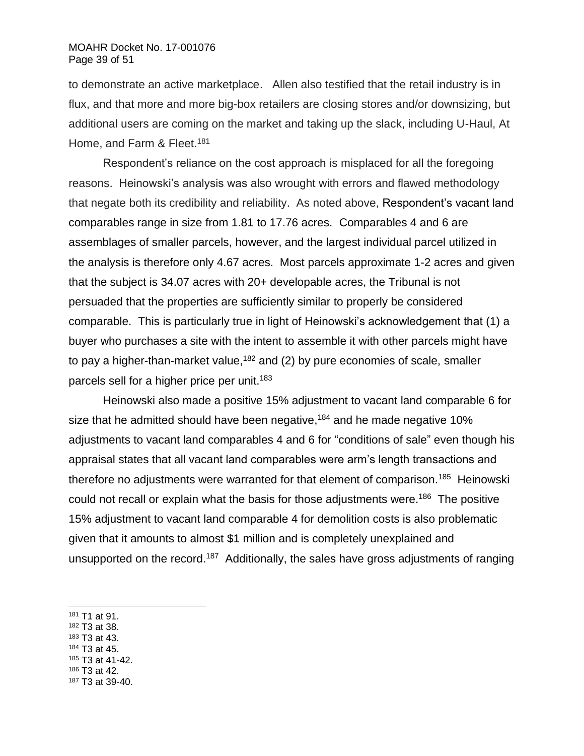to demonstrate an active marketplace. Allen also testified that the retail industry is in flux, and that more and more big-box retailers are closing stores and/or downsizing, but additional users are coming on the market and taking up the slack, including U-Haul, At Home, and Farm & Fleet.[181]

Respondent's reliance on the cost approach is misplaced for all the foregoing reasons. Heinowski's analysis was also wrought with errors and flawed methodology that negate both its credibility and reliability. As noted above, Respondent's vacant land comparables range in size from 1.81 to 17.76 acres. Comparables 4 and 6 are assemblages of smaller parcels, however, and the largest individual parcel utilized in the analysis is therefore only 4.67 acres. Most parcels approximate 1-2 acres and given that the subject is 34.07 acres with 20+ developable acres, the Tribunal is not persuaded that the properties are sufficiently similar to properly be considered comparable. This is particularly true in light of Heinowski's acknowledgement that (1) a buyer who purchases a site with the intent to assemble it with other parcels might have to pay a higher-than-market value,[182] and (2) by pure economies of scale, smaller parcels sell for a higher price per unit.[183]

Heinowski also made a positive 15% adjustment to vacant land comparable 6 for size that he admitted should have been negative,[184] and he made negative 10% adjustments to vacant land comparables 4 and 6 for "conditions of sale" even though his appraisal states that all vacant land comparables were arm's length transactions and therefore no adjustments were warranted for that element of comparison.[185] Heinowski could not recall or explain what the basis for those adjustments were.[186] The positive 15% adjustment to vacant land comparable 4 for demolition costs is also problematic given that it amounts to almost $1 million and is completely unexplained and unsupported on the record.[187] Additionally, the sales have gross adjustments of ranging

---

[181] T1 at 91.
[182] T3 at 38.
[183] T3 at 43.
[184] T3 at 45.
[185] T3 at 41-42.
[186] T3 at 42.
[187] T3 at 39-40.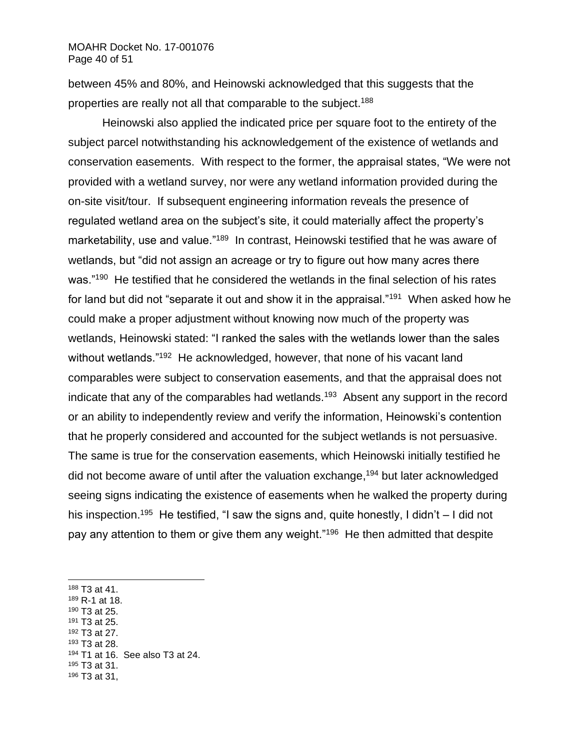between 45% and 80%, and Heinowski acknowledged that this suggests that the properties are really not all that comparable to the subject.[188]

Heinowski also applied the indicated price per square foot to the entirety of the subject parcel notwithstanding his acknowledgement of the existence of wetlands and conservation easements. With respect to the former, the appraisal states, "We were not provided with a wetland survey, nor were any wetland information provided during the on-site visit/tour. If subsequent engineering information reveals the presence of regulated wetland area on the subject's site, it could materially affect the property's marketability, use and value."[189] In contrast, Heinowski testified that he was aware of wetlands, but "did not assign an acreage or try to figure out how many acres there was."[190] He testified that he considered the wetlands in the final selection of his rates for land but did not "separate it out and show it in the appraisal."[191] When asked how he could make a proper adjustment without knowing now much of the property was wetlands, Heinowski stated: "I ranked the sales with the wetlands lower than the sales without wetlands."[192] He acknowledged, however, that none of his vacant land comparables were subject to conservation easements, and that the appraisal does not indicate that any of the comparables had wetlands.[193] Absent any support in the record or an ability to independently review and verify the information, Heinowski's contention that he properly considered and accounted for the subject wetlands is not persuasive. The same is true for the conservation easements, which Heinowski initially testified he did not become aware of until after the valuation exchange,[194] but later acknowledged seeing signs indicating the existence of easements when he walked the property during his inspection.[195] He testified, "I saw the signs and, quite honestly, I didn't – I did not pay any attention to them or give them any weight."[196] He then admitted that despite

---

[188] T3 at 41.
[189] R-1 at 18.
[190] T3 at 25.
[191] T3 at 25.
[192] T3 at 27.
[193] T3 at 28.
[194] T1 at 16. See also T3 at 24.
[195] T3 at 31.
[196] T3 at 31,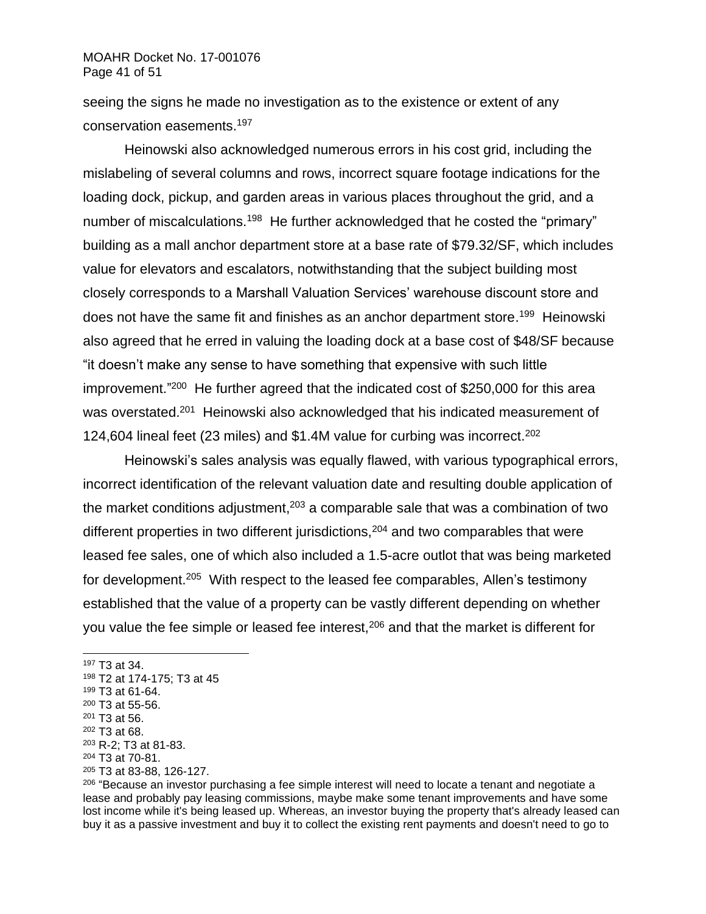seeing the signs he made no investigation as to the existence or extent of any conservation easements.[197]

Heinowski also acknowledged numerous errors in his cost grid, including the mislabeling of several columns and rows, incorrect square footage indications for the loading dock, pickup, and garden areas in various places throughout the grid, and a number of miscalculations.[198] He further acknowledged that he costed the "primary" building as a mall anchor department store at a base rate of $79.32/SF, which includes value for elevators and escalators, notwithstanding that the subject building most closely corresponds to a Marshall Valuation Services' warehouse discount store and does not have the same fit and finishes as an anchor department store.[199] Heinowski also agreed that he erred in valuing the loading dock at a base cost of $48/SF because "it doesn't make any sense to have something that expensive with such little improvement."[200] He further agreed that the indicated cost of $250,000 for this area was overstated.[201] Heinowski also acknowledged that his indicated measurement of 124,604 lineal feet (23 miles) and $1.4M value for curbing was incorrect.[202]

Heinowski's sales analysis was equally flawed, with various typographical errors, incorrect identification of the relevant valuation date and resulting double application of the market conditions adjustment,[203] a comparable sale that was a combination of two different properties in two different jurisdictions,[204] and two comparables that were leased fee sales, one of which also included a 1.5-acre outlot that was being marketed for development.[205] With respect to the leased fee comparables, Allen's testimony established that the value of a property can be vastly different depending on whether you value the fee simple or leased fee interest,[206] and that the market is different for

---

[197] T3 at 34.

[198] T2 at 174-175; T3 at 45

[199] T3 at 61-64.

[200] T3 at 55-56.

[201] T3 at 56.

[202] T3 at 68.

[203] R-2; T3 at 81-83.

[204] T3 at 70-81.

[205] T3 at 83-88, 126-127.

[206] "Because an investor purchasing a fee simple interest will need to locate a tenant and negotiate a lease and probably pay leasing commissions, maybe make some tenant improvements and have some lost income while it's being leased up. Whereas, an investor buying the property that's already leased can buy it as a passive investment and buy it to collect the existing rent payments and doesn't need to go to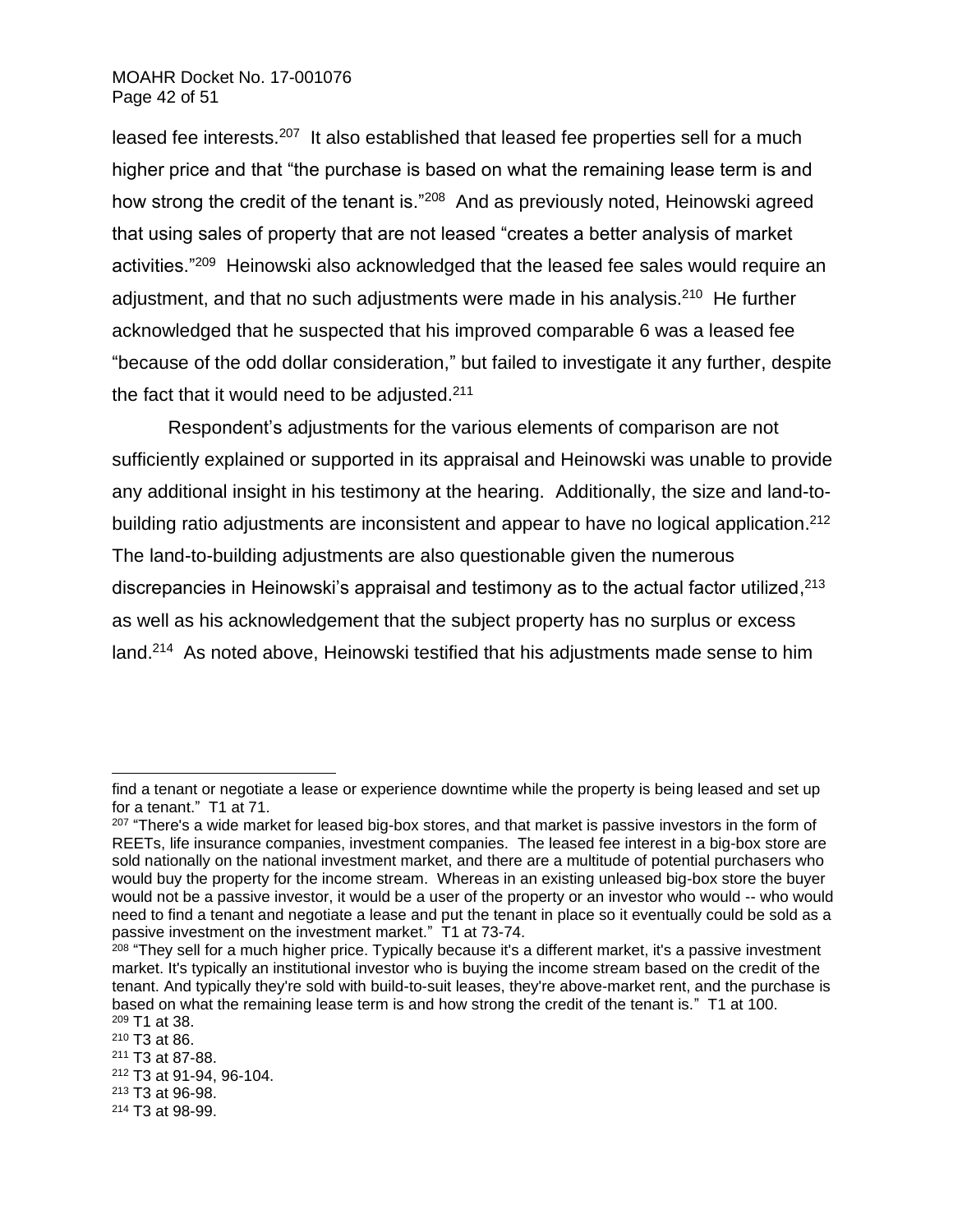leased fee interests.[207] It also established that leased fee properties sell for a much higher price and that "the purchase is based on what the remaining lease term is and how strong the credit of the tenant is."[208] And as previously noted, Heinowski agreed that using sales of property that are not leased "creates a better analysis of market activities."[209] Heinowski also acknowledged that the leased fee sales would require an adjustment, and that no such adjustments were made in his analysis.[210] He further acknowledged that he suspected that his improved comparable 6 was a leased fee "because of the odd dollar consideration," but failed to investigate it any further, despite the fact that it would need to be adjusted.[211]

Respondent's adjustments for the various elements of comparison are not sufficiently explained or supported in its appraisal and Heinowski was unable to provide any additional insight in his testimony at the hearing. Additionally, the size and land-to-building ratio adjustments are inconsistent and appear to have no logical application.[212] The land-to-building adjustments are also questionable given the numerous discrepancies in Heinowski's appraisal and testimony as to the actual factor utilized,[213] as well as his acknowledgement that the subject property has no surplus or excess land.[214] As noted above, Heinowski testified that his adjustments made sense to him

---

find a tenant or negotiate a lease or experience downtime while the property is being leased and set up for a tenant." T1 at 71.

[207] "There's a wide market for leased big-box stores, and that market is passive investors in the form of REETs, life insurance companies, investment companies. The leased fee interest in a big-box store are sold nationally on the national investment market, and there are a multitude of potential purchasers who would buy the property for the income stream. Whereas in an existing unleased big-box store the buyer would not be a passive investor, it would be a user of the property or an investor who would -- who would need to find a tenant and negotiate a lease and put the tenant in place so it eventually could be sold as a passive investment on the investment market." T1 at 73-74.

[208] "They sell for a much higher price. Typically because it's a different market, it's a passive investment market. It's typically an institutional investor who is buying the income stream based on the credit of the tenant. And typically they're sold with build-to-suit leases, they're above-market rent, and the purchase is based on what the remaining lease term is and how strong the credit of the tenant is." T1 at 100.

[209] T1 at 38.

[210] T3 at 86.

[211] T3 at 87-88.

[212] T3 at 91-94, 96-104.

[213] T3 at 96-98.

[214] T3 at 98-99.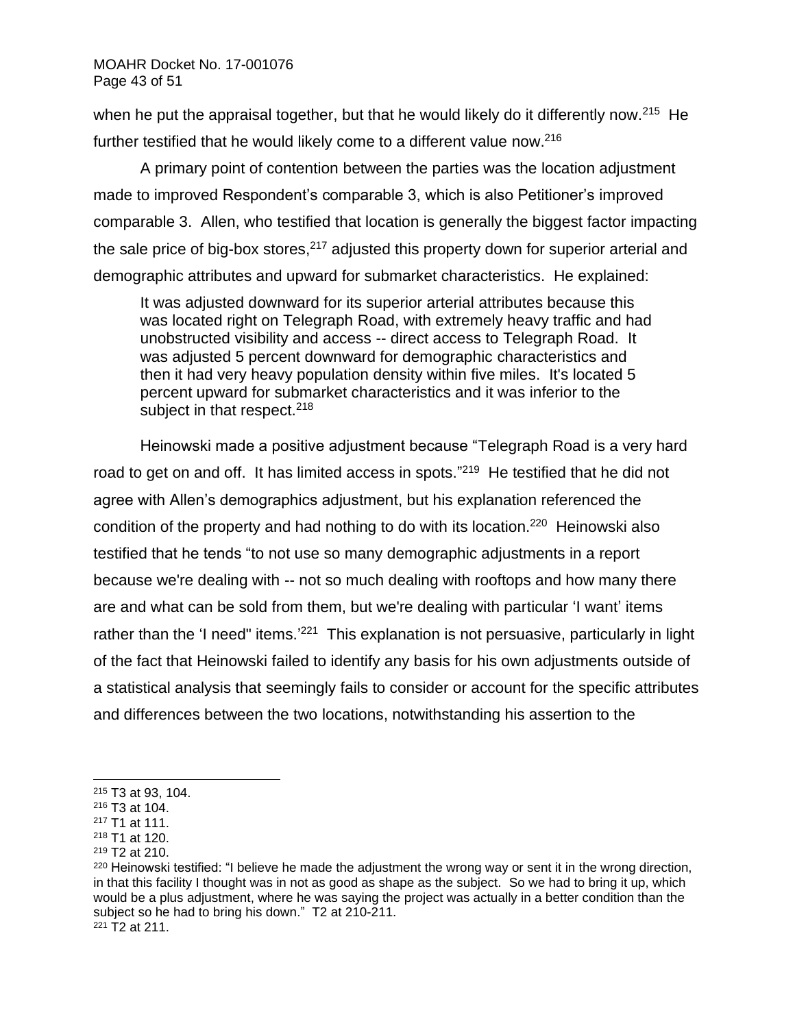when he put the appraisal together, but that he would likely do it differently now.[215] He further testified that he would likely come to a different value now.[216]

A primary point of contention between the parties was the location adjustment made to improved Respondent's comparable 3, which is also Petitioner's improved comparable 3. Allen, who testified that location is generally the biggest factor impacting the sale price of big-box stores,[217] adjusted this property down for superior arterial and demographic attributes and upward for submarket characteristics. He explained:

> It was adjusted downward for its superior arterial attributes because this was located right on Telegraph Road, with extremely heavy traffic and had unobstructed visibility and access -- direct access to Telegraph Road. It was adjusted 5 percent downward for demographic characteristics and then it had very heavy population density within five miles. It's located 5 percent upward for submarket characteristics and it was inferior to the subject in that respect.[218]

Heinowski made a positive adjustment because "Telegraph Road is a very hard road to get on and off. It has limited access in spots."[219] He testified that he did not agree with Allen's demographics adjustment, but his explanation referenced the condition of the property and had nothing to do with its location.[220] Heinowski also testified that he tends "to not use so many demographic adjustments in a report because we're dealing with -- not so much dealing with rooftops and how many there are and what can be sold from them, but we're dealing with particular 'I want' items rather than the 'I need" items.'[221] This explanation is not persuasive, particularly in light of the fact that Heinowski failed to identify any basis for his own adjustments outside of a statistical analysis that seemingly fails to consider or account for the specific attributes and differences between the two locations, notwithstanding his assertion to the

---

[215] T3 at 93, 104.

[216] T3 at 104.

[217] T1 at 111.

[218] T1 at 120.

[219] T2 at 210.

[220] Heinowski testified: "I believe he made the adjustment the wrong way or sent it in the wrong direction, in that this facility I thought was in not as good as shape as the subject. So we had to bring it up, which would be a plus adjustment, where he was saying the project was actually in a better condition than the subject so he had to bring his down." T2 at 210-211.

[221] T2 at 211.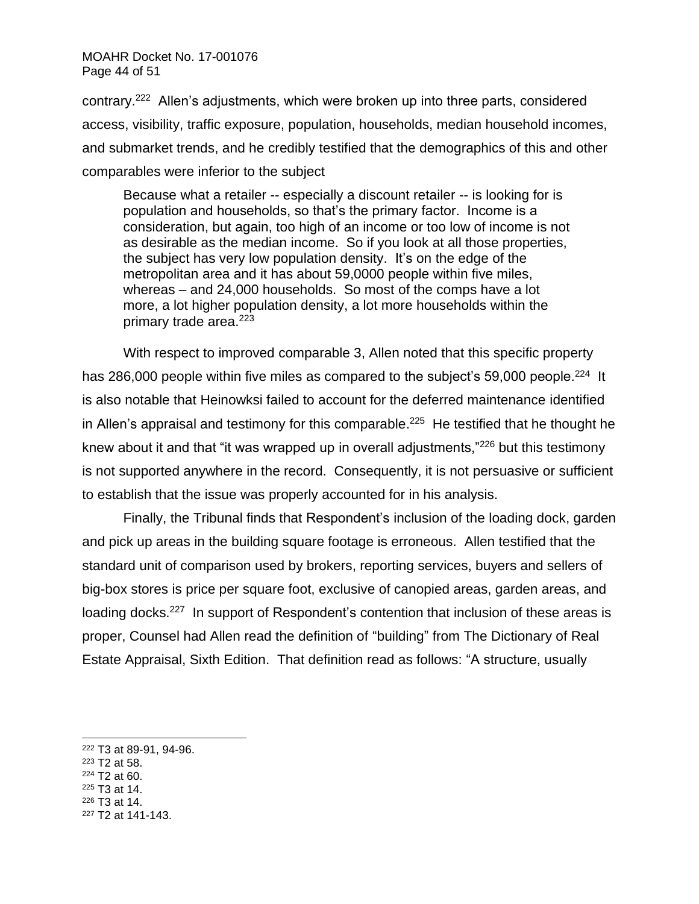contrary.[222] Allen's adjustments, which were broken up into three parts, considered access, visibility, traffic exposure, population, households, median household incomes, and submarket trends, and he credibly testified that the demographics of this and other comparables were inferior to the subject

> Because what a retailer -- especially a discount retailer -- is looking for is population and households, so that's the primary factor. Income is a consideration, but again, too high of an income or too low of income is not as desirable as the median income. So if you look at all those properties, the subject has very low population density. It's on the edge of the metropolitan area and it has about 59,0000 people within five miles, whereas – and 24,000 households. So most of the comps have a lot more, a lot higher population density, a lot more households within the primary trade area.[223]

With respect to improved comparable 3, Allen noted that this specific property has 286,000 people within five miles as compared to the subject's 59,000 people.[224] It is also notable that Heinowksi failed to account for the deferred maintenance identified in Allen's appraisal and testimony for this comparable.[225] He testified that he thought he knew about it and that "it was wrapped up in overall adjustments,"[226] but this testimony is not supported anywhere in the record. Consequently, it is not persuasive or sufficient to establish that the issue was properly accounted for in his analysis.

Finally, the Tribunal finds that Respondent's inclusion of the loading dock, garden and pick up areas in the building square footage is erroneous. Allen testified that the standard unit of comparison used by brokers, reporting services, buyers and sellers of big-box stores is price per square foot, exclusive of canopied areas, garden areas, and loading docks.[227] In support of Respondent's contention that inclusion of these areas is proper, Counsel had Allen read the definition of "building" from The Dictionary of Real Estate Appraisal, Sixth Edition. That definition read as follows: "A structure, usually

---

[222] T3 at 89-91, 94-96.

[223] T2 at 58.

[224] T2 at 60.

[225] T3 at 14.

[226] T3 at 14.

[227] T2 at 141-143.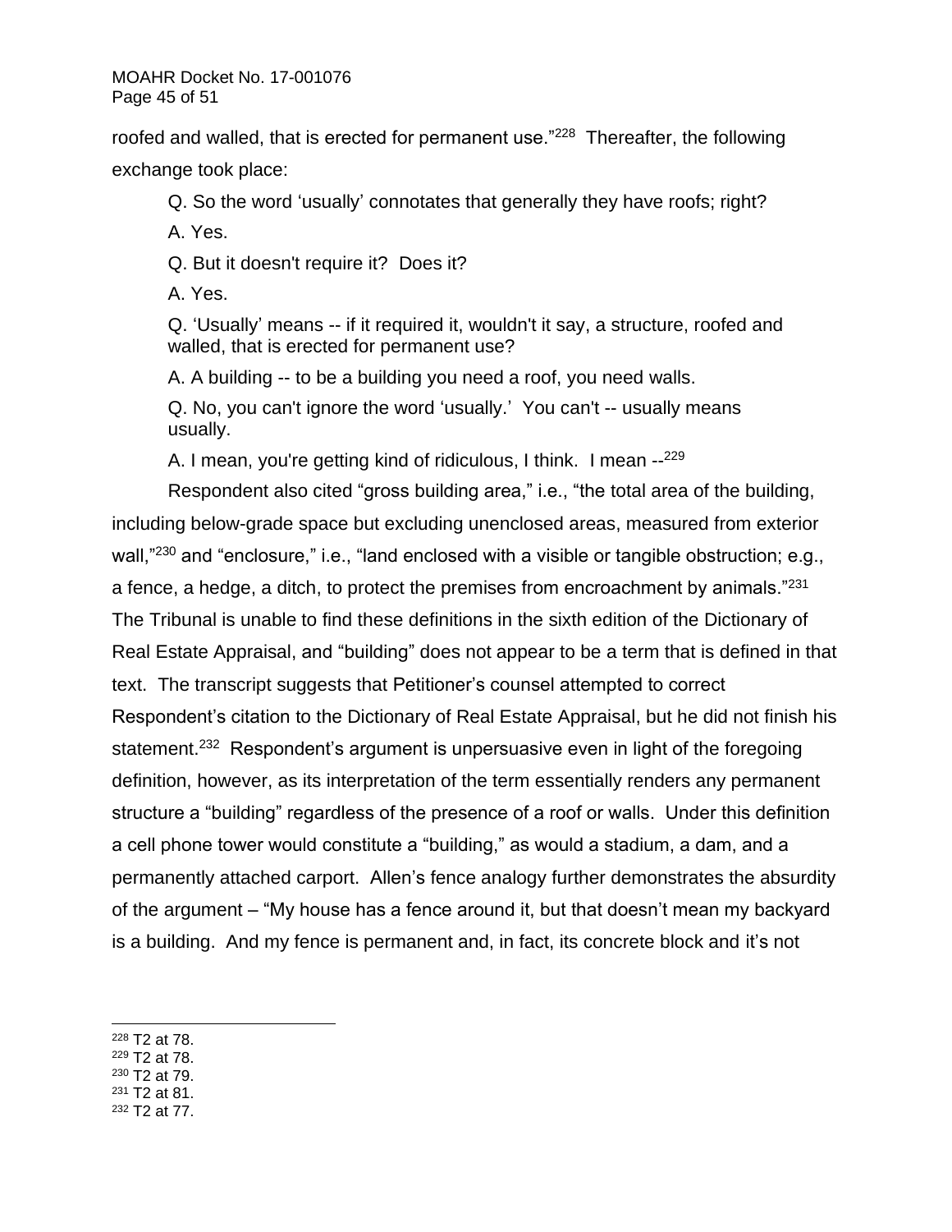roofed and walled, that is erected for permanent use."[228] Thereafter, the following exchange took place:

> Q. So the word 'usually' connotates that generally they have roofs; right?
>
> A. Yes.
>
> Q. But it doesn't require it? Does it?
>
> A. Yes.
>
> Q. 'Usually' means -- if it required it, wouldn't it say, a structure, roofed and walled, that is erected for permanent use?
>
> A. A building -- to be a building you need a roof, you need walls.
>
> Q. No, you can't ignore the word 'usually.' You can't -- usually means usually.
>
> A. I mean, you're getting kind of ridiculous, I think. I mean --[229]

Respondent also cited "gross building area," i.e., "the total area of the building, including below-grade space but excluding unenclosed areas, measured from exterior wall,"[230] and "enclosure," i.e., "land enclosed with a visible or tangible obstruction; e.g., a fence, a hedge, a ditch, to protect the premises from encroachment by animals."[231] The Tribunal is unable to find these definitions in the sixth edition of the Dictionary of Real Estate Appraisal, and "building" does not appear to be a term that is defined in that text. The transcript suggests that Petitioner's counsel attempted to correct Respondent's citation to the Dictionary of Real Estate Appraisal, but he did not finish his statement.[232] Respondent's argument is unpersuasive even in light of the foregoing definition, however, as its interpretation of the term essentially renders any permanent structure a "building" regardless of the presence of a roof or walls. Under this definition a cell phone tower would constitute a "building," as would a stadium, a dam, and a permanently attached carport. Allen's fence analogy further demonstrates the absurdity of the argument – "My house has a fence around it, but that doesn't mean my backyard is a building. And my fence is permanent and, in fact, its concrete block and it's not

---

[228] T2 at 78.
[229] T2 at 78.
[230] T2 at 79.
[231] T2 at 81.
[232] T2 at 77.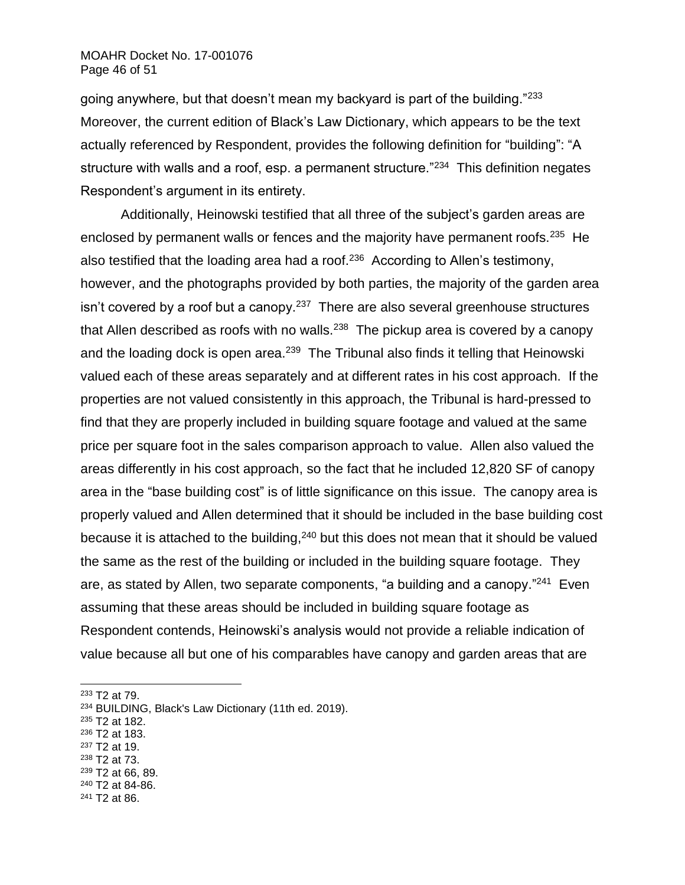going anywhere, but that doesn't mean my backyard is part of the building."[233] Moreover, the current edition of Black's Law Dictionary, which appears to be the text actually referenced by Respondent, provides the following definition for "building": "A structure with walls and a roof, esp. a permanent structure."[234] This definition negates Respondent's argument in its entirety.

Additionally, Heinowski testified that all three of the subject's garden areas are enclosed by permanent walls or fences and the majority have permanent roofs.[235] He also testified that the loading area had a roof.[236] According to Allen's testimony, however, and the photographs provided by both parties, the majority of the garden area isn't covered by a roof but a canopy.[237] There are also several greenhouse structures that Allen described as roofs with no walls.[238] The pickup area is covered by a canopy and the loading dock is open area.[239] The Tribunal also finds it telling that Heinowski valued each of these areas separately and at different rates in his cost approach. If the properties are not valued consistently in this approach, the Tribunal is hard-pressed to find that they are properly included in building square footage and valued at the same price per square foot in the sales comparison approach to value. Allen also valued the areas differently in his cost approach, so the fact that he included 12,820 SF of canopy area in the "base building cost" is of little significance on this issue. The canopy area is properly valued and Allen determined that it should be included in the base building cost because it is attached to the building,[240] but this does not mean that it should be valued the same as the rest of the building or included in the building square footage. They are, as stated by Allen, two separate components, "a building and a canopy."[241] Even assuming that these areas should be included in building square footage as Respondent contends, Heinowski's analysis would not provide a reliable indication of value because all but one of his comparables have canopy and garden areas that are

---

[233] T2 at 79.
[234] BUILDING, Black's Law Dictionary (11th ed. 2019).
[235] T2 at 182.
[236] T2 at 183.
[237] T2 at 19.
[238] T2 at 73.
[239] T2 at 66, 89.
[240] T2 at 84-86.
[241] T2 at 86.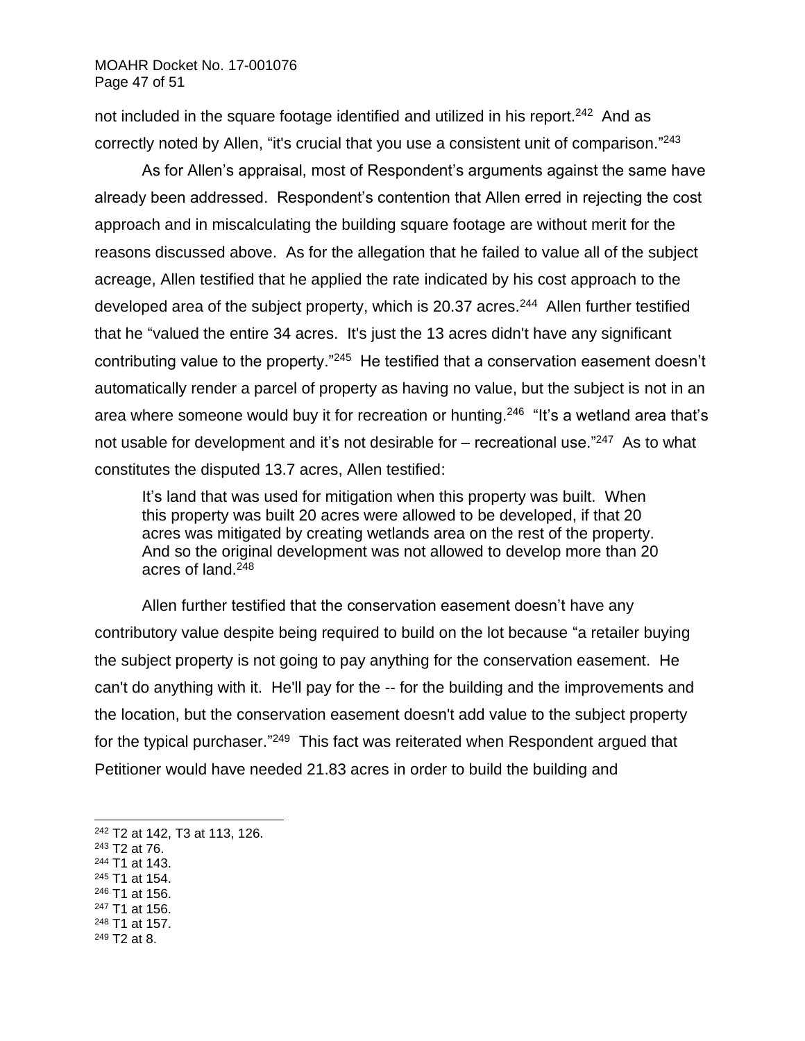not included in the square footage identified and utilized in his report.[242] And as correctly noted by Allen, "it's crucial that you use a consistent unit of comparison."[243]

As for Allen's appraisal, most of Respondent's arguments against the same have already been addressed. Respondent's contention that Allen erred in rejecting the cost approach and in miscalculating the building square footage are without merit for the reasons discussed above. As for the allegation that he failed to value all of the subject acreage, Allen testified that he applied the rate indicated by his cost approach to the developed area of the subject property, which is 20.37 acres.[244] Allen further testified that he "valued the entire 34 acres. It's just the 13 acres didn't have any significant contributing value to the property."[245] He testified that a conservation easement doesn't automatically render a parcel of property as having no value, but the subject is not in an area where someone would buy it for recreation or hunting.[246] "It's a wetland area that's not usable for development and it's not desirable for – recreational use."[247] As to what constitutes the disputed 13.7 acres, Allen testified:

> It's land that was used for mitigation when this property was built. When this property was built 20 acres were allowed to be developed, if that 20 acres was mitigated by creating wetlands area on the rest of the property. And so the original development was not allowed to develop more than 20 acres of land.[248]

Allen further testified that the conservation easement doesn't have any contributory value despite being required to build on the lot because "a retailer buying the subject property is not going to pay anything for the conservation easement. He can't do anything with it. He'll pay for the -- for the building and the improvements and the location, but the conservation easement doesn't add value to the subject property for the typical purchaser."[249] This fact was reiterated when Respondent argued that Petitioner would have needed 21.83 acres in order to build the building and

---

[242] T2 at 142, T3 at 113, 126.
[243] T2 at 76.
[244] T1 at 143.
[245] T1 at 154.
[246] T1 at 156.
[247] T1 at 156.
[248] T1 at 157.
[249] T2 at 8.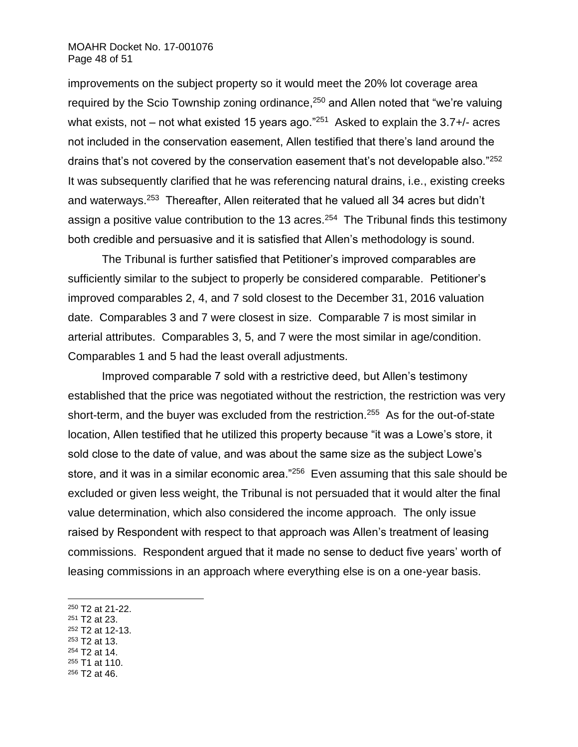improvements on the subject property so it would meet the 20% lot coverage area required by the Scio Township zoning ordinance,[250] and Allen noted that "we're valuing what exists, not – not what existed 15 years ago."[251] Asked to explain the 3.7+/- acres not included in the conservation easement, Allen testified that there's land around the drains that's not covered by the conservation easement that's not developable also."[252] It was subsequently clarified that he was referencing natural drains, i.e., existing creeks and waterways.[253] Thereafter, Allen reiterated that he valued all 34 acres but didn't assign a positive value contribution to the 13 acres.[254] The Tribunal finds this testimony both credible and persuasive and it is satisfied that Allen's methodology is sound.

The Tribunal is further satisfied that Petitioner's improved comparables are sufficiently similar to the subject to properly be considered comparable. Petitioner's improved comparables 2, 4, and 7 sold closest to the December 31, 2016 valuation date. Comparables 3 and 7 were closest in size. Comparable 7 is most similar in arterial attributes. Comparables 3, 5, and 7 were the most similar in age/condition. Comparables 1 and 5 had the least overall adjustments.

Improved comparable 7 sold with a restrictive deed, but Allen's testimony established that the price was negotiated without the restriction, the restriction was very short-term, and the buyer was excluded from the restriction.[255] As for the out-of-state location, Allen testified that he utilized this property because "it was a Lowe's store, it sold close to the date of value, and was about the same size as the subject Lowe's store, and it was in a similar economic area."[256] Even assuming that this sale should be excluded or given less weight, the Tribunal is not persuaded that it would alter the final value determination, which also considered the income approach. The only issue raised by Respondent with respect to that approach was Allen's treatment of leasing commissions. Respondent argued that it made no sense to deduct five years' worth of leasing commissions in an approach where everything else is on a one-year basis.

---

[250] T2 at 21-22.
[251] T2 at 23.
[252] T2 at 12-13.
[253] T2 at 13.
[254] T2 at 14.
[255] T1 at 110.
[256] T2 at 46.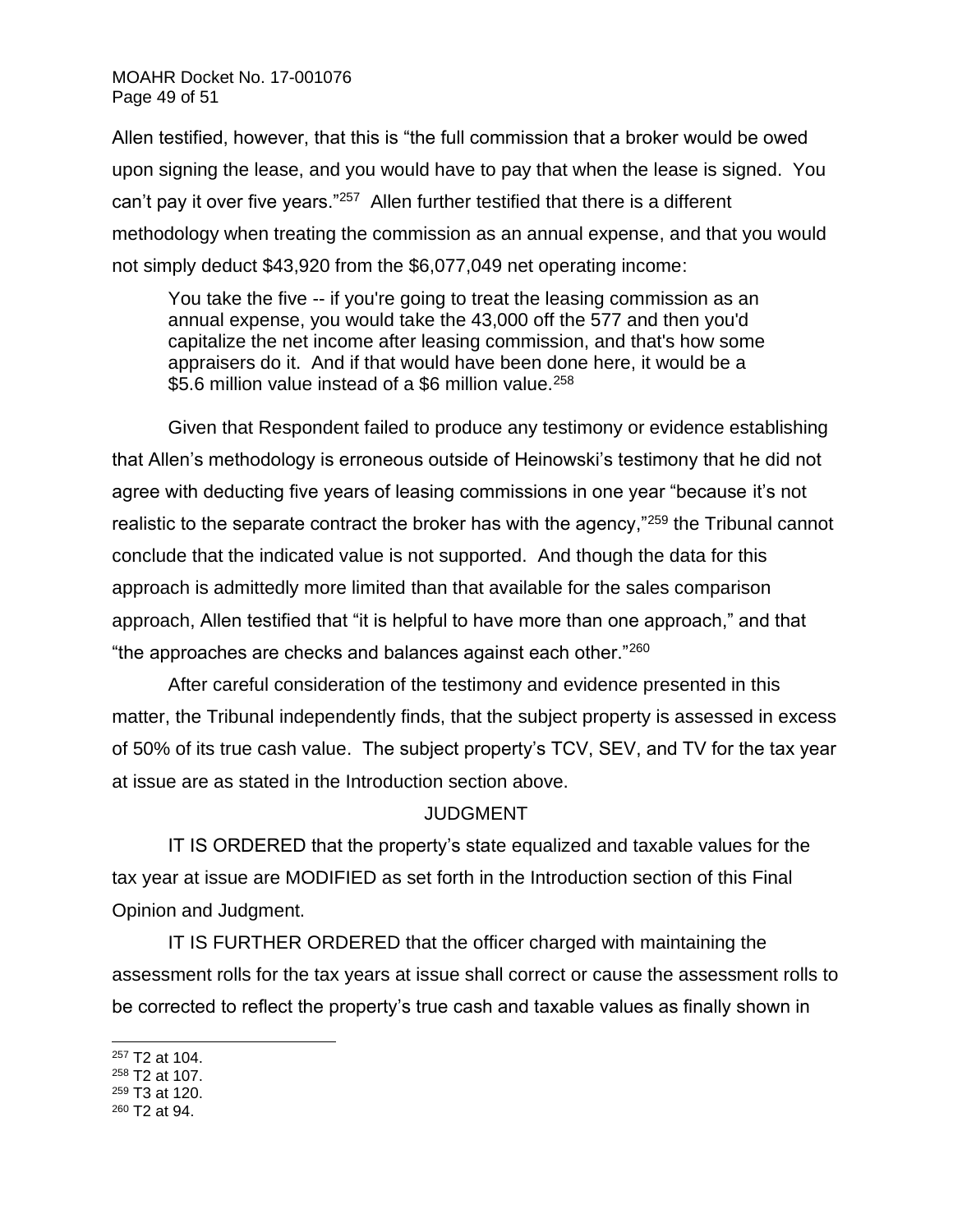Allen testified, however, that this is "the full commission that a broker would be owed upon signing the lease, and you would have to pay that when the lease is signed. You can't pay it over five years."[257] Allen further testified that there is a different methodology when treating the commission as an annual expense, and that you would not simply deduct $43,920 from the $6,077,049 net operating income:

> You take the five -- if you're going to treat the leasing commission as an annual expense, you would take the 43,000 off the 577 and then you'd capitalize the net income after leasing commission, and that's how some appraisers do it. And if that would have been done here, it would be a $5.6 million value instead of a $6 million value.[258]

Given that Respondent failed to produce any testimony or evidence establishing that Allen's methodology is erroneous outside of Heinowski's testimony that he did not agree with deducting five years of leasing commissions in one year "because it's not realistic to the separate contract the broker has with the agency,"[259] the Tribunal cannot conclude that the indicated value is not supported. And though the data for this approach is admittedly more limited than that available for the sales comparison approach, Allen testified that "it is helpful to have more than one approach," and that "the approaches are checks and balances against each other."[260]

After careful consideration of the testimony and evidence presented in this matter, the Tribunal independently finds, that the subject property is assessed in excess of 50% of its true cash value. The subject property's TCV, SEV, and TV for the tax year at issue are as stated in the Introduction section above.

## JUDGMENT

IT IS ORDERED that the property's state equalized and taxable values for the tax year at issue are MODIFIED as set forth in the Introduction section of this Final Opinion and Judgment.

IT IS FURTHER ORDERED that the officer charged with maintaining the assessment rolls for the tax years at issue shall correct or cause the assessment rolls to be corrected to reflect the property's true cash and taxable values as finally shown in

---

[257] T2 at 104.
[258] T2 at 107.
[259] T3 at 120.
[260] T2 at 94.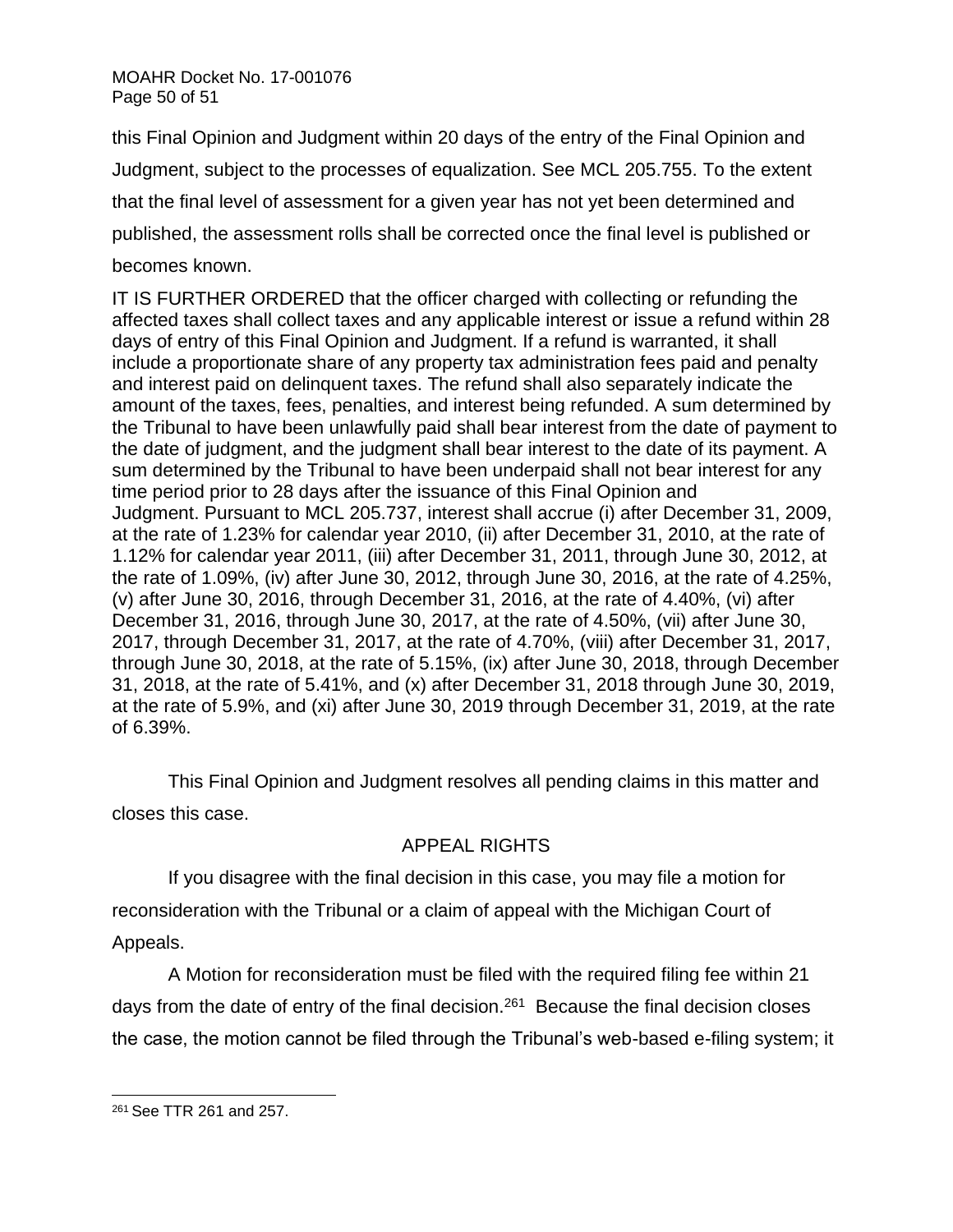this Final Opinion and Judgment within 20 days of the entry of the Final Opinion and Judgment, subject to the processes of equalization. See MCL 205.755. To the extent that the final level of assessment for a given year has not yet been determined and published, the assessment rolls shall be corrected once the final level is published or becomes known.

IT IS FURTHER ORDERED that the officer charged with collecting or refunding the affected taxes shall collect taxes and any applicable interest or issue a refund within 28 days of entry of this Final Opinion and Judgment. If a refund is warranted, it shall include a proportionate share of any property tax administration fees paid and penalty and interest paid on delinquent taxes. The refund shall also separately indicate the amount of the taxes, fees, penalties, and interest being refunded. A sum determined by the Tribunal to have been unlawfully paid shall bear interest from the date of payment to the date of judgment, and the judgment shall bear interest to the date of its payment. A sum determined by the Tribunal to have been underpaid shall not bear interest for any time period prior to 28 days after the issuance of this Final Opinion and Judgment. Pursuant to MCL 205.737, interest shall accrue (i) after December 31, 2009, at the rate of 1.23% for calendar year 2010, (ii) after December 31, 2010, at the rate of 1.12% for calendar year 2011, (iii) after December 31, 2011, through June 30, 2012, at the rate of 1.09%, (iv) after June 30, 2012, through June 30, 2016, at the rate of 4.25%, (v) after June 30, 2016, through December 31, 2016, at the rate of 4.40%, (vi) after December 31, 2016, through June 30, 2017, at the rate of 4.50%, (vii) after June 30, 2017, through December 31, 2017, at the rate of 4.70%, (viii) after December 31, 2017, through June 30, 2018, at the rate of 5.15%, (ix) after June 30, 2018, through December 31, 2018, at the rate of 5.41%, and (x) after December 31, 2018 through June 30, 2019, at the rate of 5.9%, and (xi) after June 30, 2019 through December 31, 2019, at the rate of 6.39%.

This Final Opinion and Judgment resolves all pending claims in this matter and closes this case.

## APPEAL RIGHTS

If you disagree with the final decision in this case, you may file a motion for reconsideration with the Tribunal or a claim of appeal with the Michigan Court of Appeals.

A Motion for reconsideration must be filed with the required filing fee within 21 days from the date of entry of the final decision.[261] Because the final decision closes the case, the motion cannot be filed through the Tribunal's web-based e-filing system; it

[261] See TTR 261 and 257.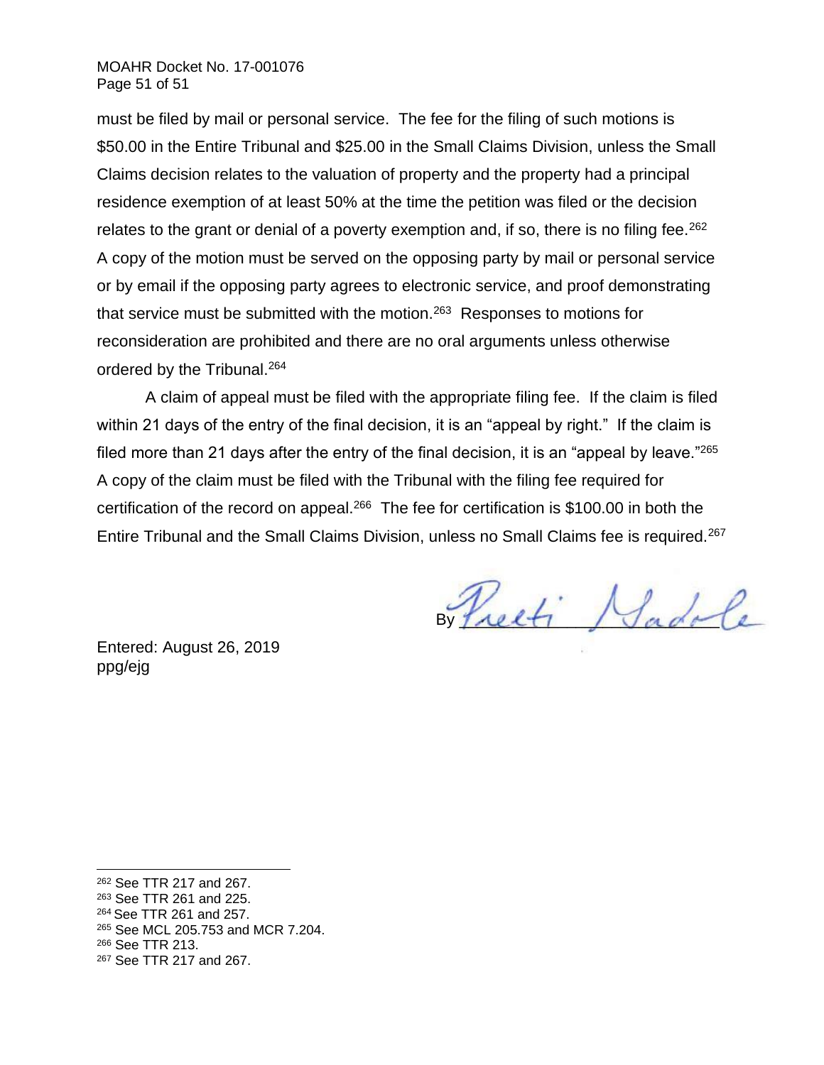must be filed by mail or personal service. The fee for the filing of such motions is $50.00 in the Entire Tribunal and $25.00 in the Small Claims Division, unless the Small Claims decision relates to the valuation of property and the property had a principal residence exemption of at least 50% at the time the petition was filed or the decision relates to the grant or denial of a poverty exemption and, if so, there is no filing fee.[262] A copy of the motion must be served on the opposing party by mail or personal service or by email if the opposing party agrees to electronic service, and proof demonstrating that service must be submitted with the motion.[263] Responses to motions for reconsideration are prohibited and there are no oral arguments unless otherwise ordered by the Tribunal.[264]

A claim of appeal must be filed with the appropriate filing fee. If the claim is filed within 21 days of the entry of the final decision, it is an "appeal by right." If the claim is filed more than 21 days after the entry of the final decision, it is an "appeal by leave."[265] A copy of the claim must be filed with the Tribunal with the filing fee required for certification of the record on appeal.[266] The fee for certification is $100.00 in both the Entire Tribunal and the Small Claims Division, unless no Small Claims fee is required.[267]

By Preeti Gadola

Entered: August 26, 2019
ppg/ejg

---

[262] See TTR 217 and 267.
[263] See TTR 261 and 225.
[264] See TTR 261 and 257.
[265] See MCL 205.753 and MCR 7.204.
[266] See TTR 213.
[267] See TTR 217 and 267.